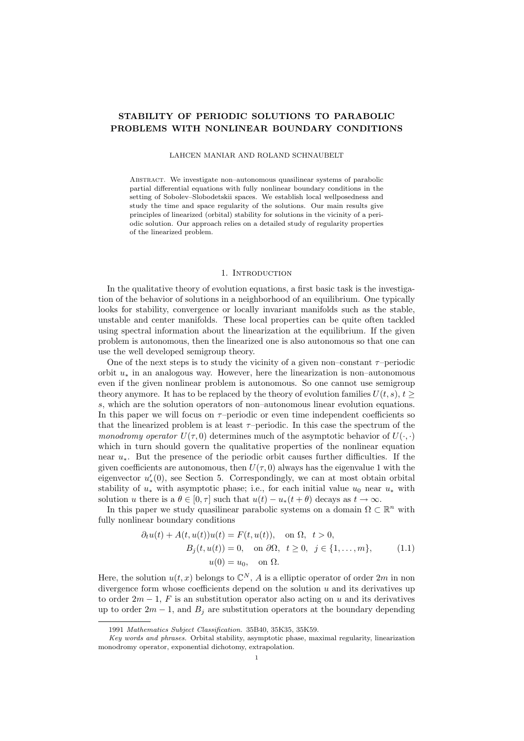# STABILITY OF PERIODIC SOLUTIONS TO PARABOLIC PROBLEMS WITH NONLINEAR BOUNDARY CONDITIONS

LAHCEN MANIAR AND ROLAND SCHNAUBELT

Abstract. We investigate non–autonomous quasilinear systems of parabolic partial differential equations with fully nonlinear boundary conditions in the setting of Sobolev–Slobodetskii spaces. We establish local wellposedness and study the time and space regularity of the solutions. Our main results give principles of linearized (orbital) stability for solutions in the vicinity of a periodic solution. Our approach relies on a detailed study of regularity properties of the linearized problem.

## 1. Introduction

In the qualitative theory of evolution equations, a first basic task is the investigation of the behavior of solutions in a neighborhood of an equilibrium. One typically looks for stability, convergence or locally invariant manifolds such as the stable, unstable and center manifolds. These local properties can be quite often tackled using spectral information about the linearization at the equilibrium. If the given problem is autonomous, then the linearized one is also autonomous so that one can use the well developed semigroup theory.

One of the next steps is to study the vicinity of a given non–constant $\tau$–periodic orbit $u_*$ in an analogous way. However, here the linearization is non–autonomous even if the given nonlinear problem is autonomous. So one cannot use semigroup theory anymore. It has to be replaced by the theory of evolution families $U(t,s)$, $t \geq s$, which are the solution operators of non–autonomous linear evolution equations. In this paper we will focus on $\tau$–periodic or even time independent coefficients so that the linearized problem is at least $\tau$–periodic. In this case the spectrum of the *monodromy operator* $U(\tau, 0)$ determines much of the asymptotic behavior of $U(\cdot,\cdot)$ which in turn should govern the qualitative properties of the nonlinear equation near $u_*$. But the presence of the periodic orbit causes further difficulties. If the given coefficients are autonomous, then $U(\tau, 0)$ always has the eigenvalue 1 with the eigenvector $u_*'(0)$, see Section 5. Correspondingly, we can at most obtain orbital stability of $u_*$ with asymptotic phase; i.e., for each initial value $u_0$ near $u_*$ with solution $u$ there is a $\theta \in [0, \tau]$ such that $u(t) - u_*(t + \theta)$ decays as $t \to \infty$.

In this paper we study quasilinear parabolic systems on a domain $\Omega \subset \mathbb{R}^n$ with fully nonlinear boundary conditions

$$
\begin{aligned}
\partial_t u(t) + A(t, u(t))u(t) &= F(t, u(t)), \quad \text{on } \Omega, \quad t > 0, \\
B_j(t, u(t)) &= 0, \quad \text{on } \partial\Omega, \quad t \geq 0, \quad j \in \{1, \dots, m\}, \\
u(0) &= u_0, \quad \text{on } \Omega.
\end{aligned}
\tag{1.1}
$$

Here, the solution $u(t, x)$ belongs to $\mathbb{C}^N$, $A$ is a elliptic operator of order $2m$ in non divergence form whose coefficients depend on the solution $u$ and its derivatives up to order $2m-1$, $F$ is an substitution operator also acting on $u$ and its derivatives up to order $2m-1$, and $B_j$ are substitution operators at the boundary depending

1991 *Mathematics Subject Classification.* 35B40, 35K35, 35K59.

*Key words and phrases.* Orbital stability, asymptotic phase, maximal regularity, linearization monodromy operator, exponential dichotomy, extrapolation.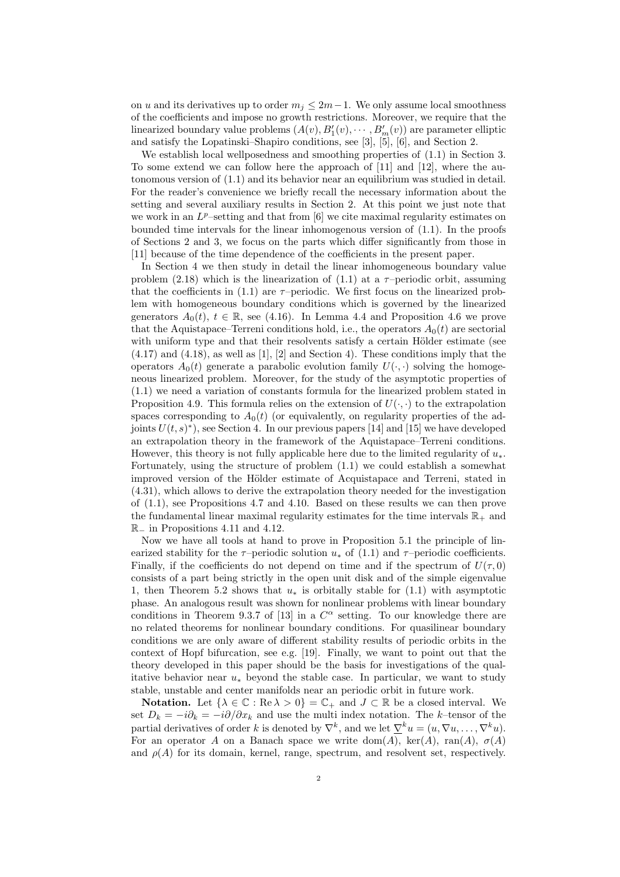on $u$ and its derivatives up to order $m_j \le 2m-1$. We only assume local smoothness of the coefficients and impose no growth restrictions. Moreover, we require that the linearized boundary value problems $(A(v), B_1'(v), \cdots, B_m'(v))$ are parameter elliptic and satisfy the Lopatinski–Shapiro conditions, see [3], [5], [6], and Section 2.

We establish local wellposedness and smoothing properties of (1.1) in Section 3. To some extend we can follow here the approach of [11] and [12], where the autonomous version of (1.1) and its behavior near an equilibrium was studied in detail. For the reader's convenience we briefly recall the necessary information about the setting and several auxiliary results in Section 2. At this point we just note that we work in an $L^p$–setting and that from [6] we cite maximal regularity estimates on bounded time intervals for the linear inhomogenous version of (1.1). In the proofs of Sections 2 and 3, we focus on the parts which differ significantly from those in [11] because of the time dependence of the coefficients in the present paper.

In Section 4 we then study in detail the linear inhomogeneous boundary value problem (2.18) which is the linearization of (1.1) at a $\tau$–periodic orbit, assuming that the coefficients in (1.1) are $\tau$–periodic. We first focus on the linearized problem with homogeneous boundary conditions which is governed by the linearized generators $A_0(t)$, $t \in \mathbb{R}$, see (4.16). In Lemma 4.4 and Proposition 4.6 we prove that the Aquistapace–Terreni conditions hold, i.e., the operators $A_0(t)$ are sectorial with uniform type and that their resolvents satisfy a certain Hölder estimate (see (4.17) and (4.18), as well as [1], [2] and Section 4). These conditions imply that the operators $A_0(t)$ generate a parabolic evolution family $U(\cdot, \cdot)$ solving the homogeneous linearized problem. Moreover, for the study of the asymptotic properties of (1.1) we need a variation of constants formula for the linearized problem stated in Proposition 4.9. This formula relies on the extension of $U(\cdot, \cdot)$ to the extrapolation spaces corresponding to $A_0(t)$ (or equivalently, on regularity properties of the adjoints $U(t, s)^*$), see Section 4. In our previous papers [14] and [15] we have developed an extrapolation theory in the framework of the Aquistapace–Terreni conditions. However, this theory is not fully applicable here due to the limited regularity of $u_*$. Fortunately, using the structure of problem (1.1) we could establish a somewhat improved version of the Hölder estimate of Acquistapace and Terreni, stated in (4.31), which allows to derive the extrapolation theory needed for the investigation of (1.1), see Propositions 4.7 and 4.10. Based on these results we can then prove the fundamental linear maximal regularity estimates for the time intervals $\mathbb{R}_+$ and $\mathbb{R}_-$ in Propositions 4.11 and 4.12.

Now we have all tools at hand to prove in Proposition 5.1 the principle of linearized stability for the $\tau$–periodic solution $u_*$ of (1.1) and $\tau$–periodic coefficients. Finally, if the coefficients do not depend on time and if the spectrum of $U(\tau, 0)$ consists of a part being strictly in the open unit disk and of the simple eigenvalue 1, then Theorem 5.2 shows that $u_*$ is orbitally stable for (1.1) with asymptotic phase. An analogous result was shown for nonlinear problems with linear boundary conditions in Theorem 9.3.7 of [13] in a $C^\alpha$ setting. To our knowledge there are no related theorems for nonlinear boundary conditions. For quasilinear boundary conditions we are only aware of different stability results of periodic orbits in the context of Hopf bifurcation, see e.g. [19]. Finally, we want to point out that the theory developed in this paper should be the basis for investigations of the qualitative behavior near $u_*$ beyond the stable case. In particular, we want to study stable, unstable and center manifolds near an periodic orbit in future work.

**Notation.** Let $\{\lambda \in \mathbb{C} : \operatorname{Re}\lambda > 0\} = \mathbb{C}_+$ and $J \subset \mathbb{R}$ be a closed interval. We set $D_k = -i\partial_k = -i\partial/\partial x_k$ and use the multi index notation. The $k$–tensor of the partial derivatives of order $k$ is denoted by $\nabla^k$, and we let $\underline{\nabla}^k u = (u, \nabla u, \dots, \nabla^k u)$. For an operator $A$ on a Banach space we write $\operatorname{dom}(A)$, $\ker(A)$, $\operatorname{ran}(A)$, $\sigma(A)$ and $\rho(A)$ for its domain, kernel, range, spectrum, and resolvent set, respectively.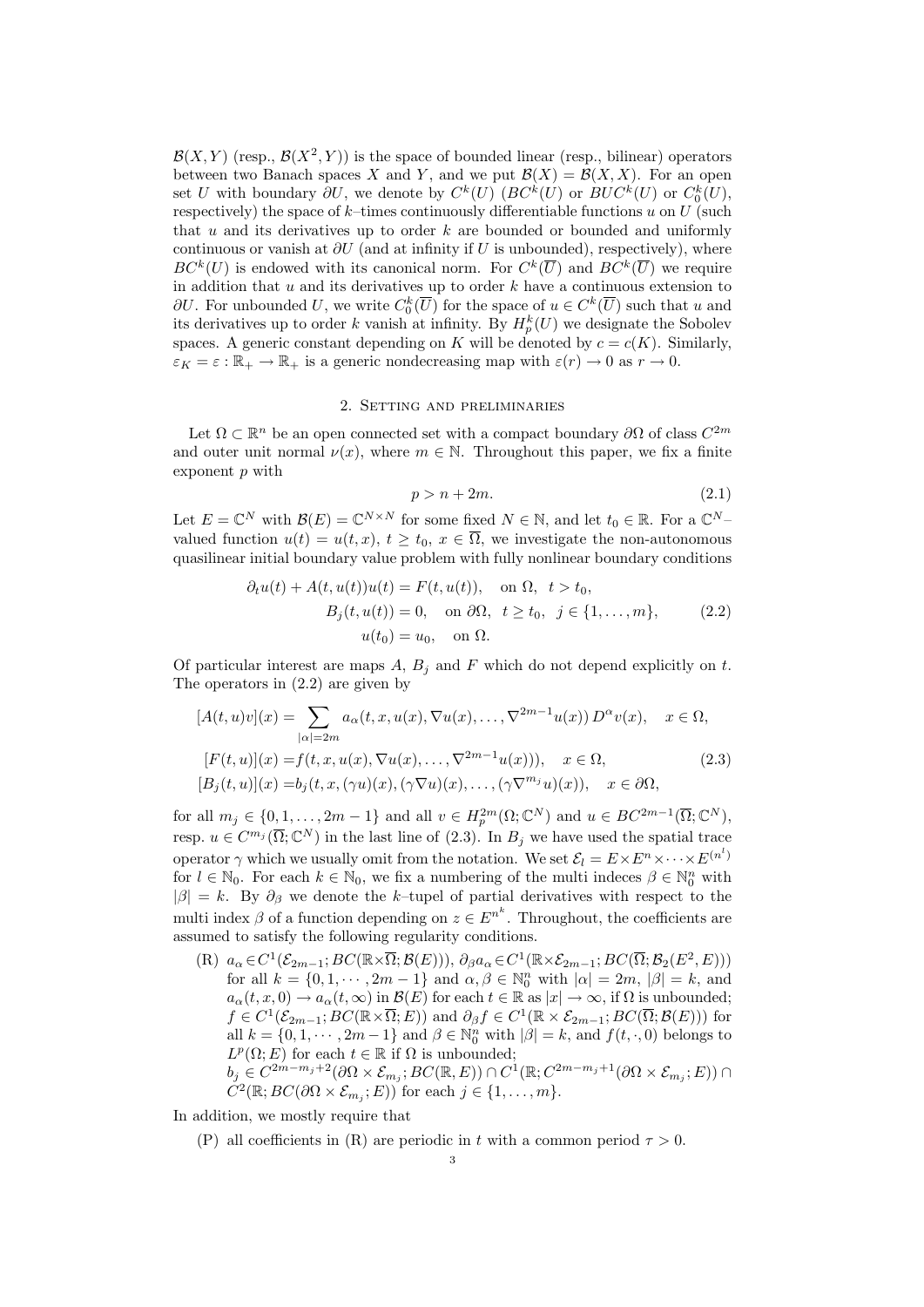$\mathcal{B}(X,Y)$ (resp., $\mathcal{B}(X^2,Y)$) is the space of bounded linear (resp., bilinear) operators between two Banach spaces $X$ and $Y$, and we put $\mathcal{B}(X)=\mathcal{B}(X,X)$. For an open set $U$ with boundary $\partial U$, we denote by $C^k(U)$ ($BC^k(U)$ or $BUC^k(U)$ or $C^k_0(U)$, respectively) the space of $k$–times continuously differentiable functions $u$ on $U$ (such that $u$ and its derivatives up to order $k$ are bounded or bounded and uniformly continuous or vanish at $\partial U$ (and at infinity if $U$ is unbounded), respectively), where $BC^k(U)$ is endowed with its canonical norm. For $C^k(\overline{U})$ and $BC^k(\overline{U})$ we require in addition that $u$ and its derivatives up to order $k$ have a continuous extension to $\partial U$. For unbounded $U$, we write $C^k_0(\overline{U})$ for the space of $u\in C^k(\overline{U})$ such that $u$ and its derivatives up to order $k$ vanish at infinity. By $H^k_p(U)$ we designate the Sobolev spaces. A generic constant depending on $K$ will be denoted by $c=c(K)$. Similarly, $\varepsilon_K=\varepsilon:\mathbb{R}_+\to\mathbb{R}_+$ is a generic nondecreasing map with $\varepsilon(r)\to 0$ as $r\to 0$.

## 2. Setting and preliminaries

Let $\Omega\subset\mathbb{R}^n$ be an open connected set with a compact boundary $\partial\Omega$ of class $C^{2m}$ and outer unit normal $\nu(x)$, where $m\in\mathbb{N}$. Throughout this paper, we fix a finite exponent $p$ with

$$p>n+2m. \tag{2.1}$$

Let $E=\mathbb{C}^N$ with $\mathcal{B}(E)=\mathbb{C}^{N\times N}$ for some fixed $N\in\mathbb{N}$, and let $t_0\in\mathbb{R}$. For a $\mathbb{C}^N$–valued function $u(t)=u(t,x)$, $t\geq t_0$, $x\in\overline{\Omega}$, we investigate the non-autonomous quasilinear initial boundary value problem with fully nonlinear boundary conditions

$$\begin{aligned}\partial_t u(t)+A(t,u(t))u(t)&=F(t,u(t)),\quad \text{on } \Omega,\ \ t>t_0,\\ B_j(t,u(t))&=0,\quad \text{on } \partial\Omega,\ \ t\geq t_0,\ \ j\in\{1,\dots,m\},\\ u(t_0)&=u_0,\quad \text{on } \Omega.\end{aligned}\tag{2.2}$$

Of particular interest are maps $A$, $B_j$ and $F$ which do not depend explicitly on $t$. The operators in (2.2) are given by

$$\begin{aligned}[A(t,u)v](x)&=\sum_{|\alpha|=2m}a_\alpha(t,x,u(x),\nabla u(x),\dots,\nabla^{2m-1}u(x))\,D^\alpha v(x),\quad x\in\Omega,\\ [F(t,u)](x)&=f(t,x,u(x),\nabla u(x),\dots,\nabla^{2m-1}u(x))),\quad x\in\Omega,\\ [B_j(t,u)](x)&=b_j(t,x,(\gamma u)(x),(\gamma\nabla u)(x),\dots,(\gamma\nabla^{m_j}u)(x)),\quad x\in\partial\Omega,\end{aligned}\tag{2.3}$$

for all $m_j\in\{0,1,\dots,2m-1\}$ and all $v\in H^{2m}_p(\Omega;\mathbb{C}^N)$ and $u\in BC^{2m-1}(\overline{\Omega};\mathbb{C}^N)$, resp. $u\in C^{m_j}(\overline{\Omega};\mathbb{C}^N)$ in the last line of (2.3). In $B_j$ we have used the spatial trace operator $\gamma$ which we usually omit from the notation. We set $\mathcal{E}_l=E\times E^n\times\cdots\times E^{(n^l)}$ for $l\in\mathbb{N}_0$. For each $k\in\mathbb{N}_0$, we fix a numbering of the multi indeces $\beta\in\mathbb{N}_0^n$ with $|\beta|=k$. By $\partial_\beta$ we denote the $k$–tupel of partial derivatives with respect to the multi index $\beta$ of a function depending on $z\in E^{n^k}$. Throughout, the coefficients are assumed to satisfy the following regularity conditions.

(R) $a_\alpha\in C^1(\mathcal{E}_{2m-1};BC(\mathbb{R}\times\overline{\Omega};\mathcal{B}(E)))$, $\partial_\beta a_\alpha\in C^1(\mathbb{R}\times\mathcal{E}_{2m-1};BC(\overline{\Omega};\mathcal{B}_2(E^2,E)))$ for all $k=\{0,1,\cdots,2m-1\}$ and $\alpha,\beta\in\mathbb{N}_0^n$ with $|\alpha|=2m$, $|\beta|=k$, and $a_\alpha(t,x,0)\to a_\alpha(t,\infty)$ in $\mathcal{B}(E)$ for each $t\in\mathbb{R}$ as $|x|\to\infty$, if $\Omega$ is unbounded; $f\in C^1(\mathcal{E}_{2m-1};BC(\mathbb{R}\times\overline{\Omega};E))$ and $\partial_\beta f\in C^1(\mathbb{R}\times\mathcal{E}_{2m-1};BC(\overline{\Omega};\mathcal{B}(E)))$ for all $k=\{0,1,\cdots,2m-1\}$ and $\beta\in\mathbb{N}_0^n$ with $|\beta|=k$, and $f(t,\cdot,0)$ belongs to $L^p(\Omega;E)$ for each $t\in\mathbb{R}$ if $\Omega$ is unbounded; $b_j\in C^{2m-m_j+2}(\partial\Omega\times\mathcal{E}_{m_j};BC(\mathbb{R},E))\cap C^1(\mathbb{R};C^{2m-m_j+1}(\partial\Omega\times\mathcal{E}_{m_j};E))\cap C^2(\mathbb{R};BC(\partial\Omega\times\mathcal{E}_{m_j};E))$ for each $j\in\{1,\dots,m\}$.

In addition, we mostly require that

(P) all coefficients in (R) are periodic in $t$ with a common period $\tau>0$.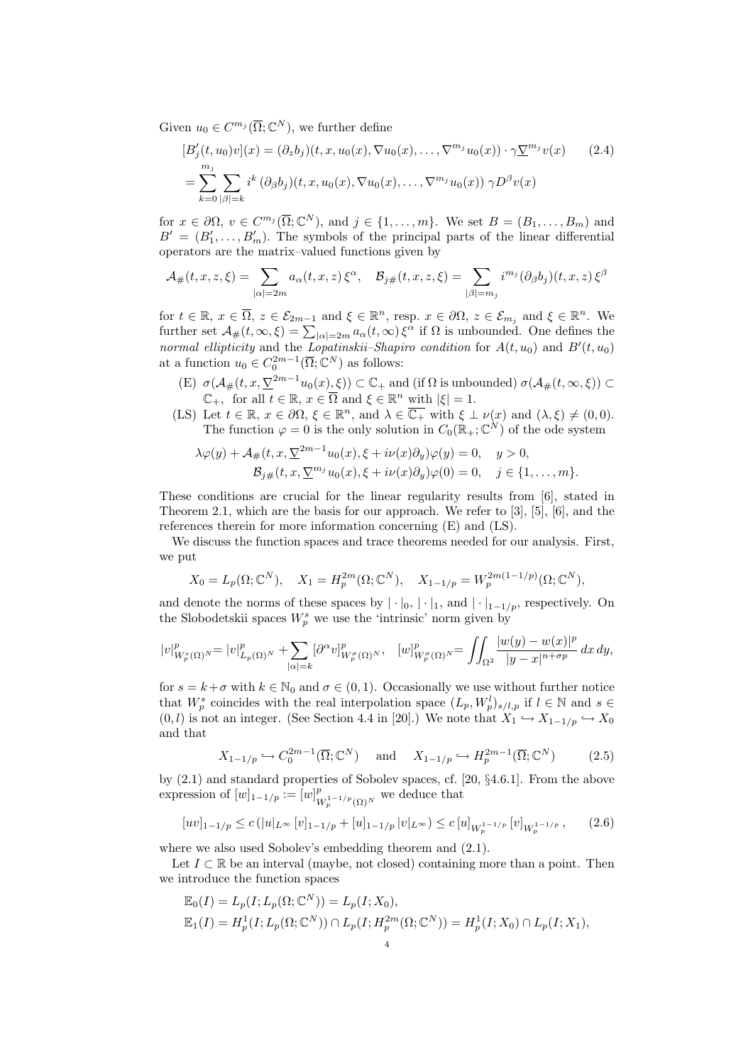Given $u_0 \in C^{m_j}(\overline{\Omega};\mathbb{C}^N)$, we further define

$$
\begin{aligned}
[B_j'(t,u_0)v](x) &= (\partial_z b_j)(t,x,u_0(x),\nabla u_0(x),\dots,\nabla^{m_j}u_0(x)) \cdot \gamma\underline{\nabla}^{m_j} v(x) \qquad (2.4)\\
&= \sum_{k=0}^{m_j}\sum_{|\beta|=k} i^k\,(\partial_\beta b_j)(t,x,u_0(x),\nabla u_0(x),\dots,\nabla^{m_j}u_0(x))\,\gamma D^\beta v(x)
\end{aligned}
$$

for $x\in\partial\Omega$, $v\in C^{m_j}(\overline{\Omega};\mathbb{C}^N)$, and $j\in\{1,\dots,m\}$. We set $B=(B_1,\dots,B_m)$ and $B'=(B_1',\dots,B_m')$. The symbols of the principal parts of the linear differential operators are the matrix–valued functions given by

$$
\mathcal{A}_\#(t,x,z,\xi)=\sum_{|\alpha|=2m} a_\alpha(t,x,z)\,\xi^\alpha,\quad \mathcal{B}_{j\#}(t,x,z,\xi)=\sum_{|\beta|=m_j} i^{m_j}(\partial_\beta b_j)(t,x,z)\,\xi^\beta
$$

for $t\in\mathbb{R}$, $x\in\overline{\Omega}$, $z\in\mathcal{E}_{2m-1}$ and $\xi\in\mathbb{R}^n$, resp. $x\in\partial\Omega$, $z\in\mathcal{E}_{m_j}$ and $\xi\in\mathbb{R}^n$. We further set $\mathcal{A}_\#(t,\infty,\xi)=\sum_{|\alpha|=2m}a_\alpha(t,\infty)\,\xi^\alpha$ if $\Omega$ is unbounded. One defines the *normal ellipticity* and the *Lopatinskii–Shapiro condition* for $A(t,u_0)$ and $B'(t,u_0)$ at a function $u_0\in C_0^{2m-1}(\overline{\Omega};\mathbb{C}^N)$ as follows:

- (E) $\sigma(\mathcal{A}_\#(t,x,\underline{\nabla}^{2m-1}u_0(x),\xi))\subset\mathbb{C}_+$ and (if $\Omega$ is unbounded) $\sigma(\mathcal{A}_\#(t,\infty,\xi))\subset\mathbb{C}_+$, for all $t\in\mathbb{R}$, $x\in\overline{\Omega}$ and $\xi\in\mathbb{R}^n$ with $|\xi|=1$.
- (LS) Let $t\in\mathbb{R}$, $x\in\partial\Omega$, $\xi\in\mathbb{R}^n$, and $\lambda\in\overline{\mathbb{C}_+}$ with $\xi\perp\nu(x)$ and $(\lambda,\xi)\neq(0,0)$. The function $\varphi=0$ is the only solution in $C_0(\mathbb{R}_+;\mathbb{C}^N)$ of the ode system

$$
\begin{aligned}
\lambda\varphi(y)+\mathcal{A}_\#(t,x,\underline{\nabla}^{2m-1}u_0(x),\xi+i\nu(x)\partial_y)\varphi(y)&=0,\quad y>0,\\
\mathcal{B}_{j\#}(t,x,\underline{\nabla}^{m_j}u_0(x),\xi+i\nu(x)\partial_y)\varphi(0)&=0,\quad j\in\{1,\dots,m\}.
\end{aligned}
$$

These conditions are crucial for the linear regularity results from [6], stated in Theorem 2.1, which are the basis for our approach. We refer to [3], [5], [6], and the references therein for more information concerning (E) and (LS).

We discuss the function spaces and trace theorems needed for our analysis. First, we put

$$
X_0=L_p(\Omega;\mathbb{C}^N),\quad X_1=H_p^{2m}(\Omega;\mathbb{C}^N),\quad X_{1-1/p}=W_p^{2m(1-1/p)}(\Omega;\mathbb{C}^N),
$$

and denote the norms of these spaces by $|\cdot|_0$, $|\cdot|_1$, and $|\cdot|_{1-1/p}$, respectively. On the Slobodetskii spaces $W_p^s$ we use the 'intrinsic' norm given by

$$
|v|^p_{W_p^s(\Omega)^N}=|v|^p_{L_p(\Omega)^N}+\sum_{|\alpha|=k}[\partial^\alpha v]^p_{W_p^\sigma(\Omega)^N},\quad [w]^p_{W_p^\sigma(\Omega)^N}=\iint_{\Omega^2}\frac{|w(y)-w(x)|^p}{|y-x|^{n+\sigma p}}\,dx\,dy,
$$

for $s=k+\sigma$ with $k\in\mathbb{N}_0$ and $\sigma\in(0,1)$. Occasionally we use without further notice that $W_p^s$ coincides with the real interpolation space $(L_p,W_p^l)_{s/l,p}$ if $l\in\mathbb{N}$ and $s\in(0,l)$ is not an integer. (See Section 4.4 in [20].) We note that $X_1\hookrightarrow X_{1-1/p}\hookrightarrow X_0$ and that

$$
X_{1-1/p}\hookrightarrow C_0^{2m-1}(\overline{\Omega};\mathbb{C}^N)\quad\text{and}\quad X_{1-1/p}\hookrightarrow H_p^{2m-1}(\overline{\Omega};\mathbb{C}^N) \tag{2.5}
$$

by (2.1) and standard properties of Sobolev spaces, cf. [20, §4.6.1]. From the above expression of $[w]_{1-1/p}:=[w]^p_{W_p^{1-1/p}(\Omega)^N}$ we deduce that

$$
[uv]_{1-1/p}\le c\,(|u|_{L^\infty}[v]_{1-1/p}+[u]_{1-1/p}|v|_{L^\infty})\le c\,[u]_{W_p^{1-1/p}}[v]_{W_p^{1-1/p}}, \tag{2.6}
$$

where we also used Sobolev's embedding theorem and (2.1).

Let $I\subset\mathbb{R}$ be an interval (maybe, not closed) containing more than a point. Then we introduce the function spaces

$$
\begin{aligned}
\mathbb{E}_0(I)&=L_p(I;L_p(\Omega;\mathbb{C}^N))=L_p(I;X_0),\\
\mathbb{E}_1(I)&=H_p^1(I;L_p(\Omega;\mathbb{C}^N))\cap L_p(I;H_p^{2m}(\Omega;\mathbb{C}^N))=H_p^1(I;X_0)\cap L_p(I;X_1),
\end{aligned}
$$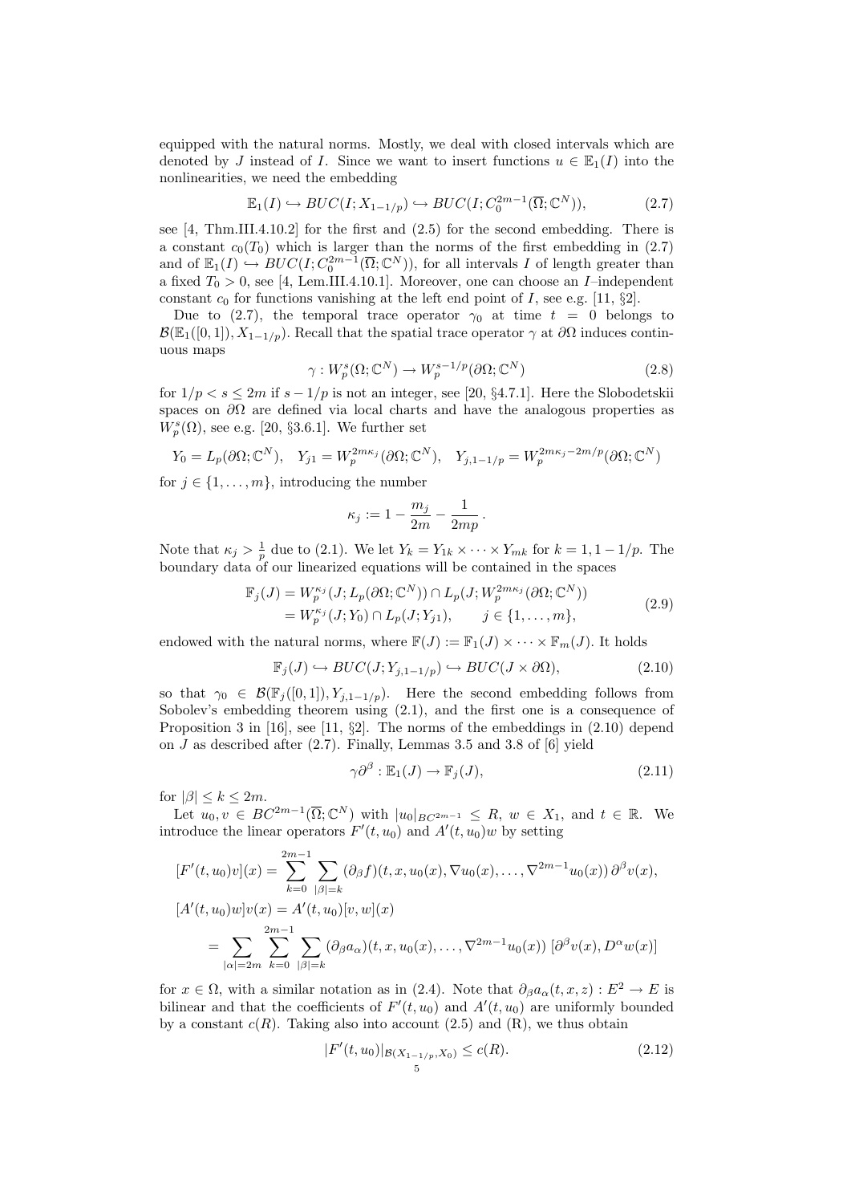equipped with the natural norms. Mostly, we deal with closed intervals which are denoted by $J$ instead of $I$. Since we want to insert functions $u \in \mathbb{E}_1(I)$ into the nonlinearities, we need the embedding

$$\mathbb{E}_1(I) \hookrightarrow BUC(I; X_{1-1/p}) \hookrightarrow BUC(I; C_0^{2m-1}(\overline{\Omega}; \mathbb{C}^N)), \tag{2.7}$$

see [4, Thm.III.4.10.2] for the first and (2.5) for the second embedding. There is a constant $c_0(T_0)$ which is larger than the norms of the first embedding in (2.7) and of $\mathbb{E}_1(I) \hookrightarrow BUC(I; C_0^{2m-1}(\overline{\Omega}; \mathbb{C}^N))$, for all intervals $I$ of length greater than a fixed $T_0 > 0$, see [4, Lem.III.4.10.1]. Moreover, one can choose an $I$–independent constant $c_0$ for functions vanishing at the left end point of $I$, see e.g. [11, §2].

Due to (2.7), the temporal trace operator $\gamma_0$ at time $t = 0$ belongs to $\mathcal{B}(\mathbb{E}_1([0,1]), X_{1-1/p})$. Recall that the spatial trace operator $\gamma$ at $\partial\Omega$ induces continuous maps

$$\gamma : W_p^s(\Omega; \mathbb{C}^N) \to W_p^{s-1/p}(\partial\Omega; \mathbb{C}^N) \tag{2.8}$$

for $1/p < s \le 2m$ if $s - 1/p$ is not an integer, see [20, §4.7.1]. Here the Slobodetskii spaces on $\partial\Omega$ are defined via local charts and have the analogous properties as $W_p^s(\Omega)$, see e.g. [20, §3.6.1]. We further set

$$Y_0 = L_p(\partial\Omega; \mathbb{C}^N), \quad Y_{j1} = W_p^{2m\kappa_j}(\partial\Omega; \mathbb{C}^N), \quad Y_{j,1-1/p} = W_p^{2m\kappa_j - 2m/p}(\partial\Omega; \mathbb{C}^N)$$

for $j \in \{1, \dots, m\}$, introducing the number

$$\kappa_j := 1 - \frac{m_j}{2m} - \frac{1}{2mp}.$$

Note that $\kappa_j > \frac{1}{p}$ due to (2.1). We let $Y_k = Y_{1k} \times \cdots \times Y_{mk}$ for $k = 1, 1 - 1/p$. The boundary data of our linearized equations will be contained in the spaces

$$\begin{aligned} \mathbb{F}_j(J) &= W_p^{\kappa_j}(J; L_p(\partial\Omega; \mathbb{C}^N)) \cap L_p(J; W_p^{2m\kappa_j}(\partial\Omega; \mathbb{C}^N)) \\ &= W_p^{\kappa_j}(J; Y_0) \cap L_p(J; Y_{j1}), \qquad j \in \{1, \dots, m\}, \end{aligned} \tag{2.9}$$

endowed with the natural norms, where $\mathbb{F}(J) := \mathbb{F}_1(J) \times \cdots \times \mathbb{F}_m(J)$. It holds

$$\mathbb{F}_j(J) \hookrightarrow BUC(J; Y_{j,1-1/p}) \hookrightarrow BUC(J \times \partial\Omega), \tag{2.10}$$

so that $\gamma_0 \in \mathcal{B}(\mathbb{F}_j([0,1]), Y_{j,1-1/p})$. Here the second embedding follows from Sobolev's embedding theorem using (2.1), and the first one is a consequence of Proposition 3 in [16], see [11, §2]. The norms of the embeddings in (2.10) depend on $J$ as described after (2.7). Finally, Lemmas 3.5 and 3.8 of [6] yield

$$\gamma\partial^\beta : \mathbb{E}_1(J) \to \mathbb{F}_j(J), \tag{2.11}$$

for $|\beta| \le k \le 2m$.

Let $u_0, v \in BC^{2m-1}(\overline{\Omega}; \mathbb{C}^N)$ with $|u_0|_{BC^{2m-1}} \le R$, $w \in X_1$, and $t \in \mathbb{R}$. We introduce the linear operators $F'(t, u_0)$ and $A'(t, u_0)w$ by setting

$$\begin{aligned} [F'(t, u_0)v](x) &= \sum_{k=0}^{2m-1} \sum_{|\beta|=k} (\partial_\beta f)(t, x, u_0(x), \nabla u_0(x), \dots, \nabla^{2m-1} u_0(x))\, \partial^\beta v(x), \\ [A'(t, u_0)w]v(x) &= A'(t, u_0)[v, w](x) \\ &= \sum_{|\alpha|=2m} \sum_{k=0}^{2m-1} \sum_{|\beta|=k} (\partial_\beta a_\alpha)(t, x, u_0(x), \dots, \nabla^{2m-1} u_0(x))\, [\partial^\beta v(x), D^\alpha w(x)] \end{aligned}$$

for $x \in \Omega$, with a similar notation as in (2.4). Note that $\partial_\beta a_\alpha(t, x, z) : E^2 \to E$ is bilinear and that the coefficients of $F'(t, u_0)$ and $A'(t, u_0)$ are uniformly bounded by a constant $c(R)$. Taking also into account (2.5) and (R), we thus obtain

$$|F'(t, u_0)|_{\mathcal{B}(X_{1-1/p}, X_0)} \le c(R). \tag{2.12}$$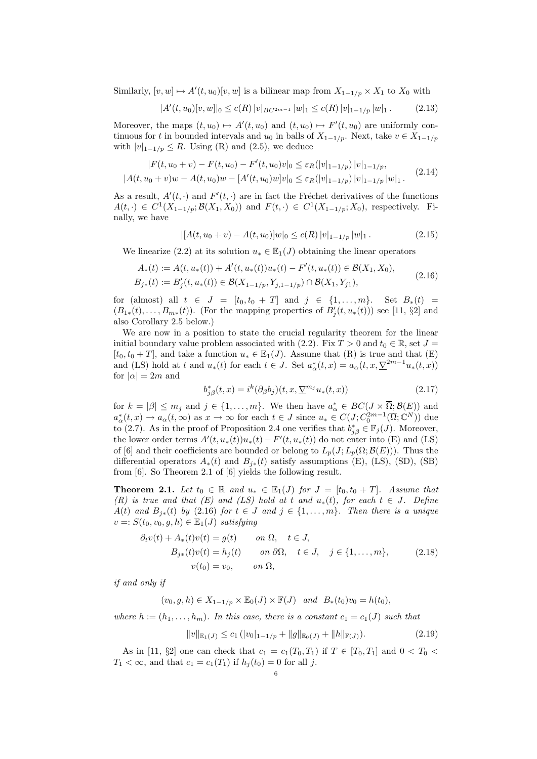Similarly, $[v, w] \mapsto A'(t, u_0)[v, w]$ is a bilinear map from $X_{1-1/p} \times X_1$ to $X_0$ with

$$|A'(t, u_0)[v, w]|_0 \leq c(R) \, |v|_{BC^{2m-1}} \, |w|_1 \leq c(R) \, |v|_{1-1/p} \, |w|_1 \, . \tag{2.13}$$

Moreover, the maps $(t, u_0) \mapsto A'(t, u_0)$ and $(t, u_0) \mapsto F'(t, u_0)$ are uniformly continuous for $t$ in bounded intervals and $u_0$ in balls of $X_{1-1/p}$. Next, take $v \in X_{1-1/p}$ with $|v|_{1-1/p} \leq R$. Using (R) and (2.5), we deduce

$$\begin{aligned} |F(t, u_0 + v) - F(t, u_0) - F'(t, u_0)v|_0 &\leq \varepsilon_R(|v|_{1-1/p}) \, |v|_{1-1/p}, \\ |A(t, u_0 + v)w - A(t, u_0)w - [A'(t, u_0)w]v|_0 &\leq \varepsilon_R(|v|_{1-1/p}) \, |v|_{1-1/p} \, |w|_1 \, . \end{aligned} \tag{2.14}$$

As a result, $A'(t, \cdot)$ and $F'(t, \cdot)$ are in fact the Fréchet derivatives of the functions $A(t, \cdot) \in C^1(X_{1-1/p}; \mathcal{B}(X_1, X_0))$ and $F(t, \cdot) \in C^1(X_{1-1/p}; X_0)$, respectively. Finally, we have

$$|[A(t, u_0 + v) - A(t, u_0)]w|_0 \leq c(R) \, |v|_{1-1/p} \, |w|_1 \, . \tag{2.15}$$

We linearize (2.2) at its solution $u_* \in \mathbb{E}_1(J)$ obtaining the linear operators

$$\begin{aligned} A_*(t) &:= A(t, u_*(t)) + A'(t, u_*(t))u_*(t) - F'(t, u_*(t)) \in \mathcal{B}(X_1, X_0), \\ B_{j*}(t) &:= B_j'(t, u_*(t)) \in \mathcal{B}(X_{1-1/p}, Y_{j,1-1/p}) \cap \mathcal{B}(X_1, Y_{j1}), \end{aligned} \tag{2.16}$$

for (almost) all $t \in J = [t_0, t_0 + T]$ and $j \in \{1, \dots, m\}$. Set $B_*(t) = (B_{1*}(t), \dots, B_{m*}(t))$. (For the mapping properties of $B_j'(t, u_*(t))$ see [11, §2] and also Corollary 2.5 below.)

We are now in a position to state the crucial regularity theorem for the linear initial boundary value problem associated with (2.2). Fix $T > 0$ and $t_0 \in \mathbb{R}$, set $J = [t_0, t_0 + T]$, and take a function $u_* \in \mathbb{E}_1(J)$. Assume that (R) is true and that (E) and (LS) hold at $t$ and $u_*(t)$ for each $t \in J$. Set $a_\alpha^*(t, x) = a_\alpha(t, x, \underline{\nabla}^{2m-1} u_*(t, x))$ for $|\alpha| = 2m$ and

$$b_{j\beta}^*(t, x) = i^k (\partial_\beta b_j)(t, x, \underline{\nabla}^{m_j} u_*(t, x)) \tag{2.17}$$

for $k = |\beta| \leq m_j$ and $j \in \{1, \dots, m\}$. We then have $a_\alpha^* \in BC(J \times \overline{\Omega}; \mathcal{B}(E))$ and $a_\alpha^*(t, x) \to a_\alpha(t, \infty)$ as $x \to \infty$ for each $t \in J$ since $u_* \in C(J; C_0^{2m-1}(\overline{\Omega}; \mathbb{C}^N))$ due to (2.7). As in the proof of Proposition 2.4 one verifies that $b_{j\beta}^* \in \mathbb{F}_j(J)$. Moreover, the lower order terms $A'(t, u_*(t))u_*(t) - F'(t, u_*(t))$ do not enter into (E) and (LS) of [6] and their coefficients are bounded or belong to $L_p(J; L_p(\Omega; \mathcal{B}(E)))$. Thus the differential operators $A_*(t)$ and $B_{j*}(t)$ satisfy assumptions (E), (LS), (SD), (SB) from [6]. So Theorem 2.1 of [6] yields the following result.

**Theorem 2.1.** *Let $t_0 \in \mathbb{R}$ and $u_* \in \mathbb{E}_1(J)$ for $J = [t_0, t_0 + T]$. Assume that (R) is true and that (E) and (LS) hold at $t$ and $u_*(t)$, for each $t \in J$. Define $A(t)$ and $B_{j*}(t)$ by (2.16) for $t \in J$ and $j \in \{1, \dots, m\}$. Then there is a unique $v =: S(t_0, v_0, g, h) \in \mathbb{E}_1(J)$ satisfying*

$$\begin{aligned} \partial_t v(t) + A_*(t)v(t) &= g(t) \qquad \text{on } \Omega, \quad t \in J, \\ B_{j*}(t)v(t) &= h_j(t) \qquad \text{on } \partial\Omega, \quad t \in J, \quad j \in \{1, \dots, m\}, \\ v(t_0) &= v_0, \qquad \text{on } \Omega, \end{aligned} \tag{2.18}$$

*if and only if*

$$(v_0, g, h) \in X_{1-1/p} \times \mathbb{E}_0(J) \times \mathbb{F}(J) \quad \text{and} \quad B_*(t_0)v_0 = h(t_0),$$

*where $h := (h_1, \dots, h_m)$. In this case, there is a constant $c_1 = c_1(J)$ such that*

$$\|v\|_{\mathbb{E}_1(J)} \leq c_1 \, (|v_0|_{1-1/p} + \|g\|_{\mathbb{E}_0(J)} + \|h\|_{\mathbb{F}(J)}). \tag{2.19}$$

As in [11, §2] one can check that $c_1 = c_1(T_0, T_1)$ if $T \in [T_0, T_1]$ and $0 < T_0 < T_1 < \infty$, and that $c_1 = c_1(T_1)$ if $h_j(t_0) = 0$ for all $j$.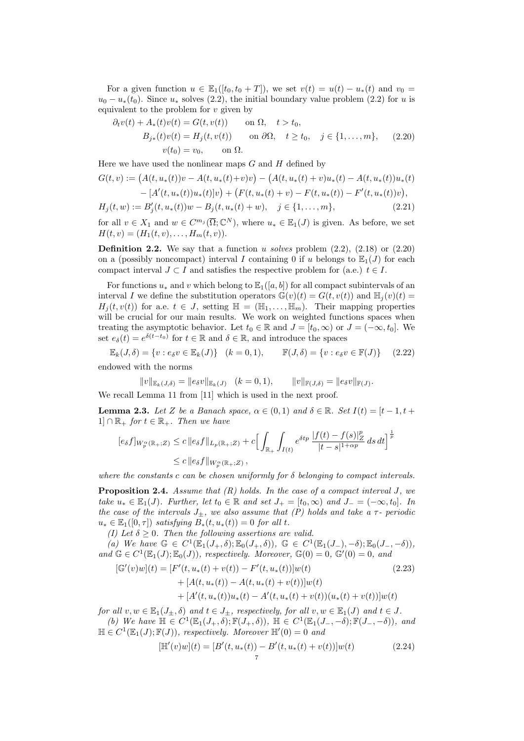For a given function $u \in \mathbb{E}_1([t_0, t_0+T])$, we set $v(t) = u(t) - u_*(t)$ and $v_0 = u_0 - u_*(t_0)$. Since $u_*$ solves (2.2), the initial boundary value problem (2.2) for $u$ is equivalent to the problem for $v$ given by

$$
\begin{aligned}
\partial_t v(t) + A_*(t)v(t) &= G(t, v(t)) \qquad \text{on } \Omega, \quad t > t_0, \\
B_{j*}(t)v(t) &= H_j(t, v(t)) \qquad \text{on } \partial\Omega, \quad t \geq t_0, \quad j \in \{1, \ldots, m\}, \\
v(t_0) &= v_0, \qquad \text{on } \Omega.
\end{aligned}
\tag{2.20}
$$

Here we have used the nonlinear maps $G$ and $H$ defined by

$$
\begin{aligned}
G(t,v) &:= \big(A(t,u_*(t))v - A(t,u_*(t)+v)v\big) - \big(A(t,u_*(t)+v)u_*(t) - A(t,u_*(t))u_*(t) \\
&\quad - [A'(t,u_*(t))u_*(t)]v\big) + \big(F(t,u_*(t)+v) - F(t,u_*(t)) - F'(t,u_*(t))v\big), \\
H_j(t,w) &:= B_j'(t,u_*(t))w - B_j(t,u_*(t)+w), \quad j \in \{1,\ldots,m\},
\end{aligned}
\tag{2.21}
$$

for all $v \in X_1$ and $w \in C^{m_j}(\overline{\Omega}; \mathbb{C}^N)$, where $u_* \in \mathbb{E}_1(J)$ is given. As before, we set $H(t,v) = (H_1(t,v), \ldots, H_m(t,v))$.

**Definition 2.2.** We say that a function $u$ *solves* problem (2.2), (2.18) or (2.20) on a (possibly noncompact) interval $I$ containing 0 if $u$ belongs to $\mathbb{E}_1(J)$ for each compact interval $J \subset I$ and satisfies the respective problem for (a.e.) $t \in I$.

For functions $u_*$ and $v$ which belong to $\mathbb{E}_1([a,b])$ for all compact subintervals of an interval $I$ we define the substitution operators $\mathbb{G}(v)(t) = G(t,v(t))$ and $\mathbb{H}_j(v)(t) = H_j(t,v(t))$ for a.e. $t \in J$, setting $\mathbb{H} = (\mathbb{H}_1, \ldots, \mathbb{H}_m)$. Their mapping properties will be crucial for our main results. We work on weighted functions spaces when treating the asymptotic behavior. Let $t_0 \in \mathbb{R}$ and $J = [t_0, \infty)$ or $J = (-\infty, t_0]$. We set $e_\delta(t) = e^{\delta(t-t_0)}$ for $t \in \mathbb{R}$ and $\delta \in \mathbb{R}$, and introduce the spaces

$$
\mathbb{E}_k(J,\delta) = \{v : e_\delta v \in \mathbb{E}_k(J)\} \quad (k = 0,1), \qquad \mathbb{F}(J,\delta) = \{v : e_\delta v \in \mathbb{F}(J)\} \tag{2.22}
$$

endowed with the norms

$$
\|v\|_{\mathbb{E}_k(J,\delta)} = \|e_\delta v\|_{\mathbb{E}_k(J)} \quad (k=0,1), \qquad \|v\|_{\mathbb{F}(J,\delta)} = \|e_\delta v\|_{\mathbb{F}(J)}.
$$

We recall Lemma 11 from [11] which is used in the next proof.

**Lemma 2.3.** *Let $Z$ be a Banach space, $\alpha \in (0,1)$ and $\delta \in \mathbb{R}$. Set $I(t) = [t-1, t+1] \cap \mathbb{R}_+$ for $t \in \mathbb{R}_+$. Then we have*

$$
\begin{aligned}
[e_\delta f]_{W_p^\alpha(\mathbb{R}_+;Z)} &\leq c\,\|e_\delta f\|_{L_p(\mathbb{R}_+;Z)} + c\Big[\int_{\mathbb{R}_+}\int_{I(t)} e^{\delta t p}\,\frac{|f(t)-f(s)|_Z^p}{|t-s|^{1+\alpha p}}\,ds\,dt\Big]^{\frac{1}{p}} \\
&\leq c\,\|e_\delta f\|_{W_p^\alpha(\mathbb{R}_+;Z)},
\end{aligned}
$$

*where the constants $c$ can be chosen uniformly for $\delta$ belonging to compact intervals.*

**Proposition 2.4.** *Assume that (R) holds. In the case of a compact interval $J$, we take $u_* \in \mathbb{E}_1(J)$. Further, let $t_0 \in \mathbb{R}$ and set $J_+ = [t_0, \infty)$ and $J_- = (-\infty, t_0]$. In the case of the intervals $J_\pm$, we also assume that (P) holds and take a $\tau$- periodic $u_* \in \mathbb{E}_1([0,\tau])$ satisfying $B_*(t, u_*(t)) = 0$ for all $t$.*

*(I) Let $\delta \geq 0$. Then the following assertions are valid.*

*(a) We have $\mathbb{G} \in C^1(\mathbb{E}_1(J_+,\delta); \mathbb{E}_0(J_+,\delta))$, $\mathbb{G} \in C^1(\mathbb{E}_1(J_-),-\delta); \mathbb{E}_0(J_-,-\delta))$, and $\mathbb{G} \in C^1(\mathbb{E}_1(J); \mathbb{E}_0(J))$, respectively. Moreover, $\mathbb{G}(0) = 0$, $\mathbb{G}'(0) = 0$, and*

$$
\begin{aligned}
[\mathbb{G}'(v)w](t) &= [F'(t,u_*(t)+v(t)) - F'(t,u_*(t))]w(t) \\
&\quad + [A(t,u_*(t)) - A(t,u_*(t)+v(t))]w(t) \\
&\quad + [A'(t,u_*(t))u_*(t) - A'(t,u_*(t)+v(t))(u_*(t)+v(t))]w(t)
\end{aligned}
\tag{2.23}
$$

*for all $v,w \in \mathbb{E}_1(J_\pm,\delta)$ and $t \in J_\pm$, respectively, for all $v,w \in \mathbb{E}_1(J)$ and $t \in J$.*

*(b) We have $\mathbb{H} \in C^1(\mathbb{E}_1(J_+,\delta); \mathbb{F}(J_+,\delta))$, $\mathbb{H} \in C^1(\mathbb{E}_1(J_-,-\delta); \mathbb{F}(J_-,-\delta))$, and $\mathbb{H} \in C^1(\mathbb{E}_1(J); \mathbb{F}(J))$, respectively. Moreover $\mathbb{H}'(0) = 0$ and*

$$
[\mathbb{H}'(v)w](t) = [B'(t,u_*(t)) - B'(t,u_*(t)+v(t))]w(t) \tag{2.24}
$$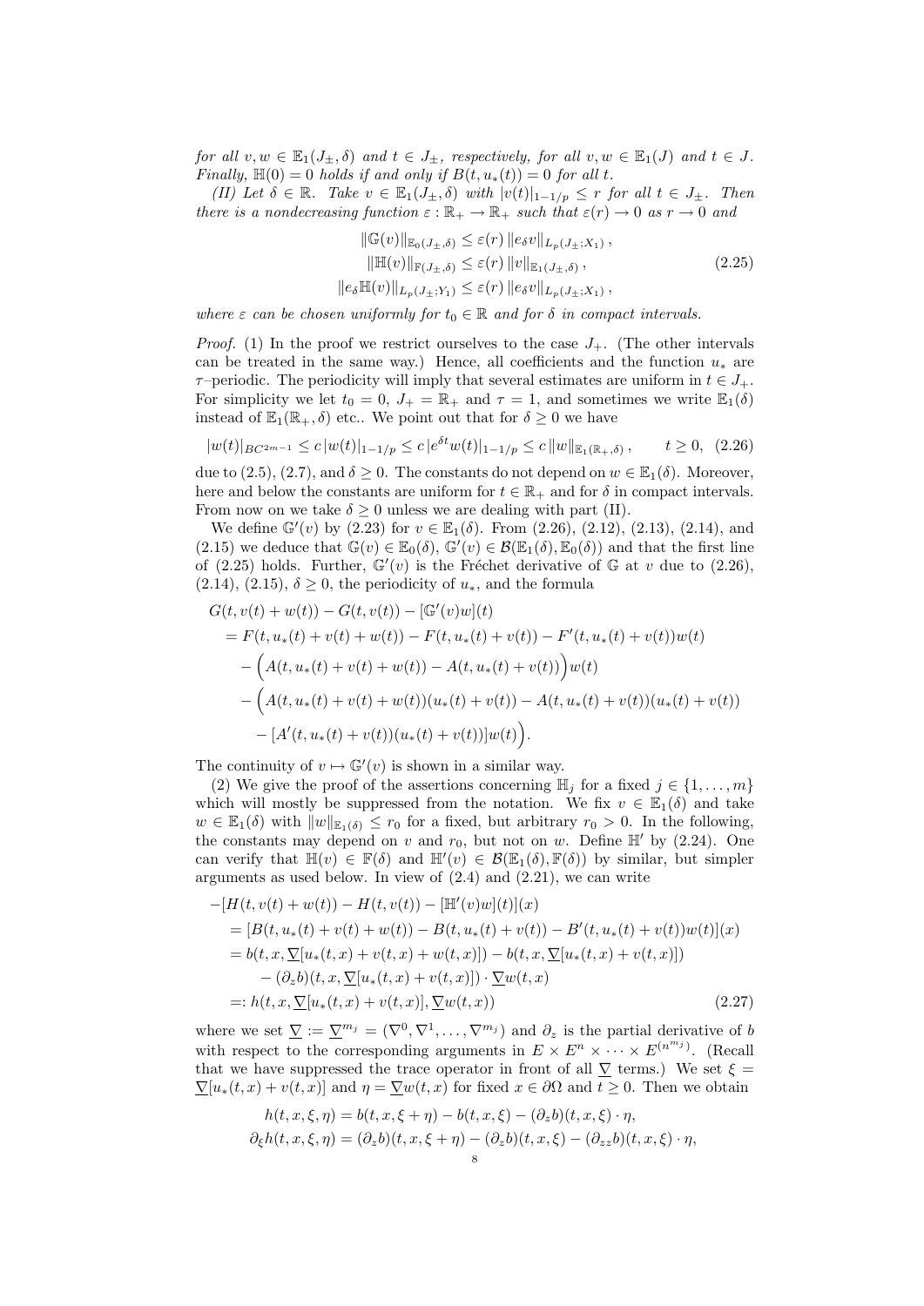*for all $v, w \in \mathbb{E}_1(J_\pm, \delta)$ and $t \in J_\pm$, respectively, for all $v, w \in \mathbb{E}_1(J)$ and $t \in J$. Finally, $\mathbb{H}(0) = 0$ holds if and only if $B(t, u_*(t)) = 0$ for all $t$.*

*(II) Let $\delta \in \mathbb{R}$. Take $v \in \mathbb{E}_1(J_\pm, \delta)$ with $|v(t)|_{1-1/p} \leq r$ for all $t \in J_\pm$. Then there is a nondecreasing function $\varepsilon : \mathbb{R}_+ \to \mathbb{R}_+$ such that $\varepsilon(r) \to 0$ as $r \to 0$ and*

$$
\begin{aligned}
\|\mathbb{G}(v)\|_{\mathbb{E}_0(J_\pm,\delta)} &\leq \varepsilon(r)\, \|e_\delta v\|_{L_p(J_\pm;X_1)}\,,\\
\|\mathbb{H}(v)\|_{\mathbb{F}(J_\pm,\delta)} &\leq \varepsilon(r)\, \|v\|_{\mathbb{E}_1(J_\pm,\delta)}\,,\\
\|e_\delta \mathbb{H}(v)\|_{L_p(J_\pm;Y_1)} &\leq \varepsilon(r)\, \|e_\delta v\|_{L_p(J_\pm;X_1)}\,,
\end{aligned}
\tag{2.25}
$$

*where $\varepsilon$ can be chosen uniformly for $t_0 \in \mathbb{R}$ and for $\delta$ in compact intervals.*

*Proof.* (1) In the proof we restrict ourselves to the case $J_+$. (The other intervals can be treated in the same way.) Hence, all coefficients and the function $u_*$ are $\tau$–periodic. The periodicity will imply that several estimates are uniform in $t \in J_+$. For simplicity we let $t_0 = 0$, $J_+ = \mathbb{R}_+$ and $\tau = 1$, and sometimes we write $\mathbb{E}_1(\delta)$ instead of $\mathbb{E}_1(\mathbb{R}_+, \delta)$ etc.. We point out that for $\delta \geq 0$ we have

$$
|w(t)|_{BC^{2m-1}} \leq c\, |w(t)|_{1-1/p} \leq c\, |e^{\delta t} w(t)|_{1-1/p} \leq c\, \|w\|_{\mathbb{E}_1(\mathbb{R}_+,\delta)}\,, \qquad t \geq 0, \tag{2.26}
$$

due to (2.5), (2.7), and $\delta \geq 0$. The constants do not depend on $w \in \mathbb{E}_1(\delta)$. Moreover, here and below the constants are uniform for $t \in \mathbb{R}_+$ and for $\delta$ in compact intervals. From now on we take $\delta \geq 0$ unless we are dealing with part (II).

We define $\mathbb{G}'(v)$ by (2.23) for $v \in \mathbb{E}_1(\delta)$. From (2.26), (2.12), (2.13), (2.14), and (2.15) we deduce that $\mathbb{G}(v) \in \mathbb{E}_0(\delta)$, $\mathbb{G}'(v) \in \mathcal{B}(\mathbb{E}_1(\delta), \mathbb{E}_0(\delta))$ and that the first line of (2.25) holds. Further, $\mathbb{G}'(v)$ is the Fréchet derivative of $\mathbb{G}$ at $v$ due to (2.26), (2.14), (2.15), $\delta \geq 0$, the periodicity of $u_*$, and the formula

$$
\begin{aligned}
&G(t, v(t) + w(t)) - G(t, v(t)) - [\mathbb{G}'(v)w](t)\\
&= F(t, u_*(t) + v(t) + w(t)) - F(t, u_*(t) + v(t)) - F'(t, u_*(t) + v(t))w(t)\\
&\quad - \Big(A(t, u_*(t) + v(t) + w(t)) - A(t, u_*(t) + v(t))\Big)w(t)\\
&\quad - \Big(A(t, u_*(t) + v(t) + w(t))(u_*(t) + v(t)) - A(t, u_*(t) + v(t))(u_*(t) + v(t))\\
&\quad - [A'(t, u_*(t) + v(t))(u_*(t) + v(t))]w(t)\Big).
\end{aligned}
$$

The continuity of $v \mapsto \mathbb{G}'(v)$ is shown in a similar way.

(2) We give the proof of the assertions concerning $\mathbb{H}_j$ for a fixed $j \in \{1, \ldots, m\}$ which will mostly be suppressed from the notation. We fix $v \in \mathbb{E}_1(\delta)$ and take $w \in \mathbb{E}_1(\delta)$ with $\|w\|_{\mathbb{E}_1(\delta)} \leq r_0$ for a fixed, but arbitrary $r_0 > 0$. In the following, the constants may depend on $v$ and $r_0$, but not on $w$. Define $\mathbb{H}'$ by (2.24). One can verify that $\mathbb{H}(v) \in \mathbb{F}(\delta)$ and $\mathbb{H}'(v) \in \mathcal{B}(\mathbb{E}_1(\delta), \mathbb{F}(\delta))$ by similar, but simpler arguments as used below. In view of (2.4) and (2.21), we can write

$$
\begin{aligned}
&-[H(t, v(t) + w(t)) - H(t, v(t)) - [\mathbb{H}'(v)w](t)](x)\\
&= [B(t, u_*(t) + v(t) + w(t)) - B(t, u_*(t) + v(t)) - B'(t, u_*(t) + v(t))w(t)](x)\\
&= b(t, x, \underline{\nabla}[u_*(t,x) + v(t,x) + w(t,x)]) - b(t, x, \underline{\nabla}[u_*(t,x) + v(t,x)])\\
&\quad - (\partial_z b)(t, x, \underline{\nabla}[u_*(t,x) + v(t,x)]) \cdot \underline{\nabla} w(t,x)\\
&=: h(t, x, \underline{\nabla}[u_*(t,x) + v(t,x)], \underline{\nabla} w(t,x))
\end{aligned}
\tag{2.27}
$$

where we set $\underline{\nabla} := \underline{\nabla}^{m_j} = (\nabla^0, \nabla^1, \ldots, \nabla^{m_j})$ and $\partial_z$ is the partial derivative of $b$ with respect to the corresponding arguments in $E \times E^n \times \cdots \times E^{(n^{m_j})}$. (Recall that we have suppressed the trace operator in front of all $\underline{\nabla}$ terms.) We set $\xi = \underline{\nabla}[u_*(t,x) + v(t,x)]$ and $\eta = \underline{\nabla} w(t,x)$ for fixed $x \in \partial\Omega$ and $t \geq 0$. Then we obtain

$$
\begin{aligned}
h(t, x, \xi, \eta) &= b(t, x, \xi + \eta) - b(t, x, \xi) - (\partial_z b)(t, x, \xi) \cdot \eta,\\
\partial_\xi h(t, x, \xi, \eta) &= (\partial_z b)(t, x, \xi + \eta) - (\partial_z b)(t, x, \xi) - (\partial_{zz} b)(t, x, \xi) \cdot \eta,
\end{aligned}
$$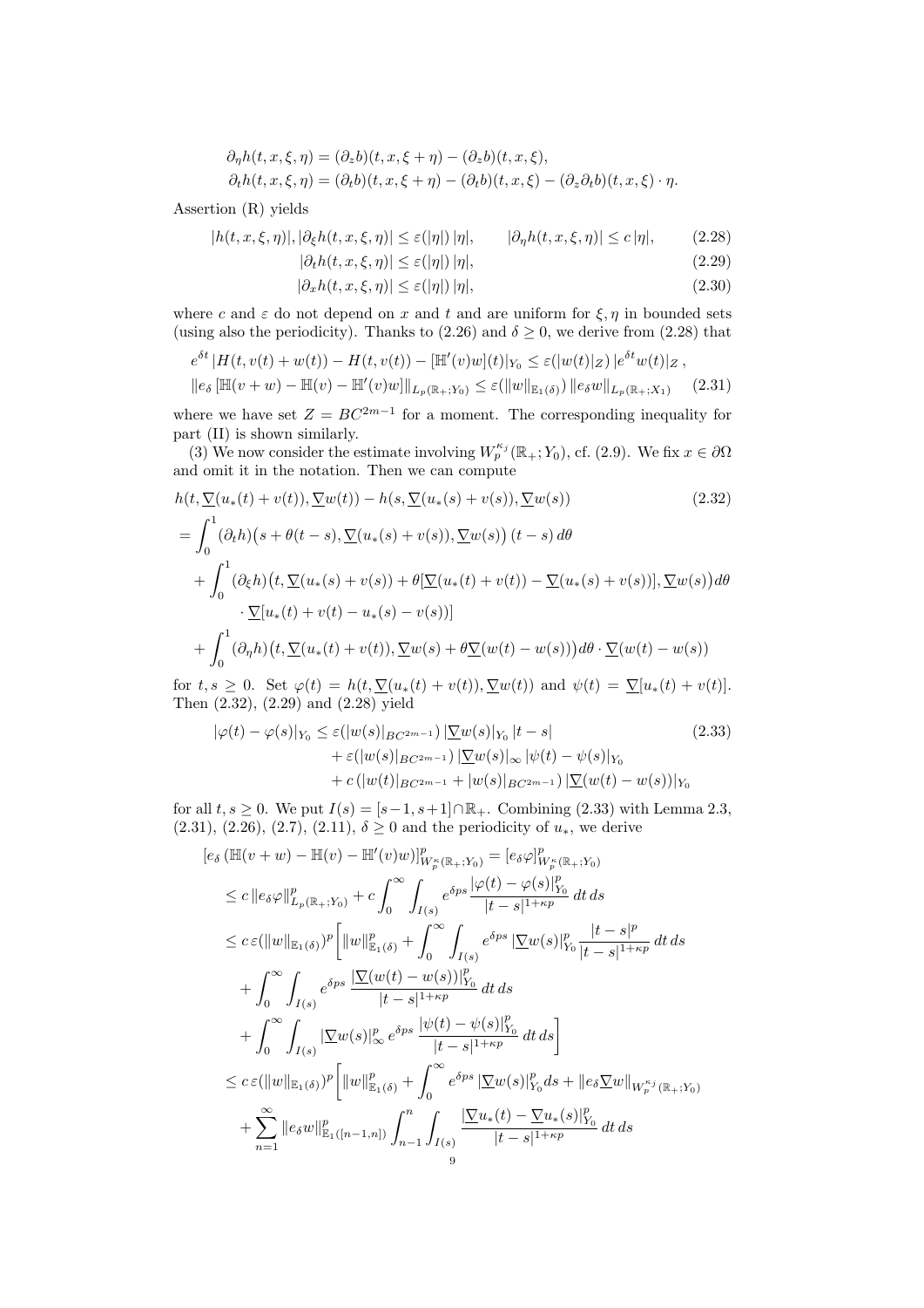$$\partial_\eta h(t,x,\xi,\eta) = (\partial_z b)(t,x,\xi+\eta) - (\partial_z b)(t,x,\xi),$$
$$\partial_t h(t,x,\xi,\eta) = (\partial_t b)(t,x,\xi+\eta) - (\partial_t b)(t,x,\xi) - (\partial_z \partial_t b)(t,x,\xi)\cdot \eta.$$

Assertion (R) yields

$$|h(t,x,\xi,\eta)|, |\partial_\xi h(t,x,\xi,\eta)| \le \varepsilon(|\eta|)\,|\eta|, \qquad |\partial_\eta h(t,x,\xi,\eta)| \le c\,|\eta|, \tag{2.28}$$
$$|\partial_t h(t,x,\xi,\eta)| \le \varepsilon(|\eta|)\,|\eta|, \tag{2.29}$$
$$|\partial_x h(t,x,\xi,\eta)| \le \varepsilon(|\eta|)\,|\eta|, \tag{2.30}$$

where $c$ and $\varepsilon$ do not depend on $x$ and $t$ and are uniform for $\xi,\eta$ in bounded sets (using also the periodicity). Thanks to (2.26) and $\delta \ge 0$, we derive from (2.28) that

$$e^{\delta t}\,|H(t,v(t)+w(t)) - H(t,v(t)) - [\mathbb{H}'(v)w](t)|_{Y_0} \le \varepsilon(|w(t)|_Z)\,|e^{\delta t}w(t)|_Z\,,$$
$$\|e_\delta\,[\mathbb{H}(v+w) - \mathbb{H}(v) - \mathbb{H}'(v)w]\|_{L_p(\mathbb{R}_+;Y_0)} \le \varepsilon(\|w\|_{\mathbb{E}_1(\delta)})\,\|e_\delta w\|_{L_p(\mathbb{R}_+;X_1)} \tag{2.31}$$

where we have set $Z = BC^{2m-1}$ for a moment. The corresponding inequality for part (II) is shown similarly.

(3) We now consider the estimate involving $W_p^{\kappa_j}(\mathbb{R}_+;Y_0)$, cf. (2.9). We fix $x\in\partial\Omega$ and omit it in the notation. Then we can compute

$$\begin{aligned}
&h(t,\underline{\nabla}(u_*(t)+v(t)),\underline{\nabla}w(t)) - h(s,\underline{\nabla}(u_*(s)+v(s)),\underline{\nabla}w(s)) \\
&= \int_0^1 (\partial_t h)\big(s+\theta(t-s),\underline{\nabla}(u_*(s)+v(s)),\underline{\nabla}w(s)\big)\,(t-s)\,d\theta \\
&\quad + \int_0^1 (\partial_\xi h)\big(t,\underline{\nabla}(u_*(s)+v(s)) + \theta[\underline{\nabla}(u_*(t)+v(t)) - \underline{\nabla}(u_*(s)+v(s))],\underline{\nabla}w(s)\big)d\theta \\
&\qquad \cdot \underline{\nabla}[u_*(t)+v(t)-u_*(s)-v(s))] \\
&\quad + \int_0^1 (\partial_\eta h)\big(t,\underline{\nabla}(u_*(t)+v(t)),\underline{\nabla}w(s)+\theta\underline{\nabla}(w(t)-w(s))\big)d\theta\cdot\underline{\nabla}(w(t)-w(s))
\end{aligned} \tag{2.32}$$

for $t,s\ge 0$. Set $\varphi(t) = h(t,\underline{\nabla}(u_*(t)+v(t)),\underline{\nabla}w(t))$ and $\psi(t) = \underline{\nabla}[u_*(t)+v(t)]$. Then (2.32), (2.29) and (2.28) yield

$$\begin{aligned}
|\varphi(t)-\varphi(s)|_{Y_0} &\le \varepsilon(|w(s)|_{BC^{2m-1}})\,|\underline{\nabla}w(s)|_{Y_0}\,|t-s| \\
&\quad + \varepsilon(|w(s)|_{BC^{2m-1}})\,|\underline{\nabla}w(s)|_\infty\,|\psi(t)-\psi(s)|_{Y_0} \\
&\quad + c\,(|w(t)|_{BC^{2m-1}} + |w(s)|_{BC^{2m-1}})\,|\underline{\nabla}(w(t)-w(s))|_{Y_0}
\end{aligned} \tag{2.33}$$

for all $t,s\ge 0$. We put $I(s) = [s-1,s+1]\cap\mathbb{R}_+$. Combining (2.33) with Lemma 2.3, (2.31), (2.26), (2.7), (2.11), $\delta\ge 0$ and the periodicity of $u_*$, we derive

$$\begin{aligned}
&[e_\delta\,(\mathbb{H}(v+w) - \mathbb{H}(v) - \mathbb{H}'(v)w)]^p_{W_p^\kappa(\mathbb{R}_+;Y_0)} = [e_\delta\varphi]^p_{W_p^\kappa(\mathbb{R}_+;Y_0)} \\
&\le c\,\|e_\delta\varphi\|^p_{L_p(\mathbb{R}_+;Y_0)} + c\int_0^\infty\int_{I(s)} e^{\delta ps}\,\frac{|\varphi(t)-\varphi(s)|^p_{Y_0}}{|t-s|^{1+\kappa p}}\,dt\,ds \\
&\le c\,\varepsilon(\|w\|_{\mathbb{E}_1(\delta)})^p\bigg[\|w\|^p_{\mathbb{E}_1(\delta)} + \int_0^\infty\int_{I(s)} e^{\delta ps}\,|\underline{\nabla}w(s)|^p_{Y_0}\,\frac{|t-s|^p}{|t-s|^{1+\kappa p}}\,dt\,ds \\
&\quad + \int_0^\infty\int_{I(s)} e^{\delta ps}\,\frac{|\underline{\nabla}(w(t)-w(s))|^p_{Y_0}}{|t-s|^{1+\kappa p}}\,dt\,ds \\
&\quad + \int_0^\infty\int_{I(s)} |\underline{\nabla}w(s)|^p_\infty\,e^{\delta ps}\,\frac{|\psi(t)-\psi(s)|^p_{Y_0}}{|t-s|^{1+\kappa p}}\,dt\,ds\bigg] \\
&\le c\,\varepsilon(\|w\|_{\mathbb{E}_1(\delta)})^p\bigg[\|w\|^p_{\mathbb{E}_1(\delta)} + \int_0^\infty e^{\delta ps}\,|\underline{\nabla}w(s)|^p_{Y_0}\,ds + \|e_\delta\underline{\nabla}w\|_{W_p^{\kappa_j}(\mathbb{R}_+;Y_0)} \\
&\quad + \sum_{n=1}^\infty \|e_\delta w\|^p_{\mathbb{E}_1([n-1,n])}\int_{n-1}^n\int_{I(s)}\frac{|\underline{\nabla}u_*(t)-\underline{\nabla}u_*(s)|^p_{Y_0}}{|t-s|^{1+\kappa p}}\,dt\,ds
\end{aligned}$$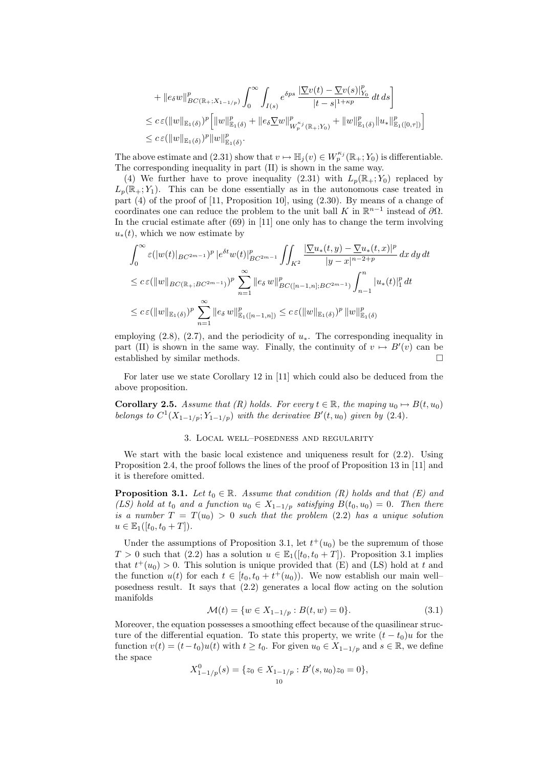$$
\begin{aligned}
&+ \|e_\delta w\|^p_{BC(\mathbb{R}_+;X_{1-1/p})} \int_0^\infty \int_{I(s)} e^{\delta ps} \frac{|\underline{\nabla} v(t) - \underline{\nabla} v(s)|^p_{Y_0}}{|t-s|^{1+\kappa p}} \,dt\,ds \Big] \\
&\le c\,\varepsilon(\|w\|_{\mathbb{E}_1(\delta)})^p \Big[ \|w\|^p_{\mathbb{E}_1(\delta)} + \|e_\delta \underline{\nabla} w\|^p_{W^{\kappa_j}_p(\mathbb{R}_+;Y_0)} + \|w\|^p_{\mathbb{E}_1(\delta)} \|u_*\|^p_{\mathbb{E}_1([0,\tau])} \Big] \\
&\le c\,\varepsilon(\|w\|_{\mathbb{E}_1(\delta)})^p \|w\|^p_{\mathbb{E}_1(\delta)}.
\end{aligned}
$$

The above estimate and (2.31) show that $v \mapsto \mathbb{H}_j(v) \in W^{\kappa_j}_p(\mathbb{R}_+;Y_0)$ is differentiable. The corresponding inequality in part (II) is shown in the same way.

(4) We further have to prove inequality (2.31) with $L_p(\mathbb{R}_+;Y_0)$ replaced by $L_p(\mathbb{R}_+;Y_1)$. This can be done essentially as in the autonomous case treated in part (4) of the proof of [11, Proposition 10], using (2.30). By means of a change of coordinates one can reduce the problem to the unit ball $K$ in $\mathbb{R}^{n-1}$ instead of $\partial\Omega$. In the crucial estimate after (69) in [11] one only has to change the term involving $u_*(t)$, which we now estimate by

$$
\begin{aligned}
&\int_0^\infty \varepsilon(|w(t)|_{BC^{2m-1}})^p \, |e^{\delta t} w(t)|^p_{BC^{2m-1}} \iint_{K^2} \frac{|\underline{\nabla} u_*(t,y) - \underline{\nabla} u_*(t,x)|^p}{|y-x|^{n-2+p}} \,dx\,dy\,dt \\
&\le c\,\varepsilon(\|w\|_{BC(\mathbb{R}_+;BC^{2m-1})})^p \sum_{n=1}^\infty \|e_\delta\, w\|^p_{BC([n-1,n];BC^{2m-1})} \int_{n-1}^n |u_*(t)|^p_1 \,dt \\
&\le c\,\varepsilon(\|w\|_{\mathbb{E}_1(\delta)})^p \sum_{n=1}^\infty \|e_\delta\, w\|^p_{\mathbb{E}_1([n-1,n])} \le c\,\varepsilon(\|w\|_{\mathbb{E}_1(\delta)})^p \, \|w\|^p_{\mathbb{E}_1(\delta)}
\end{aligned}
$$

employing (2.8), (2.7), and the periodicity of $u_*$. The corresponding inequality in part (II) is shown in the same way. Finally, the continuity of $v \mapsto B'(v)$ can be established by similar methods. $\square$

For later use we state Corollary 12 in [11] which could also be deduced from the above proposition.

**Corollary 2.5.** *Assume that (R) holds. For every $t \in \mathbb{R}$, the maping $u_0 \mapsto B(t,u_0)$ belongs to $C^1(X_{1-1/p};Y_{1-1/p})$ with the derivative $B'(t,u_0)$ given by (2.4).*

## 3. Local well–posedness and regularity

We start with the basic local existence and uniqueness result for (2.2). Using Proposition 2.4, the proof follows the lines of the proof of Proposition 13 in [11] and it is therefore omitted.

**Proposition 3.1.** *Let $t_0 \in \mathbb{R}$. Assume that condition (R) holds and that (E) and (LS) hold at $t_0$ and a function $u_0 \in X_{1-1/p}$ satisfying $B(t_0,u_0) = 0$. Then there is a number $T = T(u_0) > 0$ such that the problem (2.2) has a unique solution $u \in \mathbb{E}_1([t_0,t_0+T])$.*

Under the assumptions of Proposition 3.1, let $t^+(u_0)$ be the supremum of those $T > 0$ such that (2.2) has a solution $u \in \mathbb{E}_1([t_0,t_0+T])$. Proposition 3.1 implies that $t^+(u_0) > 0$. This solution is unique provided that (E) and (LS) hold at $t$ and the function $u(t)$ for each $t \in [t_0, t_0+t^+(u_0))$. We now establish our main well–posedness result. It says that (2.2) generates a local flow acting on the solution manifolds

$$
\mathcal{M}(t) = \{w \in X_{1-1/p} : B(t,w) = 0\}. \tag{3.1}
$$

Moreover, the equation possesses a smoothing effect because of the quasilinear structure of the differential equation. To state this property, we write $(t-t_0)u$ for the function $v(t) = (t-t_0)u(t)$ with $t \ge t_0$. For given $u_0 \in X_{1-1/p}$ and $s \in \mathbb{R}$, we define the space

$$
X^0_{1-1/p}(s) = \{z_0 \in X_{1-1/p} : B'(s,u_0)z_0 = 0\},
$$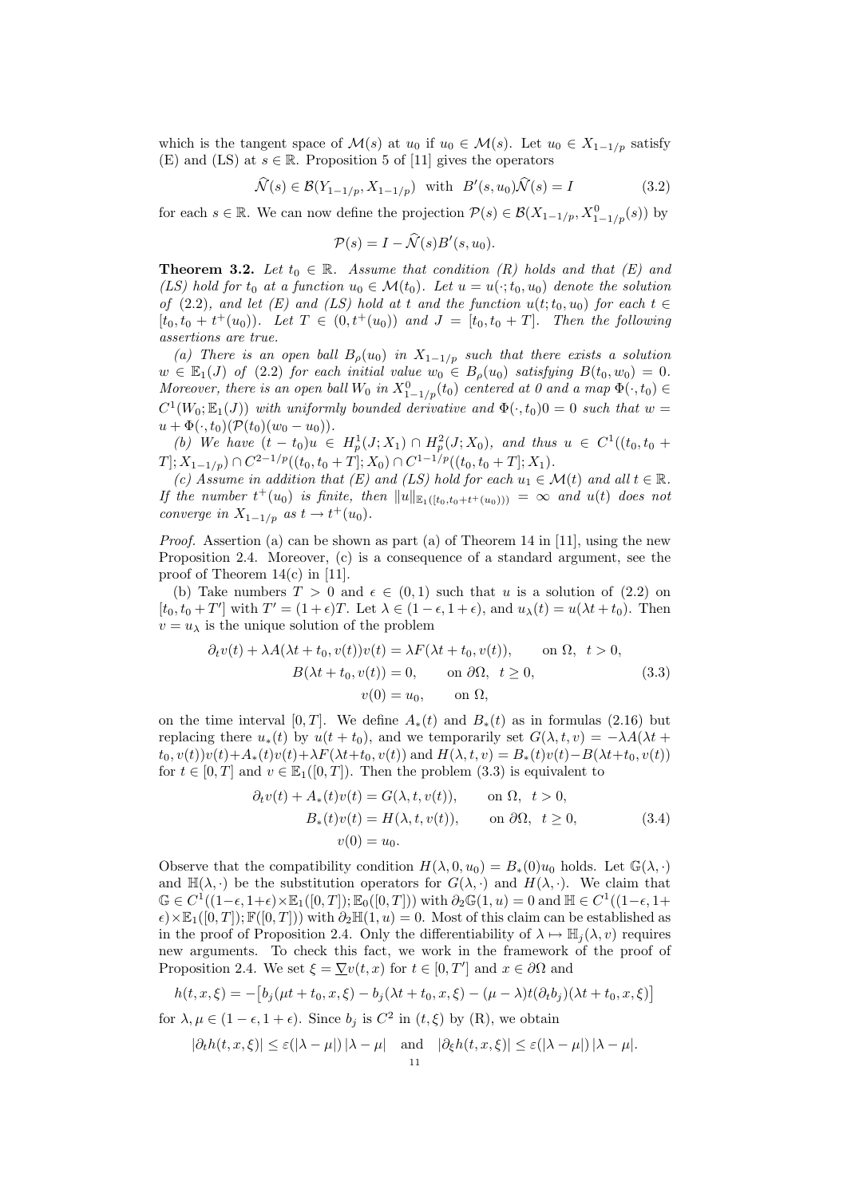which is the tangent space of $\mathcal{M}(s)$ at $u_0$ if $u_0 \in \mathcal{M}(s)$. Let $u_0 \in X_{1-1/p}$ satisfy (E) and (LS) at $s \in \mathbb{R}$. Proposition 5 of [11] gives the operators

$$\widehat{\mathcal{N}}(s) \in \mathcal{B}(Y_{1-1/p}, X_{1-1/p}) \quad \text{with} \quad B'(s, u_0)\widehat{\mathcal{N}}(s) = I \tag{3.2}$$

for each $s \in \mathbb{R}$. We can now define the projection $\mathcal{P}(s) \in \mathcal{B}(X_{1-1/p}, X^0_{1-1/p}(s))$ by

$$\mathcal{P}(s) = I - \widehat{\mathcal{N}}(s)B'(s, u_0).$$

**Theorem 3.2.** *Let $t_0 \in \mathbb{R}$. Assume that condition (R) holds and that (E) and (LS) hold for $t_0$ at a function $u_0 \in \mathcal{M}(t_0)$. Let $u = u(\cdot; t_0, u_0)$ denote the solution of (2.2), and let (E) and (LS) hold at $t$ and the function $u(t; t_0, u_0)$ for each $t \in [t_0, t_0 + t^+(u_0))$. Let $T \in (0, t^+(u_0))$ and $J = [t_0, t_0 + T]$. Then the following assertions are true.*

*(a) There is an open ball $B_\rho(u_0)$ in $X_{1-1/p}$ such that there exists a solution $w \in \mathbb{E}_1(J)$ of (2.2) for each initial value $w_0 \in B_\rho(u_0)$ satisfying $B(t_0, w_0) = 0$. Moreover, there is an open ball $W_0$ in $X^0_{1-1/p}(t_0)$ centered at 0 and a map $\Phi(\cdot, t_0) \in C^1(W_0; \mathbb{E}_1(J))$ with uniformly bounded derivative and $\Phi(\cdot, t_0)0 = 0$ such that $w = u + \Phi(\cdot, t_0)(\mathcal{P}(t_0)(w_0 - u_0))$.*

*(b) We have $(t - t_0)u \in H^1_p(J; X_1) \cap H^2_p(J; X_0)$, and thus $u \in C^1((t_0, t_0 + T]; X_{1-1/p}) \cap C^{2-1/p}((t_0, t_0 + T]; X_0) \cap C^{1-1/p}((t_0, t_0 + T]; X_1)$.*

*(c) Assume in addition that (E) and (LS) hold for each $u_1 \in \mathcal{M}(t)$ and all $t \in \mathbb{R}$. If the number $t^+(u_0)$ is finite, then $\|u\|_{\mathbb{E}_1([t_0, t_0 + t^+(u_0)))} = \infty$ and $u(t)$ does not converge in $X_{1-1/p}$ as $t \to t^+(u_0)$.*

*Proof.* Assertion (a) can be shown as part (a) of Theorem 14 in [11], using the new Proposition 2.4. Moreover, (c) is a consequence of a standard argument, see the proof of Theorem 14(c) in [11].

(b) Take numbers $T > 0$ and $\epsilon \in (0, 1)$ such that $u$ is a solution of (2.2) on $[t_0, t_0 + T']$ with $T' = (1 + \epsilon)T$. Let $\lambda \in (1 - \epsilon, 1 + \epsilon)$, and $u_\lambda(t) = u(\lambda t + t_0)$. Then $v = u_\lambda$ is the unique solution of the problem

$$\begin{aligned}
\partial_t v(t) + \lambda A(\lambda t + t_0, v(t))v(t) &= \lambda F(\lambda t + t_0, v(t)), \qquad \text{on } \Omega, \ t > 0, \\
B(\lambda t + t_0, v(t)) &= 0, \qquad \text{on } \partial\Omega, \ t \geq 0, \\
v(0) &= u_0, \qquad \text{on } \Omega,
\end{aligned} \tag{3.3}$$

on the time interval $[0, T]$. We define $A_*(t)$ and $B_*(t)$ as in formulas (2.16) but replacing there $u_*(t)$ by $u(t + t_0)$, and we temporarily set $G(\lambda, t, v) = -\lambda A(\lambda t + t_0, v(t))v(t) + A_*(t)v(t) + \lambda F(\lambda t + t_0, v(t))$ and $H(\lambda, t, v) = B_*(t)v(t) - B(\lambda t + t_0, v(t))$ for $t \in [0, T]$ and $v \in \mathbb{E}_1([0, T])$. Then the problem (3.3) is equivalent to

$$\begin{aligned}
\partial_t v(t) + A_*(t)v(t) &= G(\lambda, t, v(t)), \qquad \text{on } \Omega, \ t > 0, \\
B_*(t)v(t) &= H(\lambda, t, v(t)), \qquad \text{on } \partial\Omega, \ t \geq 0, \\
v(0) &= u_0.
\end{aligned} \tag{3.4}$$

Observe that the compatibility condition $H(\lambda, 0, u_0) = B_*(0)u_0$ holds. Let $\mathbb{G}(\lambda, \cdot)$ and $\mathbb{H}(\lambda, \cdot)$ be the substitution operators for $G(\lambda, \cdot)$ and $H(\lambda, \cdot)$. We claim that $\mathbb{G} \in C^1((1-\epsilon, 1+\epsilon) \times \mathbb{E}_1([0, T]); \mathbb{E}_0([0, T]))$ with $\partial_2 \mathbb{G}(1, u) = 0$ and $\mathbb{H} \in C^1((1-\epsilon, 1+\epsilon) \times \mathbb{E}_1([0, T]); \mathbb{F}([0, T]))$ with $\partial_2 \mathbb{H}(1, u) = 0$. Most of this claim can be established as in the proof of Proposition 2.4. Only the differentiability of $\lambda \mapsto \mathbb{H}_j(\lambda, v)$ requires new arguments. To check this fact, we work in the framework of the proof of Proposition 2.4. We set $\xi = \underline{\nabla} v(t, x)$ for $t \in [0, T']$ and $x \in \partial\Omega$ and

$$h(t, x, \xi) = -\big[b_j(\mu t + t_0, x, \xi) - b_j(\lambda t + t_0, x, \xi) - (\mu - \lambda)t(\partial_t b_j)(\lambda t + t_0, x, \xi)\big]$$

for $\lambda, \mu \in (1 - \epsilon, 1 + \epsilon)$. Since $b_j$ is $C^2$ in $(t, \xi)$ by (R), we obtain

$$|\partial_t h(t, x, \xi)| \leq \varepsilon(|\lambda - \mu|)\,|\lambda - \mu| \quad \text{and} \quad |\partial_\xi h(t, x, \xi)| \leq \varepsilon(|\lambda - \mu|)\,|\lambda - \mu|.$$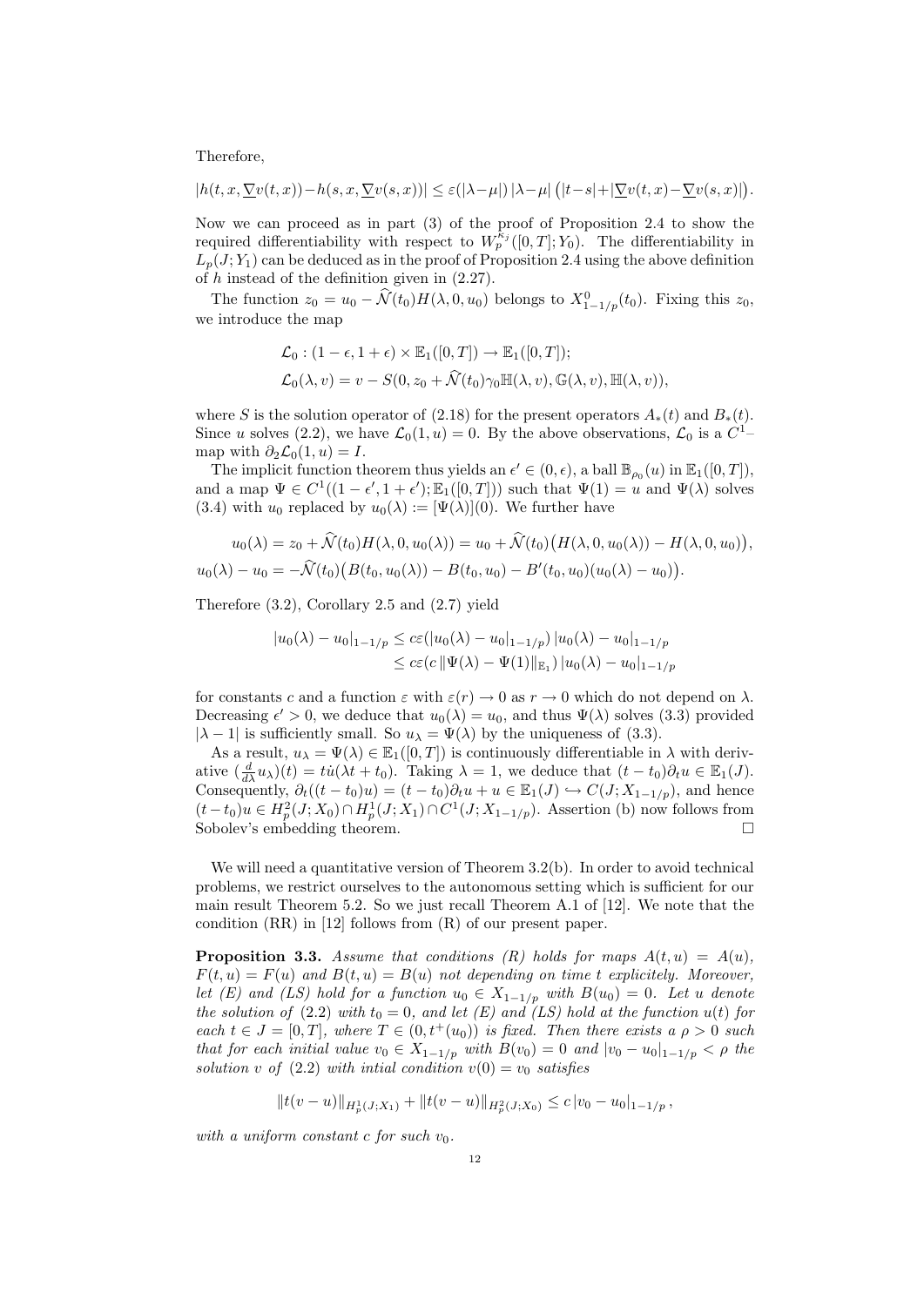Therefore,

$$|h(t,x,\underline{\nabla} v(t,x)) - h(s,x,\underline{\nabla} v(s,x))| \le \varepsilon(|\lambda-\mu|)\,|\lambda-\mu|\,\big(|t-s| + |\underline{\nabla} v(t,x) - \underline{\nabla} v(s,x)|\big).$$

Now we can proceed as in part (3) of the proof of Proposition 2.4 to show the required differentiability with respect to $W_p^{\kappa_j}([0,T];Y_0)$. The differentiability in $L_p(J;Y_1)$ can be deduced as in the proof of Proposition 2.4 using the above definition of $h$ instead of the definition given in (2.27).

The function $z_0 = u_0 - \widehat{\mathcal{N}}(t_0)H(\lambda,0,u_0)$ belongs to $X^0_{1-1/p}(t_0)$. Fixing this $z_0$, we introduce the map

$$\begin{aligned}
&\mathcal{L}_0 : (1-\epsilon, 1+\epsilon)\times \mathbb{E}_1([0,T]) \to \mathbb{E}_1([0,T]);\\
&\mathcal{L}_0(\lambda, v) = v - S(0, z_0 + \widehat{\mathcal{N}}(t_0)\gamma_0\mathbb{H}(\lambda,v), \mathbb{G}(\lambda,v), \mathbb{H}(\lambda,v)),
\end{aligned}$$

where $S$ is the solution operator of (2.18) for the present operators $A_*(t)$ and $B_*(t)$. Since $u$ solves (2.2), we have $\mathcal{L}_0(1,u) = 0$. By the above observations, $\mathcal{L}_0$ is a $C^1$–map with $\partial_2\mathcal{L}_0(1,u) = I$.

The implicit function theorem thus yields an $\epsilon' \in (0,\epsilon)$, a ball $\mathbb{B}_{\rho_0}(u)$ in $\mathbb{E}_1([0,T])$, and a map $\Psi \in C^1((1-\epsilon', 1+\epsilon'); \mathbb{E}_1([0,T]))$ such that $\Psi(1) = u$ and $\Psi(\lambda)$ solves (3.4) with $u_0$ replaced by $u_0(\lambda) := [\Psi(\lambda)](0)$. We further have

$$\begin{aligned}
u_0(\lambda) &= z_0 + \widehat{\mathcal{N}}(t_0)H(\lambda,0,u_0(\lambda)) = u_0 + \widehat{\mathcal{N}}(t_0)\big(H(\lambda,0,u_0(\lambda)) - H(\lambda,0,u_0)\big),\\
u_0(\lambda) - u_0 &= -\widehat{\mathcal{N}}(t_0)\big(B(t_0,u_0(\lambda)) - B(t_0,u_0) - B'(t_0,u_0)(u_0(\lambda)-u_0)\big).
\end{aligned}$$

Therefore (3.2), Corollary 2.5 and (2.7) yield

$$\begin{aligned}
|u_0(\lambda) - u_0|_{1-1/p} &\le c\varepsilon(|u_0(\lambda)-u_0|_{1-1/p})\,|u_0(\lambda)-u_0|_{1-1/p}\\
&\le c\varepsilon(c\,\|\Psi(\lambda) - \Psi(1)\|_{\mathbb{E}_1})\,|u_0(\lambda)-u_0|_{1-1/p}
\end{aligned}$$

for constants $c$ and a function $\varepsilon$ with $\varepsilon(r)\to 0$ as $r\to 0$ which do not depend on $\lambda$. Decreasing $\epsilon' > 0$, we deduce that $u_0(\lambda) = u_0$, and thus $\Psi(\lambda)$ solves (3.3) provided $|\lambda - 1|$ is sufficiently small. So $u_\lambda = \Psi(\lambda)$ by the uniqueness of (3.3).

As a result, $u_\lambda = \Psi(\lambda) \in \mathbb{E}_1([0,T])$ is continuously differentiable in $\lambda$ with derivative $(\frac{d}{d\lambda}u_\lambda)(t) = t\dot{u}(\lambda t + t_0)$. Taking $\lambda = 1$, we deduce that $(t-t_0)\partial_t u \in \mathbb{E}_1(J)$. Consequently, $\partial_t((t-t_0)u) = (t-t_0)\partial_t u + u \in \mathbb{E}_1(J) \hookrightarrow C(J;X_{1-1/p})$, and hence $(t-t_0)u \in H^2_p(J;X_0)\cap H^1_p(J;X_1)\cap C^1(J;X_{1-1/p})$. Assertion (b) now follows from Sobolev's embedding theorem. $\square$

We will need a quantitative version of Theorem 3.2(b). In order to avoid technical problems, we restrict ourselves to the autonomous setting which is sufficient for our main result Theorem 5.2. So we just recall Theorem A.1 of [12]. We note that the condition (RR) in [12] follows from (R) of our present paper.

**Proposition 3.3.** *Assume that conditions (R) holds for maps $A(t,u) = A(u)$, $F(t,u) = F(u)$ and $B(t,u) = B(u)$ not depending on time $t$ explicitely. Moreover, let (E) and (LS) hold for a function $u_0 \in X_{1-1/p}$ with $B(u_0) = 0$. Let $u$ denote the solution of (2.2) with $t_0 = 0$, and let (E) and (LS) hold at the function $u(t)$ for each $t \in J = [0,T]$, where $T \in (0, t^+(u_0))$ is fixed. Then there exists a $\rho > 0$ such that for each initial value $v_0 \in X_{1-1/p}$ with $B(v_0) = 0$ and $|v_0 - u_0|_{1-1/p} < \rho$ the solution $v$ of (2.2) with intial condition $v(0) = v_0$ satisfies*

$$\|t(v-u)\|_{H^1_p(J;X_1)} + \|t(v-u)\|_{H^2_p(J;X_0)} \le c\,|v_0 - u_0|_{1-1/p}\,,$$

*with a uniform constant $c$ for such $v_0$.*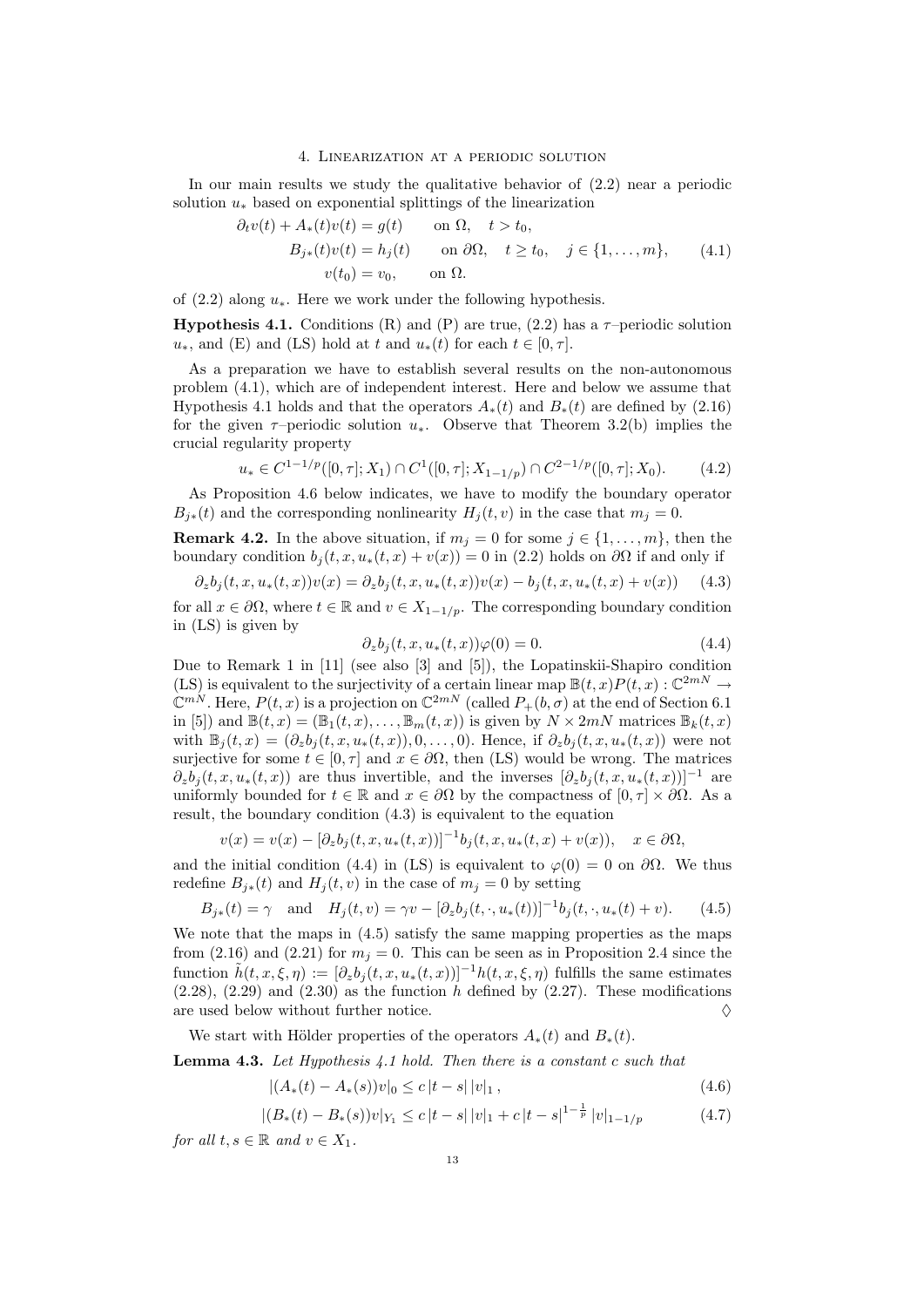## 4. Linearization at a periodic solution

In our main results we study the qualitative behavior of (2.2) near a periodic solution $u_*$ based on exponential splittings of the linearization

$$
\begin{aligned}
\partial_t v(t) + A_*(t)v(t) &= g(t) \qquad \text{on } \Omega, \quad t > t_0, \\
B_{j*}(t)v(t) &= h_j(t) \qquad \text{on } \partial\Omega, \quad t \geq t_0, \quad j \in \{1, \dots, m\}, \\
v(t_0) &= v_0, \qquad \text{on } \Omega.
\end{aligned}
\tag{4.1}
$$

of (2.2) along $u_*$. Here we work under the following hypothesis.

**Hypothesis 4.1.** Conditions (R) and (P) are true, (2.2) has a $\tau$–periodic solution $u_*$, and (E) and (LS) hold at $t$ and $u_*(t)$ for each $t \in [0, \tau]$.

As a preparation we have to establish several results on the non-autonomous problem (4.1), which are of independent interest. Here and below we assume that Hypothesis 4.1 holds and that the operators $A_*(t)$ and $B_*(t)$ are defined by (2.16) for the given $\tau$–periodic solution $u_*$. Observe that Theorem 3.2(b) implies the crucial regularity property

$$
u_* \in C^{1-1/p}([0, \tau]; X_1) \cap C^1([0, \tau]; X_{1-1/p}) \cap C^{2-1/p}([0, \tau]; X_0). \tag{4.2}
$$

As Proposition 4.6 below indicates, we have to modify the boundary operator $B_{j*}(t)$ and the corresponding nonlinearity $H_j(t, v)$ in the case that $m_j = 0$.

**Remark 4.2.** In the above situation, if $m_j = 0$ for some $j \in \{1, \dots, m\}$, then the boundary condition $b_j(t, x, u_*(t, x) + v(x)) = 0$ in (2.2) holds on $\partial\Omega$ if and only if

$$
\partial_z b_j(t, x, u_*(t, x))v(x) = \partial_z b_j(t, x, u_*(t, x))v(x) - b_j(t, x, u_*(t, x) + v(x)) \tag{4.3}
$$

for all $x \in \partial\Omega$, where $t \in \mathbb{R}$ and $v \in X_{1-1/p}$. The corresponding boundary condition in (LS) is given by

$$
\partial_z b_j(t, x, u_*(t, x))\varphi(0) = 0. \tag{4.4}
$$

Due to Remark 1 in [11] (see also [3] and [5]), the Lopatinskii-Shapiro condition (LS) is equivalent to the surjectivity of a certain linear map $\mathbb{B}(t, x)P(t, x) : \mathbb{C}^{2mN} \to \mathbb{C}^{mN}$. Here, $P(t, x)$ is a projection on $\mathbb{C}^{2mN}$ (called $P_+(b, \sigma)$ at the end of Section 6.1 in [5]) and $\mathbb{B}(t, x) = (\mathbb{B}_1(t, x), \dots, \mathbb{B}_m(t, x))$ is given by $N \times 2mN$ matrices $\mathbb{B}_k(t, x)$ with $\mathbb{B}_j(t, x) = (\partial_z b_j(t, x, u_*(t, x)), 0, \dots, 0)$. Hence, if $\partial_z b_j(t, x, u_*(t, x))$ were not surjective for some $t \in [0, \tau]$ and $x \in \partial\Omega$, then (LS) would be wrong. The matrices $\partial_z b_j(t, x, u_*(t, x))$ are thus invertible, and the inverses $[\partial_z b_j(t, x, u_*(t, x))]^{-1}$ are uniformly bounded for $t \in \mathbb{R}$ and $x \in \partial\Omega$ by the compactness of $[0, \tau] \times \partial\Omega$. As a result, the boundary condition (4.3) is equivalent to the equation

$$
v(x) = v(x) - [\partial_z b_j(t, x, u_*(t, x))]^{-1} b_j(t, x, u_*(t, x) + v(x)), \quad x \in \partial\Omega,
$$

and the initial condition (4.4) in (LS) is equivalent to $\varphi(0) = 0$ on $\partial\Omega$. We thus redefine $B_{j*}(t)$ and $H_j(t, v)$ in the case of $m_j = 0$ by setting

$$
B_{j*}(t) = \gamma \quad \text{and} \quad H_j(t, v) = \gamma v - [\partial_z b_j(t, \cdot, u_*(t))]^{-1} b_j(t, \cdot, u_*(t) + v). \tag{4.5}
$$

We note that the maps in (4.5) satisfy the same mapping properties as the maps from (2.16) and (2.21) for $m_j = 0$. This can be seen as in Proposition 2.4 since the function $\tilde{h}(t, x, \xi, \eta) := [\partial_z b_j(t, x, u_*(t, x))]^{-1} h(t, x, \xi, \eta)$ fulfills the same estimates (2.28), (2.29) and (2.30) as the function $h$ defined by (2.27). These modifications are used below without further notice. $\diamondsuit$

We start with Hölder properties of the operators $A_*(t)$ and $B_*(t)$.

**Lemma 4.3.** *Let Hypothesis 4.1 hold. Then there is a constant $c$ such that*

$$
|(A_*(t) - A_*(s))v|_0 \leq c\,|t - s|\,|v|_1, \tag{4.6}
$$

$$
|(B_*(t) - B_*(s))v|_{Y_1} \leq c\,|t - s|\,|v|_1 + c\,|t - s|^{1-\frac{1}{p}}\,|v|_{1-1/p} \tag{4.7}
$$

*for all $t, s \in \mathbb{R}$ and $v \in X_1$.*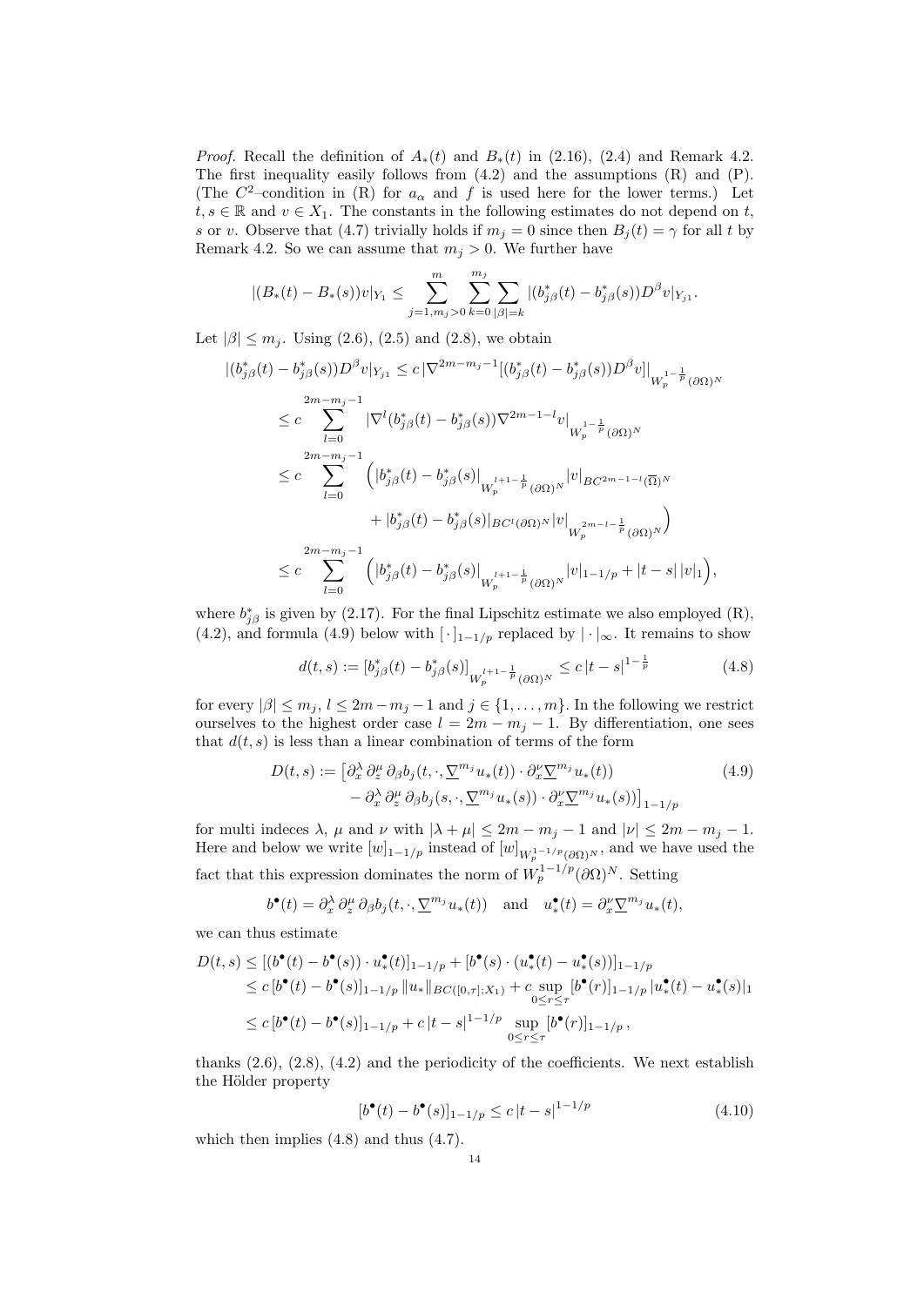*Proof.* Recall the definition of $A_*(t)$ and $B_*(t)$ in (2.16), (2.4) and Remark 4.2. The first inequality easily follows from (4.2) and the assumptions (R) and (P). (The $C^2$–condition in (R) for $a_\alpha$ and $f$ is used here for the lower terms.) Let $t, s \in \mathbb{R}$ and $v \in X_1$. The constants in the following estimates do not depend on $t$, $s$ or $v$. Observe that (4.7) trivially holds if $m_j = 0$ since then $B_j(t) = \gamma$ for all $t$ by Remark 4.2. So we can assume that $m_j > 0$. We further have

$$|(B_*(t) - B_*(s))v|_{Y_1} \le \sum_{j=1, m_j>0}^{m} \sum_{k=0}^{m_j} \sum_{|\beta|=k} |(b^*_{j\beta}(t) - b^*_{j\beta}(s))D^\beta v|_{Y_{j1}}.$$

Let $|\beta| \le m_j$. Using (2.6), (2.5) and (2.8), we obtain

$$\begin{aligned}
|(b^*_{j\beta}(t) - b^*_{j\beta}(s))D^\beta v|_{Y_{j1}} &\le c\, |\nabla^{2m-m_j-1}[(b^*_{j\beta}(t) - b^*_{j\beta}(s))D^\beta v]|_{W_p^{1-\frac{1}{p}}(\partial\Omega)^N} \\
&\le c \sum_{l=0}^{2m-m_j-1} |\nabla^l (b^*_{j\beta}(t) - b^*_{j\beta}(s))\nabla^{2m-1-l} v|_{W_p^{1-\frac{1}{p}}(\partial\Omega)^N} \\
&\le c \sum_{l=0}^{2m-m_j-1} \Big( |b^*_{j\beta}(t) - b^*_{j\beta}(s)|_{W_p^{l+1-\frac{1}{p}}(\partial\Omega)^N} |v|_{BC^{2m-1-l}(\overline{\Omega})^N} \\
&\qquad\qquad + |b^*_{j\beta}(t) - b^*_{j\beta}(s)|_{BC^l(\partial\Omega)^N} |v|_{W_p^{2m-l-\frac{1}{p}}(\partial\Omega)^N} \Big) \\
&\le c \sum_{l=0}^{2m-m_j-1} \Big( |b^*_{j\beta}(t) - b^*_{j\beta}(s)|_{W_p^{l+1-\frac{1}{p}}(\partial\Omega)^N} |v|_{1-1/p} + |t-s|\, |v|_1 \Big),
\end{aligned}$$

where $b^*_{j\beta}$ is given by (2.17). For the final Lipschitz estimate we also employed (R), (4.2), and formula (4.9) below with $[\,\cdot\,]_{1-1/p}$ replaced by $|\cdot|_\infty$. It remains to show

$$d(t,s) := [b^*_{j\beta}(t) - b^*_{j\beta}(s)]_{W_p^{l+1-\frac{1}{p}}(\partial\Omega)^N} \le c\, |t-s|^{1-\frac{1}{p}} \tag{4.8}$$

for every $|\beta| \le m_j$, $l \le 2m - m_j - 1$ and $j \in \{1, \dots, m\}$. In the following we restrict ourselves to the highest order case $l = 2m - m_j - 1$. By differentiation, one sees that $d(t,s)$ is less than a linear combination of terms of the form

$$\begin{aligned}
D(t,s) := \big[&\partial_x^\lambda\, \partial_z^\mu\, \partial_\beta b_j(t, \cdot, \underline{\nabla}^{m_j} u_*(t)) \cdot \partial_x^\nu \underline{\nabla}^{m_j} u_*(t)) \\
&- \partial_x^\lambda\, \partial_z^\mu\, \partial_\beta b_j(s, \cdot, \underline{\nabla}^{m_j} u_*(s)) \cdot \partial_x^\nu \underline{\nabla}^{m_j} u_*(s))\big]_{1-1/p}
\end{aligned} \tag{4.9}$$

for multi indeces $\lambda$, $\mu$ and $\nu$ with $|\lambda + \mu| \le 2m - m_j - 1$ and $|\nu| \le 2m - m_j - 1$. Here and below we write $[w]_{1-1/p}$ instead of $[w]_{W_p^{1-1/p}(\partial\Omega)^N}$, and we have used the fact that this expression dominates the norm of $W_p^{1-1/p}(\partial\Omega)^N$. Setting

$$b^\bullet(t) = \partial_x^\lambda\, \partial_z^\mu\, \partial_\beta b_j(t, \cdot, \underline{\nabla}^{m_j} u_*(t)) \quad \text{and} \quad u_*^\bullet(t) = \partial_x^\nu \underline{\nabla}^{m_j} u_*(t),$$

we can thus estimate

$$\begin{aligned}
D(t,s) &\le [(b^\bullet(t) - b^\bullet(s)) \cdot u_*^\bullet(t)]_{1-1/p} + [b^\bullet(s) \cdot (u_*^\bullet(t) - u_*^\bullet(s))]_{1-1/p} \\
&\le c\, [b^\bullet(t) - b^\bullet(s)]_{1-1/p}\, \|u_*\|_{BC([0,\tau];X_1)} + c \sup_{0 \le r \le \tau} [b^\bullet(r)]_{1-1/p}\, |u_*^\bullet(t) - u_*^\bullet(s)|_1 \\
&\le c\, [b^\bullet(t) - b^\bullet(s)]_{1-1/p} + c\, |t-s|^{1-1/p} \sup_{0 \le r \le \tau} [b^\bullet(r)]_{1-1/p}\,,
\end{aligned}$$

thanks (2.6), (2.8), (4.2) and the periodicity of the coefficients. We next establish the Hölder property

$$[b^\bullet(t) - b^\bullet(s)]_{1-1/p} \le c\, |t-s|^{1-1/p} \tag{4.10}$$

which then implies (4.8) and thus (4.7).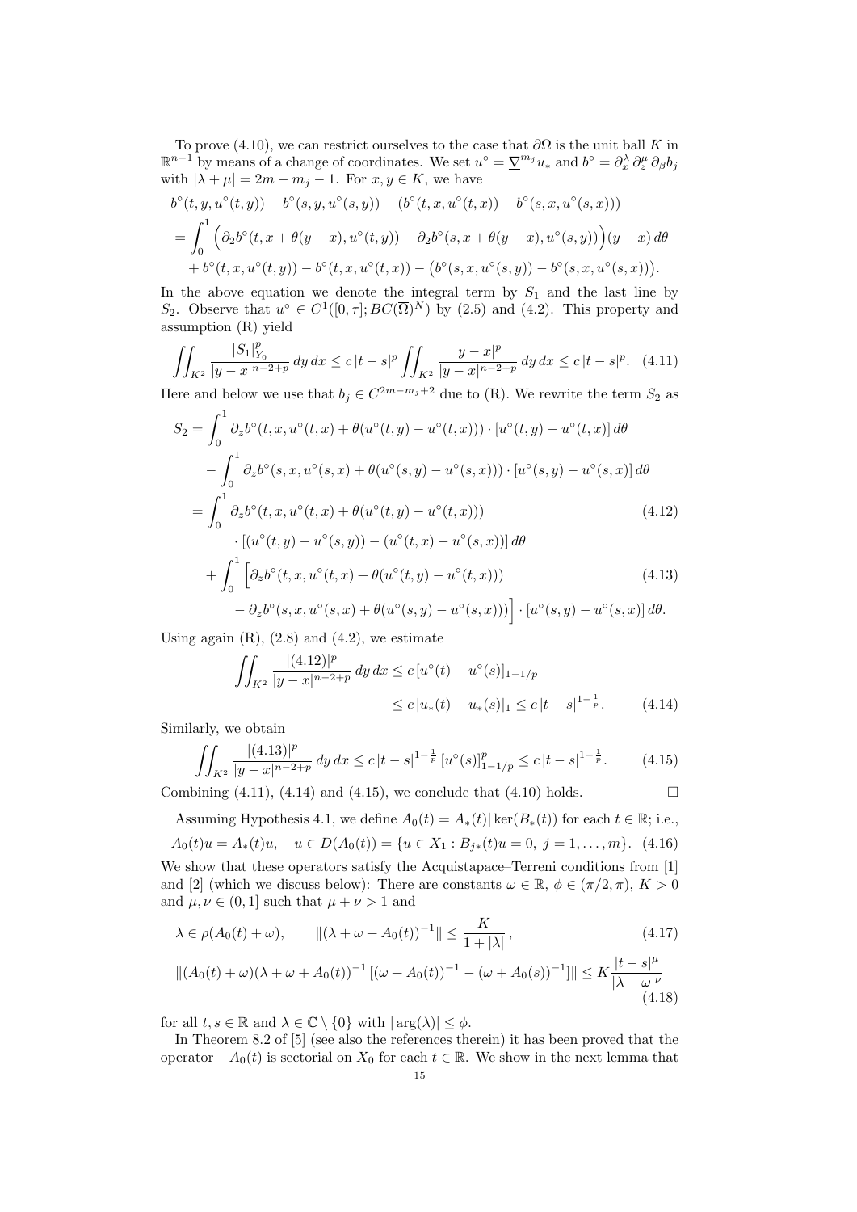To prove (4.10), we can restrict ourselves to the case that $\partial\Omega$ is the unit ball $K$ in $\mathbb{R}^{n-1}$ by means of a change of coordinates. We set $u^\circ = \underline{\nabla}^{m_j} u_*$ and $b^\circ = \partial_x^\lambda \partial_z^\mu \partial_\beta b_j$ with $|\lambda + \mu| = 2m - m_j - 1$. For $x, y \in K$, we have

$$
\begin{aligned}
&b^\circ(t, y, u^\circ(t, y)) - b^\circ(s, y, u^\circ(s, y)) - (b^\circ(t, x, u^\circ(t, x)) - b^\circ(s, x, u^\circ(s, x))) \\
&= \int_0^1 \Big(\partial_2 b^\circ(t, x + \theta(y - x), u^\circ(t, y)) - \partial_2 b^\circ(s, x + \theta(y - x), u^\circ(s, y))\Big)(y - x)\, d\theta \\
&\quad + b^\circ(t, x, u^\circ(t, y)) - b^\circ(t, x, u^\circ(t, x)) - \big(b^\circ(s, x, u^\circ(s, y)) - b^\circ(s, x, u^\circ(s, x))\big).
\end{aligned}
$$

In the above equation we denote the integral term by $S_1$ and the last line by $S_2$. Observe that $u^\circ \in C^1([0, \tau]; BC(\overline{\Omega})^N)$ by (2.5) and (4.2). This property and assumption (R) yield

$$
\iint_{K^2} \frac{|S_1|_{Y_0}^p}{|y - x|^{n-2+p}}\, dy\, dx \le c\, |t - s|^p \iint_{K^2} \frac{|y - x|^p}{|y - x|^{n-2+p}}\, dy\, dx \le c\, |t - s|^p. \tag{4.11}
$$

Here and below we use that $b_j \in C^{2m - m_j + 2}$ due to (R). We rewrite the term $S_2$ as

$$
\begin{aligned}
S_2 &= \int_0^1 \partial_z b^\circ(t, x, u^\circ(t, x) + \theta(u^\circ(t, y) - u^\circ(t, x))) \cdot [u^\circ(t, y) - u^\circ(t, x)]\, d\theta \\
&\quad - \int_0^1 \partial_z b^\circ(s, x, u^\circ(s, x) + \theta(u^\circ(s, y) - u^\circ(s, x))) \cdot [u^\circ(s, y) - u^\circ(s, x)]\, d\theta \\
&= \int_0^1 \partial_z b^\circ(t, x, u^\circ(t, x) + \theta(u^\circ(t, y) - u^\circ(t, x))) \qquad\qquad\qquad\qquad (4.12)\\
&\qquad \cdot [(u^\circ(t, y) - u^\circ(s, y)) - (u^\circ(t, x) - u^\circ(s, x))]\, d\theta \\
&\quad + \int_0^1 \Big[\partial_z b^\circ(t, x, u^\circ(t, x) + \theta(u^\circ(t, y) - u^\circ(t, x))) \qquad\qquad\qquad (4.13)\\
&\qquad - \partial_z b^\circ(s, x, u^\circ(s, x) + \theta(u^\circ(s, y) - u^\circ(s, x)))\Big] \cdot [u^\circ(s, y) - u^\circ(s, x)]\, d\theta.
\end{aligned}
$$

Using again (R), (2.8) and (4.2), we estimate

$$
\begin{aligned}
\iint_{K^2} \frac{|(4.12)|^p}{|y - x|^{n-2+p}}\, dy\, dx &\le c\, [u^\circ(t) - u^\circ(s)]_{1-1/p} \\
&\le c\, |u_*(t) - u_*(s)|_1 \le c\, |t - s|^{1 - \frac{1}{p}}.
\end{aligned} \tag{4.14}
$$

Similarly, we obtain

$$
\iint_{K^2} \frac{|(4.13)|^p}{|y - x|^{n-2+p}}\, dy\, dx \le c\, |t - s|^{1 - \frac{1}{p}}\, [u^\circ(s)]_{1-1/p}^p \le c\, |t - s|^{1 - \frac{1}{p}}. \tag{4.15}
$$

Combining (4.11), (4.14) and (4.15), we conclude that (4.10) holds. $\square$

Assuming Hypothesis 4.1, we define $A_0(t) = A_*(t)|\ker(B_*(t))$ for each $t \in \mathbb{R}$; i.e.,

$$
A_0(t)u = A_*(t)u, \quad u \in D(A_0(t)) = \{u \in X_1 : B_{j*}(t)u = 0,\ j = 1, \ldots, m\}. \tag{4.16}
$$

We show that these operators satisfy the Acquistapace–Terreni conditions from [1] and [2] (which we discuss below): There are constants $\omega \in \mathbb{R}$, $\phi \in (\pi/2, \pi)$, $K > 0$ and $\mu, \nu \in (0, 1]$ such that $\mu + \nu > 1$ and

$$
\lambda \in \rho(A_0(t) + \omega), \qquad \|(\lambda + \omega + A_0(t))^{-1}\| \le \frac{K}{1 + |\lambda|}, \tag{4.17}
$$

$$
\|(A_0(t) + \omega)(\lambda + \omega + A_0(t))^{-1}\, [(\omega + A_0(t))^{-1} - (\omega + A_0(s))^{-1}]\| \le K \frac{|t - s|^\mu}{|\lambda - \omega|^\nu} \tag{4.18}
$$

for all $t, s \in \mathbb{R}$ and $\lambda \in \mathbb{C} \setminus \{0\}$ with $|\arg(\lambda)| \le \phi$.

In Theorem 8.2 of [5] (see also the references therein) it has been proved that the operator $-A_0(t)$ is sectorial on $X_0$ for each $t \in \mathbb{R}$. We show in the next lemma that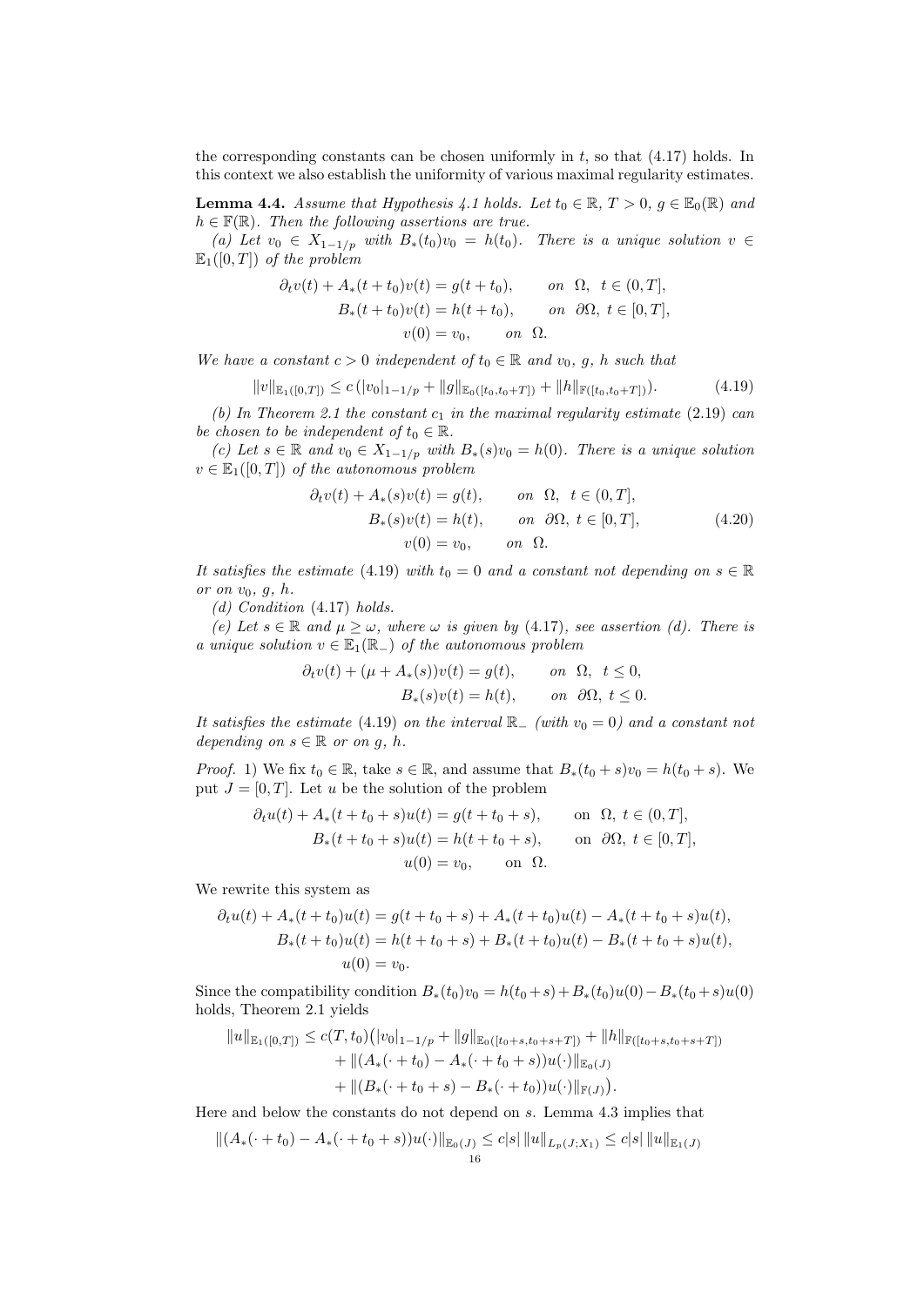the corresponding constants can be chosen uniformly in $t$, so that (4.17) holds. In this context we also establish the uniformity of various maximal regularity estimates.

**Lemma 4.4.** *Assume that Hypothesis 4.1 holds. Let $t_0 \in \mathbb{R}$, $T > 0$, $g \in \mathbb{E}_0(\mathbb{R})$ and $h \in \mathbb{F}(\mathbb{R})$. Then the following assertions are true.*

*(a) Let $v_0 \in X_{1-1/p}$ with $B_*(t_0)v_0 = h(t_0)$. There is a unique solution $v \in \mathbb{E}_1([0,T])$ of the problem*

$$\begin{aligned} \partial_t v(t) + A_*(t+t_0)v(t) &= g(t+t_0), \qquad \text{on } \Omega, \ t \in (0,T], \\ B_*(t+t_0)v(t) &= h(t+t_0), \qquad \text{on } \partial\Omega, \ t \in [0,T], \\ v(0) &= v_0, \qquad \text{on } \Omega. \end{aligned}$$

*We have a constant $c > 0$ independent of $t_0 \in \mathbb{R}$ and $v_0$, $g$, $h$ such that*

$$\|v\|_{\mathbb{E}_1([0,T])} \le c\,(|v_0|_{1-1/p} + \|g\|_{\mathbb{E}_0([t_0,t_0+T])} + \|h\|_{\mathbb{F}([t_0,t_0+T])}). \tag{4.19}$$

*(b) In Theorem 2.1 the constant $c_1$ in the maximal regularity estimate (2.19) can be chosen to be independent of $t_0 \in \mathbb{R}$.*

*(c) Let $s \in \mathbb{R}$ and $v_0 \in X_{1-1/p}$ with $B_*(s)v_0 = h(0)$. There is a unique solution $v \in \mathbb{E}_1([0,T])$ of the autonomous problem*

$$\begin{aligned} \partial_t v(t) + A_*(s)v(t) &= g(t), \qquad \text{on } \Omega, \ t \in (0,T], \\ B_*(s)v(t) &= h(t), \qquad \text{on } \partial\Omega, \ t \in [0,T], \\ v(0) &= v_0, \qquad \text{on } \Omega. \end{aligned} \tag{4.20}$$

*It satisfies the estimate (4.19) with $t_0 = 0$ and a constant not depending on $s \in \mathbb{R}$ or on $v_0$, $g$, $h$.*

*(d) Condition (4.17) holds.*

*(e) Let $s \in \mathbb{R}$ and $\mu \ge \omega$, where $\omega$ is given by (4.17), see assertion (d). There is a unique solution $v \in \mathbb{E}_1(\mathbb{R}_-)$ of the autonomous problem*

$$\begin{aligned} \partial_t v(t) + (\mu + A_*(s))v(t) &= g(t), \qquad \text{on } \Omega, \ t \le 0, \\ B_*(s)v(t) &= h(t), \qquad \text{on } \partial\Omega, \ t \le 0. \end{aligned}$$

*It satisfies the estimate (4.19) on the interval $\mathbb{R}_-$ (with $v_0 = 0$) and a constant not depending on $s \in \mathbb{R}$ or on $g$, $h$.*

*Proof.* 1) We fix $t_0 \in \mathbb{R}$, take $s \in \mathbb{R}$, and assume that $B_*(t_0+s)v_0 = h(t_0+s)$. We put $J = [0,T]$. Let $u$ be the solution of the problem

$$\begin{aligned} \partial_t u(t) + A_*(t+t_0+s)u(t) &= g(t+t_0+s), \qquad \text{on } \Omega, \ t \in (0,T], \\ B_*(t+t_0+s)u(t) &= h(t+t_0+s), \qquad \text{on } \partial\Omega, \ t \in [0,T], \\ u(0) &= v_0, \qquad \text{on } \Omega. \end{aligned}$$

We rewrite this system as

$$\begin{aligned} \partial_t u(t) + A_*(t+t_0)u(t) &= g(t+t_0+s) + A_*(t+t_0)u(t) - A_*(t+t_0+s)u(t), \\ B_*(t+t_0)u(t) &= h(t+t_0+s) + B_*(t+t_0)u(t) - B_*(t+t_0+s)u(t), \\ u(0) &= v_0. \end{aligned}$$

Since the compatibility condition $B_*(t_0)v_0 = h(t_0+s) + B_*(t_0)u(0) - B_*(t_0+s)u(0)$ holds, Theorem 2.1 yields

$$\begin{aligned} \|u\|_{\mathbb{E}_1([0,T])} \le c(T,t_0)\big(&|v_0|_{1-1/p} + \|g\|_{\mathbb{E}_0([t_0+s,t_0+s+T])} + \|h\|_{\mathbb{F}([t_0+s,t_0+s+T])} \\ &+ \|(A_*(\cdot+t_0) - A_*(\cdot+t_0+s))u(\cdot)\|_{\mathbb{E}_0(J)} \\ &+ \|(B_*(\cdot+t_0+s) - B_*(\cdot+t_0))u(\cdot)\|_{\mathbb{F}(J)}\big). \end{aligned}$$

Here and below the constants do not depend on $s$. Lemma 4.3 implies that

$$\|(A_*(\cdot+t_0) - A_*(\cdot+t_0+s))u(\cdot)\|_{\mathbb{E}_0(J)} \le c|s|\,\|u\|_{L_p(J;X_1)} \le c|s|\,\|u\|_{\mathbb{E}_1(J)}$$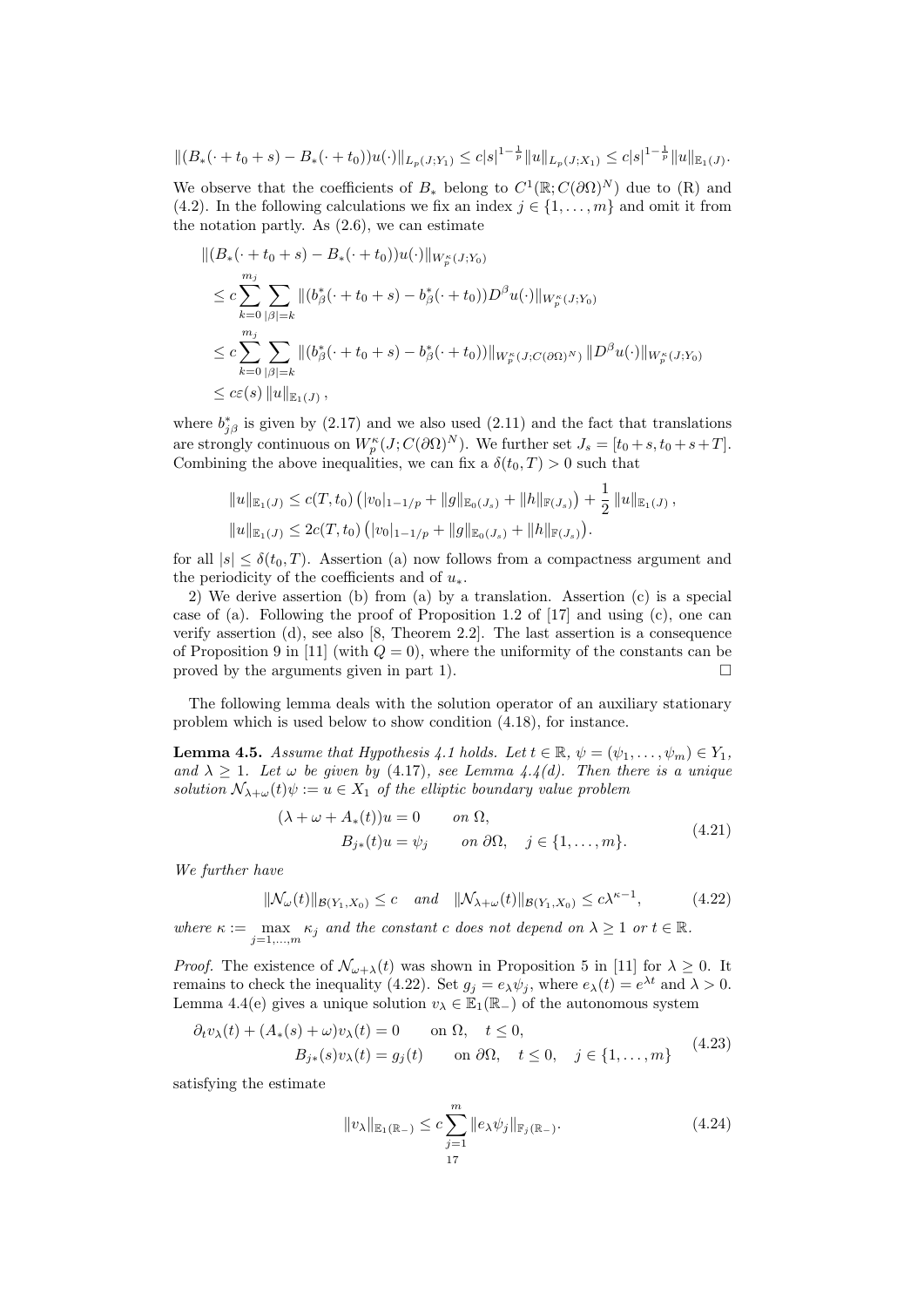$$\|(B_*(\cdot + t_0 + s) - B_*(\cdot + t_0))u(\cdot)\|_{L_p(J;Y_1)} \le c|s|^{1-\frac{1}{p}}\|u\|_{L_p(J;X_1)} \le c|s|^{1-\frac{1}{p}}\|u\|_{\mathbb{E}_1(J)}.$$

We observe that the coefficients of $B_*$ belong to $C^1(\mathbb{R}; C(\partial\Omega)^N)$ due to (R) and (4.2). In the following calculations we fix an index $j \in \{1, \dots, m\}$ and omit it from the notation partly. As (2.6), we can estimate

$$\begin{aligned}
&\|(B_*(\cdot + t_0 + s) - B_*(\cdot + t_0))u(\cdot)\|_{W_p^\kappa(J;Y_0)} \\
&\le c\sum_{k=0}^{m_j}\sum_{|\beta|=k} \|(b_\beta^*(\cdot + t_0 + s) - b_\beta^*(\cdot + t_0))D^\beta u(\cdot)\|_{W_p^\kappa(J;Y_0)} \\
&\le c\sum_{k=0}^{m_j}\sum_{|\beta|=k} \|(b_\beta^*(\cdot + t_0 + s) - b_\beta^*(\cdot + t_0))\|_{W_p^\kappa(J;C(\partial\Omega)^N)} \,\|D^\beta u(\cdot)\|_{W_p^\kappa(J;Y_0)} \\
&\le c\varepsilon(s)\,\|u\|_{\mathbb{E}_1(J)}\,,
\end{aligned}$$

where $b_{j\beta}^*$ is given by (2.17) and we also used (2.11) and the fact that translations are strongly continuous on $W_p^\kappa(J; C(\partial\Omega)^N)$. We further set $J_s = [t_0 + s, t_0 + s + T]$. Combining the above inequalities, we can fix a $\delta(t_0, T) > 0$ such that

$$\begin{aligned}
&\|u\|_{\mathbb{E}_1(J)} \le c(T, t_0)\left(|v_0|_{1-1/p} + \|g\|_{\mathbb{E}_0(J_s)} + \|h\|_{\mathbb{F}(J_s)}\right) + \frac{1}{2}\,\|u\|_{\mathbb{E}_1(J)}\,, \\
&\|u\|_{\mathbb{E}_1(J)} \le 2c(T, t_0)\left(|v_0|_{1-1/p} + \|g\|_{\mathbb{E}_0(J_s)} + \|h\|_{\mathbb{F}(J_s)}\right).
\end{aligned}$$

for all $|s| \le \delta(t_0, T)$. Assertion (a) now follows from a compactness argument and the periodicity of the coefficients and of $u_*$.

2) We derive assertion (b) from (a) by a translation. Assertion (c) is a special case of (a). Following the proof of Proposition 1.2 of [17] and using (c), one can verify assertion (d), see also [8, Theorem 2.2]. The last assertion is a consequence of Proposition 9 in [11] (with $Q = 0$), where the uniformity of the constants can be proved by the arguments given in part 1). $\square$

The following lemma deals with the solution operator of an auxiliary stationary problem which is used below to show condition (4.18), for instance.

**Lemma 4.5.** *Assume that Hypothesis 4.1 holds. Let $t \in \mathbb{R}$, $\psi = (\psi_1, \dots, \psi_m) \in Y_1$, and $\lambda \ge 1$. Let $\omega$ be given by (4.17), see Lemma 4.4(d). Then there is a unique solution $\mathcal{N}_{\lambda+\omega}(t)\psi := u \in X_1$ of the elliptic boundary value problem*

$$\begin{aligned}
(\lambda + \omega + A_*(t))u &= 0 \qquad \text{on } \Omega, \\
B_{j*}(t)u &= \psi_j \qquad \text{on } \partial\Omega, \quad j \in \{1, \dots, m\}.
\end{aligned} \tag{4.21}$$

*We further have*

$$\|\mathcal{N}_\omega(t)\|_{\mathcal{B}(Y_1,X_0)} \le c \quad \text{and} \quad \|\mathcal{N}_{\lambda+\omega}(t)\|_{\mathcal{B}(Y_1,X_0)} \le c\lambda^{\kappa-1}, \tag{4.22}$$

*where $\kappa := \max_{j=1,\dots,m} \kappa_j$ and the constant $c$ does not depend on $\lambda \ge 1$ or $t \in \mathbb{R}$.*

*Proof.* The existence of $\mathcal{N}_{\omega+\lambda}(t)$ was shown in Proposition 5 in [11] for $\lambda \ge 0$. It remains to check the inequality (4.22). Set $g_j = e_\lambda\psi_j$, where $e_\lambda(t) = e^{\lambda t}$ and $\lambda > 0$. Lemma 4.4(e) gives a unique solution $v_\lambda \in \mathbb{E}_1(\mathbb{R}_-)$ of the autonomous system

$$\begin{aligned}
\partial_t v_\lambda(t) + (A_*(s) + \omega)v_\lambda(t) &= 0 \qquad \text{on } \Omega, \quad t \le 0, \\
B_{j*}(s)v_\lambda(t) &= g_j(t) \qquad \text{on } \partial\Omega, \quad t \le 0, \quad j \in \{1, \dots, m\}
\end{aligned} \tag{4.23}$$

satisfying the estimate

$$\|v_\lambda\|_{\mathbb{E}_1(\mathbb{R}_-)} \le c\sum_{j=1}^m \|e_\lambda\psi_j\|_{\mathbb{F}_j(\mathbb{R}_-)}. \tag{4.24}$$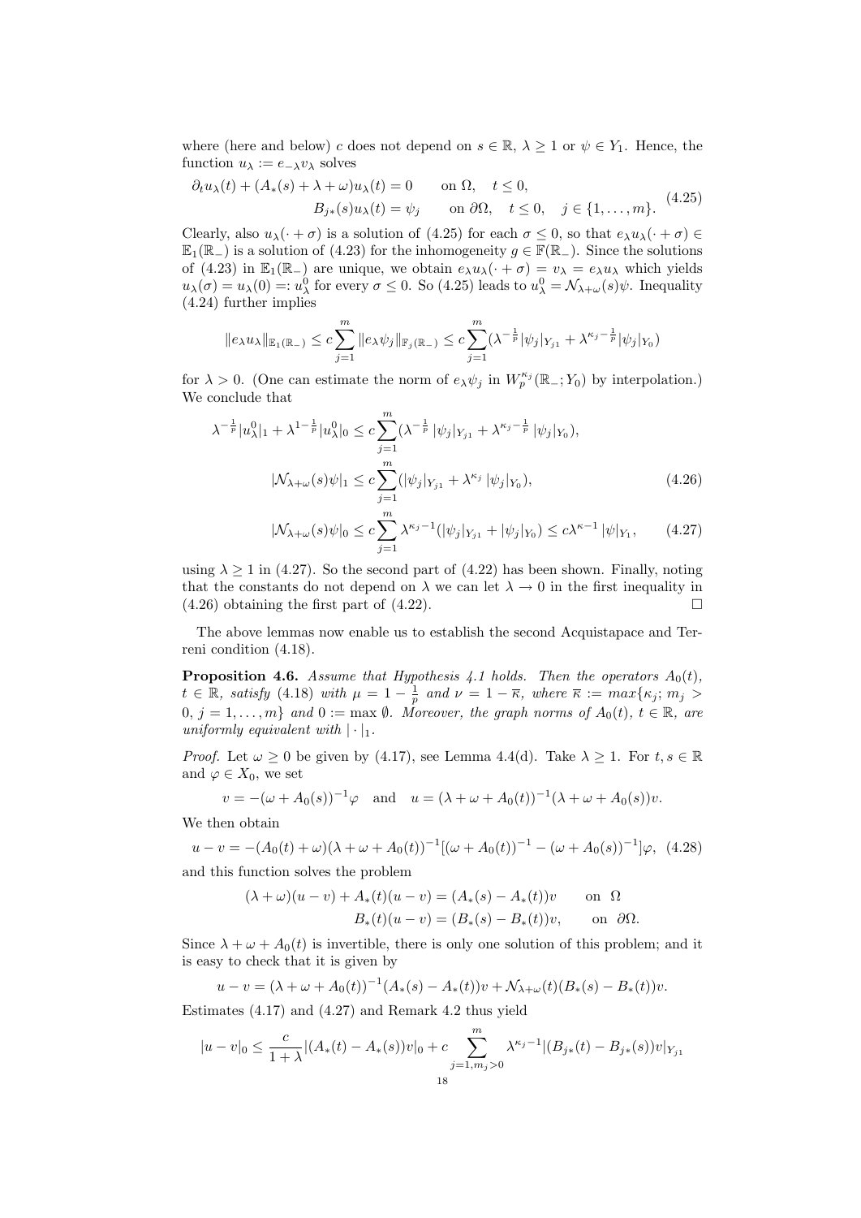where (here and below) $c$ does not depend on $s \in \mathbb{R}$, $\lambda \geq 1$ or $\psi \in Y_1$. Hence, the function $u_\lambda := e_{-\lambda} v_\lambda$ solves

$$
\begin{aligned}
\partial_t u_\lambda(t) + (A_*(s) + \lambda + \omega) u_\lambda(t) &= 0 \qquad \text{on } \Omega, \quad t \leq 0, \\
B_{j*}(s) u_\lambda(t) &= \psi_j \qquad \text{on } \partial\Omega, \quad t \leq 0, \quad j \in \{1, \ldots, m\}.
\end{aligned}
\tag{4.25}
$$

Clearly, also $u_\lambda(\cdot + \sigma)$ is a solution of (4.25) for each $\sigma \leq 0$, so that $e_\lambda u_\lambda(\cdot + \sigma) \in \mathbb{E}_1(\mathbb{R}_-)$ is a solution of (4.23) for the inhomogeneity $g \in \mathbb{F}(\mathbb{R}_-)$. Since the solutions of (4.23) in $\mathbb{E}_1(\mathbb{R}_-)$ are unique, we obtain $e_\lambda u_\lambda(\cdot + \sigma) = v_\lambda = e_\lambda u_\lambda$ which yields $u_\lambda(\sigma) = u_\lambda(0) =: u_\lambda^0$ for every $\sigma \leq 0$. So (4.25) leads to $u_\lambda^0 = \mathcal{N}_{\lambda+\omega}(s)\psi$. Inequality (4.24) further implies

$$
\|e_\lambda u_\lambda\|_{\mathbb{E}_1(\mathbb{R}_-)} \leq c \sum_{j=1}^m \|e_\lambda \psi_j\|_{\mathbb{F}_j(\mathbb{R}_-)} \leq c \sum_{j=1}^m (\lambda^{-\frac{1}{p}} |\psi_j|_{Y_{j1}} + \lambda^{\kappa_j - \frac{1}{p}} |\psi_j|_{Y_0})
$$

for $\lambda > 0$. (One can estimate the norm of $e_\lambda \psi_j$ in $W_p^{\kappa_j}(\mathbb{R}_-; Y_0)$ by interpolation.) We conclude that

$$
\lambda^{-\frac{1}{p}} |u_\lambda^0|_1 + \lambda^{1-\frac{1}{p}} |u_\lambda^0|_0 \leq c \sum_{j=1}^m (\lambda^{-\frac{1}{p}} \, |\psi_j|_{Y_{j1}} + \lambda^{\kappa_j - \frac{1}{p}} \, |\psi_j|_{Y_0}),
$$

$$
|\mathcal{N}_{\lambda+\omega}(s)\psi|_1 \leq c \sum_{j=1}^m (|\psi_j|_{Y_{j1}} + \lambda^{\kappa_j} \, |\psi_j|_{Y_0}), \tag{4.26}
$$

$$
|\mathcal{N}_{\lambda+\omega}(s)\psi|_0 \leq c \sum_{j=1}^m \lambda^{\kappa_j - 1} (|\psi_j|_{Y_{j1}} + |\psi_j|_{Y_0}) \leq c \lambda^{\kappa - 1} \, |\psi|_{Y_1}, \tag{4.27}
$$

using $\lambda \geq 1$ in (4.27). So the second part of (4.22) has been shown. Finally, noting that the constants do not depend on $\lambda$ we can let $\lambda \to 0$ in the first inequality in (4.26) obtaining the first part of (4.22). $\square$

The above lemmas now enable us to establish the second Acquistapace and Terreni condition (4.18).

**Proposition 4.6.** *Assume that Hypothesis 4.1 holds. Then the operators $A_0(t)$, $t \in \mathbb{R}$, satisfy (4.18) with $\mu = 1 - \frac{1}{p}$ and $\nu = 1 - \overline{\kappa}$, where $\overline{\kappa} := max\{\kappa_j; m_j > 0, j = 1, \ldots, m\}$ and $0 := \max \emptyset$. Moreover, the graph norms of $A_0(t)$, $t \in \mathbb{R}$, are uniformly equivalent with $|\cdot|_1$.*

*Proof.* Let $\omega \geq 0$ be given by (4.17), see Lemma 4.4(d). Take $\lambda \geq 1$. For $t, s \in \mathbb{R}$ and $\varphi \in X_0$, we set

$$
v = -(\omega + A_0(s))^{-1} \varphi \quad \text{and} \quad u = (\lambda + \omega + A_0(t))^{-1} (\lambda + \omega + A_0(s)) v.
$$

We then obtain

$$
u - v = -(A_0(t) + \omega)(\lambda + \omega + A_0(t))^{-1} [(\omega + A_0(t))^{-1} - (\omega + A_0(s))^{-1}] \varphi, \tag{4.28}
$$

and this function solves the problem

$$
\begin{aligned}
(\lambda + \omega)(u - v) + A_*(t)(u - v) &= (A_*(s) - A_*(t)) v \qquad \text{on } \Omega \\
B_*(t)(u - v) &= (B_*(s) - B_*(t)) v, \qquad \text{on } \partial\Omega.
\end{aligned}
$$

Since $\lambda + \omega + A_0(t)$ is invertible, there is only one solution of this problem; and it is easy to check that it is given by

$$
u - v = (\lambda + \omega + A_0(t))^{-1} (A_*(s) - A_*(t)) v + \mathcal{N}_{\lambda+\omega}(t)(B_*(s) - B_*(t)) v.
$$

Estimates (4.17) and (4.27) and Remark 4.2 thus yield

$$
|u - v|_0 \leq \frac{c}{1 + \lambda} |(A_*(t) - A_*(s)) v|_0 + c \sum_{j=1, m_j > 0}^m \lambda^{\kappa_j - 1} |(B_{j*}(t) - B_{j*}(s)) v|_{Y_{j1}}
$$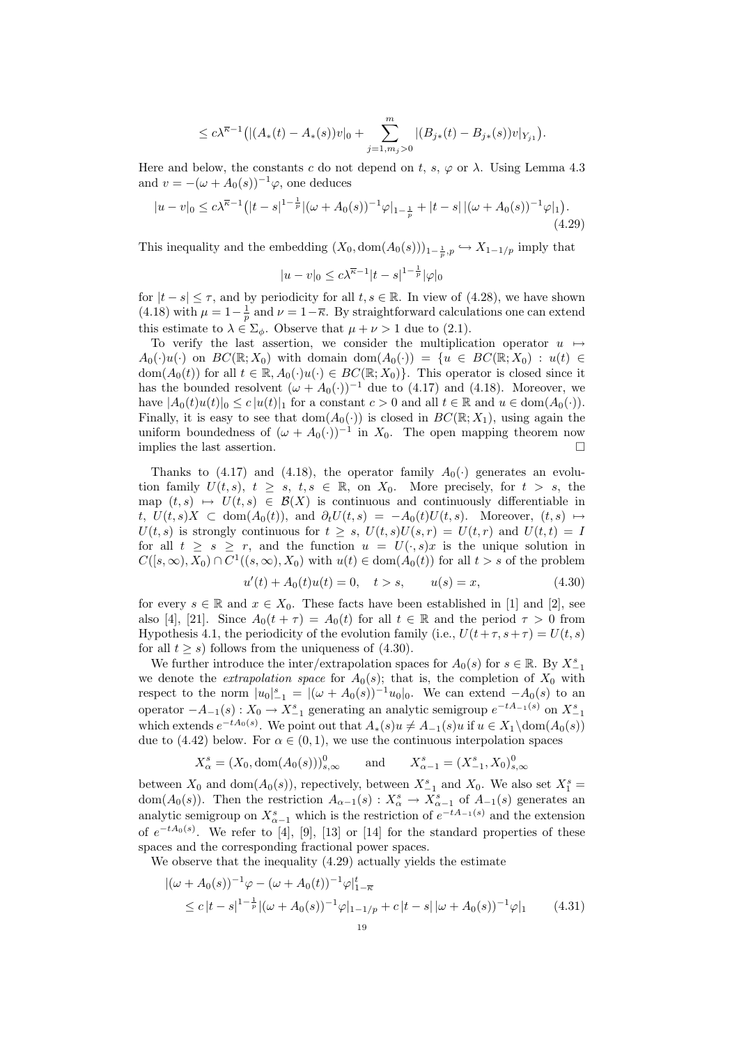$$\leq c\lambda^{\overline{\kappa}-1}\big(|(A_*(t)-A_*(s))v|_0 + \sum_{j=1,m_j>0}^{m} |(B_{j*}(t)-B_{j*}(s))v|_{Y_{j1}}\big).$$

Here and below, the constants $c$ do not depend on $t$, $s$, $\varphi$ or $\lambda$. Using Lemma 4.3 and $v = -(\omega + A_0(s))^{-1}\varphi$, one deduces

$$|u-v|_0 \leq c\lambda^{\overline{\kappa}-1}\big(|t-s|^{1-\frac{1}{p}}|(\omega+A_0(s))^{-1}\varphi|_{1-\frac{1}{p}} + |t-s|\,|(\omega+A_0(s))^{-1}\varphi|_1\big). \tag{4.29}$$

This inequality and the embedding $(X_0, \mathrm{dom}(A_0(s)))_{1-\frac{1}{p},p} \hookrightarrow X_{1-1/p}$ imply that

$$|u-v|_0 \leq c\lambda^{\overline{\kappa}-1}|t-s|^{1-\frac{1}{p}}|\varphi|_0$$

for $|t-s| \leq \tau$, and by periodicity for all $t, s \in \mathbb{R}$. In view of (4.28), we have shown (4.18) with $\mu = 1-\frac{1}{p}$ and $\nu = 1-\overline{\kappa}$. By straightforward calculations one can extend this estimate to $\lambda \in \Sigma_\phi$. Observe that $\mu + \nu > 1$ due to (2.1).

To verify the last assertion, we consider the multiplication operator $u \mapsto A_0(\cdot)u(\cdot)$ on $BC(\mathbb{R}; X_0)$ with domain $\mathrm{dom}(A_0(\cdot)) = \{u \in BC(\mathbb{R}; X_0) : u(t) \in \mathrm{dom}(A_0(t)) \text{ for all } t \in \mathbb{R}, A_0(\cdot)u(\cdot) \in BC(\mathbb{R}; X_0)\}$. This operator is closed since it has the bounded resolvent $(\omega + A_0(\cdot))^{-1}$ due to (4.17) and (4.18). Moreover, we have $|A_0(t)u(t)|_0 \leq c\,|u(t)|_1$ for a constant $c > 0$ and all $t \in \mathbb{R}$ and $u \in \mathrm{dom}(A_0(\cdot))$. Finally, it is easy to see that $\mathrm{dom}(A_0(\cdot))$ is closed in $BC(\mathbb{R}; X_1)$, using again the uniform boundedness of $(\omega + A_0(\cdot))^{-1}$ in $X_0$. The open mapping theorem now implies the last assertion. □

Thanks to (4.17) and (4.18), the operator family $A_0(\cdot)$ generates an evolution family $U(t,s)$, $t \geq s$, $t, s \in \mathbb{R}$, on $X_0$. More precisely, for $t > s$, the map $(t,s) \mapsto U(t,s) \in \mathcal{B}(X)$ is continuous and continuously differentiable in $t$, $U(t,s)X \subset \mathrm{dom}(A_0(t))$, and $\partial_t U(t,s) = -A_0(t)U(t,s)$. Moreover, $(t,s) \mapsto U(t,s)$ is strongly continuous for $t \geq s$, $U(t,s)U(s,r) = U(t,r)$ and $U(t,t) = I$ for all $t \geq s \geq r$, and the function $u = U(\cdot, s)x$ is the unique solution in $C([s,\infty), X_0) \cap C^1((s,\infty), X_0)$ with $u(t) \in \mathrm{dom}(A_0(t))$ for all $t > s$ of the problem

$$u'(t) + A_0(t)u(t) = 0, \quad t > s, \qquad u(s) = x, \tag{4.30}$$

for every $s \in \mathbb{R}$ and $x \in X_0$. These facts have been established in [1] and [2], see also [4], [21]. Since $A_0(t+\tau) = A_0(t)$ for all $t \in \mathbb{R}$ and the period $\tau > 0$ from Hypothesis 4.1, the periodicity of the evolution family (i.e., $U(t+\tau, s+\tau) = U(t,s)$ for all $t \geq s$) follows from the uniqueness of (4.30).

We further introduce the inter/extrapolation spaces for $A_0(s)$ for $s \in \mathbb{R}$. By $X_{-1}^s$ we denote the *extrapolation space* for $A_0(s)$; that is, the completion of $X_0$ with respect to the norm $|u_0|_{-1}^s = |(\omega + A_0(s))^{-1}u_0|_0$. We can extend $-A_0(s)$ to an operator $-A_{-1}(s) : X_0 \to X_{-1}^s$ generating an analytic semigroup $e^{-tA_{-1}(s)}$ on $X_{-1}^s$ which extends $e^{-tA_0(s)}$. We point out that $A_*(s)u \neq A_{-1}(s)u$ if $u \in X_1 \backslash \mathrm{dom}(A_0(s))$ due to (4.42) below. For $\alpha \in (0,1)$, we use the continuous interpolation spaces

$$X_\alpha^s = (X_0, \mathrm{dom}(A_0(s)))_{s,\infty}^0 \qquad \text{and} \qquad X_{\alpha-1}^s = (X_{-1}^s, X_0)_{s,\infty}^0$$

between $X_0$ and $\mathrm{dom}(A_0(s))$, respectively, between $X_{-1}^s$ and $X_0$. We also set $X_1^s = \mathrm{dom}(A_0(s))$. Then the restriction $A_{\alpha-1}(s) : X_\alpha^s \to X_{\alpha-1}^s$ of $A_{-1}(s)$ generates an analytic semigroup on $X_{\alpha-1}^s$ which is the restriction of $e^{-tA_{-1}(s)}$ and the extension of $e^{-tA_0(s)}$. We refer to [4], [9], [13] or [14] for the standard properties of these spaces and the corresponding fractional power spaces.

We observe that the inequality (4.29) actually yields the estimate

$$\begin{aligned}
&|(\omega + A_0(s))^{-1}\varphi - (\omega + A_0(t))^{-1}\varphi|_{1-\overline{\kappa}}^t \\
&\qquad \leq c\,|t-s|^{1-\frac{1}{p}}|(\omega + A_0(s))^{-1}\varphi|_{1-1/p} + c\,|t-s|\,|\omega + A_0(s))^{-1}\varphi|_1
\end{aligned} \tag{4.31}$$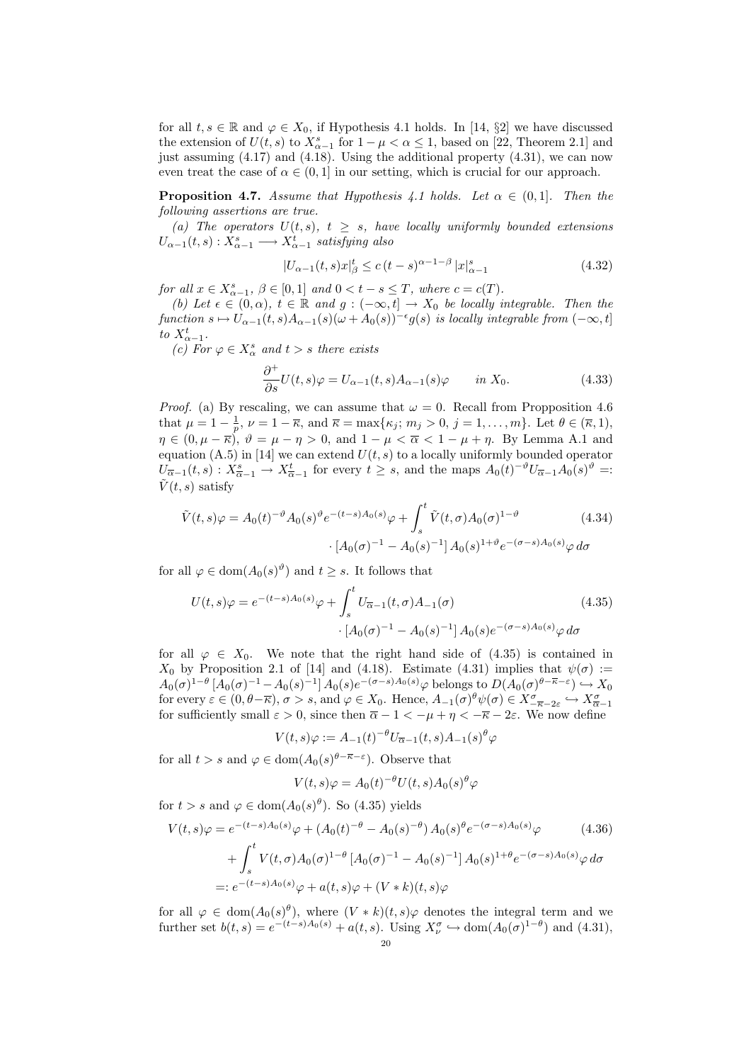for all $t, s \in \mathbb{R}$ and $\varphi \in X_0$, if Hypothesis 4.1 holds. In [14, §2] we have discussed the extension of $U(t,s)$ to $X^s_{\alpha-1}$ for $1-\mu < \alpha \le 1$, based on [22, Theorem 2.1] and just assuming (4.17) and (4.18). Using the additional property (4.31), we can now even treat the case of $\alpha \in (0,1]$ in our setting, which is crucial for our approach.

**Proposition 4.7.** *Assume that Hypothesis 4.1 holds. Let $\alpha \in (0,1]$. Then the following assertions are true.*

*(a) The operators $U(t,s)$, $t \ge s$, have locally uniformly bounded extensions $U_{\alpha-1}(t,s) : X^s_{\alpha-1} \longrightarrow X^t_{\alpha-1}$ satisfying also*

$$|U_{\alpha-1}(t,s)x|^t_\beta \le c\,(t-s)^{\alpha-1-\beta}\,|x|^s_{\alpha-1} \tag{4.32}$$

*for all $x \in X^s_{\alpha-1}$, $\beta \in [0,1]$ and $0 < t-s \le T$, where $c = c(T)$.*

*(b) Let $\epsilon \in (0,\alpha)$, $t \in \mathbb{R}$ and $g : (-\infty, t] \to X_0$ be locally integrable. Then the function $s \mapsto U_{\alpha-1}(t,s)A_{\alpha-1}(s)(\omega + A_0(s))^{-\epsilon}g(s)$ is locally integrable from $(-\infty, t]$ to $X^t_{\alpha-1}$.*

*(c) For $\varphi \in X^s_\alpha$ and $t > s$ there exists*

$$\frac{\partial^+}{\partial s}U(t,s)\varphi = U_{\alpha-1}(t,s)A_{\alpha-1}(s)\varphi \qquad \text{in } X_0. \tag{4.33}$$

*Proof.* (a) By rescaling, we can assume that $\omega = 0$. Recall from Proppposition 4.6 that $\mu = 1 - \frac{1}{p}$, $\nu = 1 - \overline{\kappa}$, and $\overline{\kappa} = \max\{\kappa_j;\, m_j > 0,\, j = 1, \dots, m\}$. Let $\theta \in (\overline{\kappa}, 1)$, $\eta \in (0, \mu - \overline{\kappa})$, $\vartheta = \mu - \eta > 0$, and $1 - \mu < \overline{\alpha} < 1 - \mu + \eta$. By Lemma A.1 and equation (A.5) in [14] we can extend $U(t,s)$ to a locally uniformly bounded operator $U_{\overline{\alpha}-1}(t,s) : X^s_{\overline{\alpha}-1} \to X^t_{\overline{\alpha}-1}$ for every $t \ge s$, and the maps $A_0(t)^{-\vartheta}U_{\overline{\alpha}-1}A_0(s)^\vartheta =: \tilde{V}(t,s)$ satisfy

$$\begin{aligned}\tilde{V}(t,s)\varphi = A_0(t)^{-\vartheta}A_0(s)^\vartheta e^{-(t-s)A_0(s)}\varphi + \int_s^t \tilde{V}(t,\sigma)A_0(\sigma)^{1-\vartheta} \\ \cdot \left[A_0(\sigma)^{-1} - A_0(s)^{-1}\right] A_0(s)^{1+\vartheta}e^{-(\sigma-s)A_0(s)}\varphi\, d\sigma\end{aligned} \tag{4.34}$$

for all $\varphi \in \mathrm{dom}(A_0(s)^\vartheta)$ and $t \ge s$. It follows that

$$\begin{aligned}U(t,s)\varphi = e^{-(t-s)A_0(s)}\varphi + \int_s^t U_{\overline{\alpha}-1}(t,\sigma)A_{-1}(\sigma) \\ \cdot \left[A_0(\sigma)^{-1} - A_0(s)^{-1}\right] A_0(s)e^{-(\sigma-s)A_0(s)}\varphi\, d\sigma\end{aligned} \tag{4.35}$$

for all $\varphi \in X_0$. We note that the right hand side of (4.35) is contained in $X_0$ by Proposition 2.1 of [14] and (4.18). Estimate (4.31) implies that $\psi(\sigma) := A_0(\sigma)^{1-\theta}\left[A_0(\sigma)^{-1} - A_0(s)^{-1}\right]A_0(s)e^{-(\sigma-s)A_0(s)}\varphi$ belongs to $D(A_0(\sigma)^{\theta-\overline{\kappa}-\varepsilon}) \hookrightarrow X_0$ for every $\varepsilon \in (0, \theta - \overline{\kappa})$, $\sigma > s$, and $\varphi \in X_0$. Hence, $A_{-1}(\sigma)^\theta\psi(\sigma) \in X^\sigma_{-\overline{\kappa}-2\varepsilon} \hookrightarrow X^\sigma_{\overline{\alpha}-1}$ for sufficiently small $\varepsilon > 0$, since then $\overline{\alpha} - 1 < -\mu + \eta < -\overline{\kappa} - 2\varepsilon$. We now define

$$V(t,s)\varphi := A_{-1}(t)^{-\theta}U_{\overline{\alpha}-1}(t,s)A_{-1}(s)^\theta\varphi$$

for all $t > s$ and $\varphi \in \mathrm{dom}(A_0(s)^{\theta-\overline{\kappa}-\varepsilon})$. Observe that

$$V(t,s)\varphi = A_0(t)^{-\theta}U(t,s)A_0(s)^\theta\varphi$$

for $t > s$ and $\varphi \in \mathrm{dom}(A_0(s)^\theta)$. So (4.35) yields

$$\begin{aligned}V(t,s)\varphi &= e^{-(t-s)A_0(s)}\varphi + \left(A_0(t)^{-\theta} - A_0(s)^{-\theta}\right)A_0(s)^\theta e^{-(\sigma-s)A_0(s)}\varphi \\ &\quad + \int_s^t V(t,\sigma)A_0(\sigma)^{1-\theta}\left[A_0(\sigma)^{-1} - A_0(s)^{-1}\right]A_0(s)^{1+\theta}e^{-(\sigma-s)A_0(s)}\varphi\, d\sigma \\ &=: e^{-(t-s)A_0(s)}\varphi + a(t,s)\varphi + (V * k)(t,s)\varphi\end{aligned} \tag{4.36}$$

for all $\varphi \in \mathrm{dom}(A_0(s)^\theta)$, where $(V * k)(t,s)\varphi$ denotes the integral term and we further set $b(t,s) = e^{-(t-s)A_0(s)} + a(t,s)$. Using $X^\sigma_\nu \hookrightarrow \mathrm{dom}(A_0(\sigma)^{1-\theta})$ and (4.31),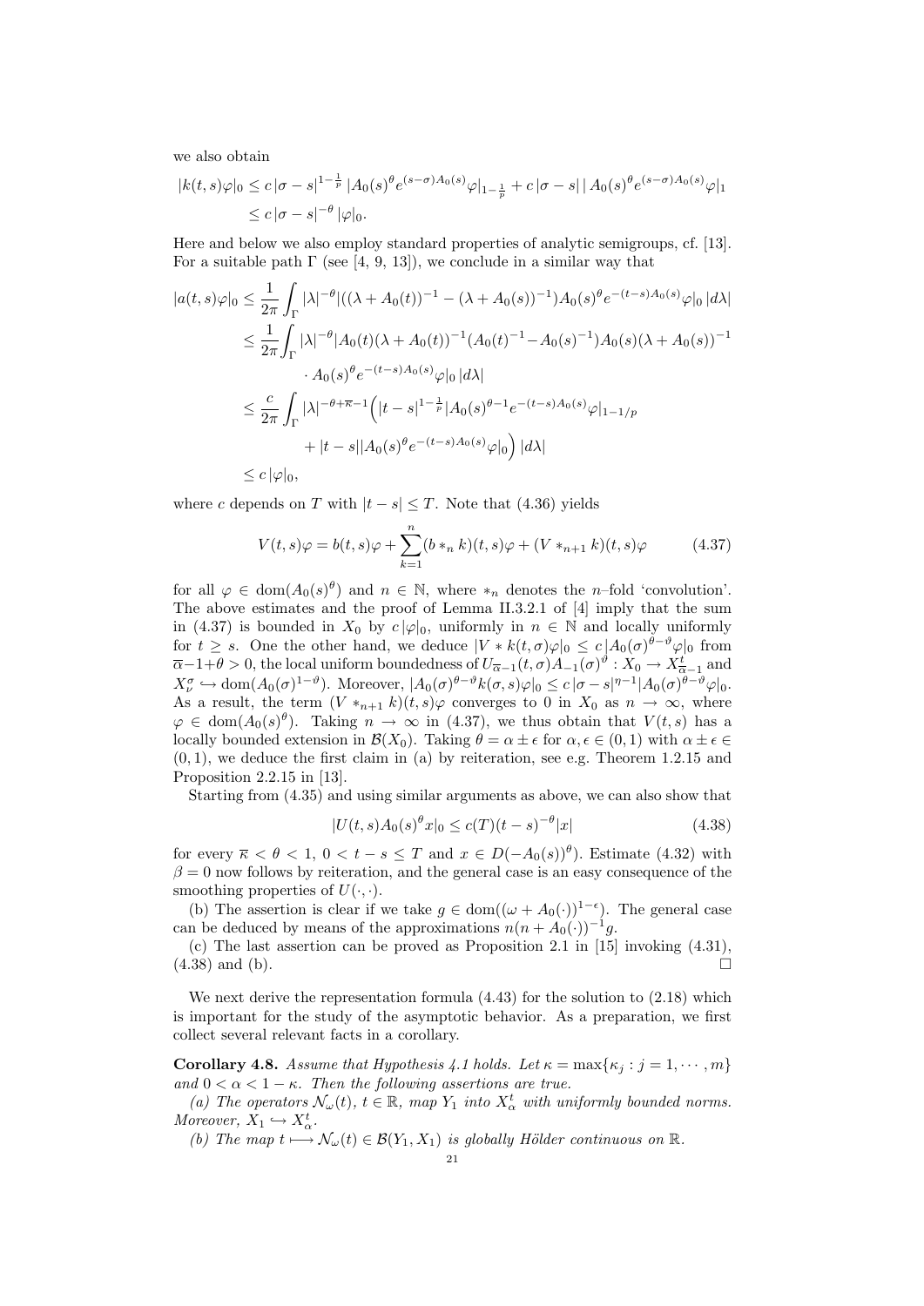we also obtain

$$
\begin{aligned}
|k(t,s)\varphi|_0 &\le c\,|\sigma - s|^{1-\frac{1}{p}}\,|A_0(s)^\theta e^{(s-\sigma)A_0(s)}\varphi|_{1-\frac{1}{p}} + c\,|\sigma - s|\,|\,A_0(s)^\theta e^{(s-\sigma)A_0(s)}\varphi|_1 \\
&\le c\,|\sigma - s|^{-\theta}\,|\varphi|_0.
\end{aligned}
$$

Here and below we also employ standard properties of analytic semigroups, cf. [13]. For a suitable path $\Gamma$ (see [4, 9, 13]), we conclude in a similar way that

$$
\begin{aligned}
|a(t,s)\varphi|_0 &\le \frac{1}{2\pi}\int_\Gamma |\lambda|^{-\theta}|((\lambda + A_0(t))^{-1} - (\lambda + A_0(s))^{-1})A_0(s)^\theta e^{-(t-s)A_0(s)}\varphi|_0\,|d\lambda| \\
&\le \frac{1}{2\pi}\int_\Gamma |\lambda|^{-\theta}|A_0(t)(\lambda + A_0(t))^{-1}(A_0(t)^{-1} - A_0(s)^{-1})A_0(s)(\lambda + A_0(s))^{-1} \\
&\qquad \cdot A_0(s)^\theta e^{-(t-s)A_0(s)}\varphi|_0\,|d\lambda| \\
&\le \frac{c}{2\pi}\int_\Gamma |\lambda|^{-\theta+\overline{\kappa}-1}\Big(|t-s|^{1-\frac{1}{p}}|A_0(s)^{\theta-1}e^{-(t-s)A_0(s)}\varphi|_{1-1/p} \\
&\qquad + |t-s||A_0(s)^\theta e^{-(t-s)A_0(s)}\varphi|_0\Big)\,|d\lambda| \\
&\le c\,|\varphi|_0,
\end{aligned}
$$

where $c$ depends on $T$ with $|t-s| \le T$. Note that (4.36) yields

$$
V(t,s)\varphi = b(t,s)\varphi + \sum_{k=1}^{n}(b *_n k)(t,s)\varphi + (V *_{n+1} k)(t,s)\varphi \tag{4.37}
$$

for all $\varphi \in \operatorname{dom}(A_0(s)^\theta)$ and $n \in \mathbb{N}$, where $*_n$ denotes the $n$–fold 'convolution'. The above estimates and the proof of Lemma II.3.2.1 of [4] imply that the sum in (4.37) is bounded in $X_0$ by $c\,|\varphi|_0$, uniformly in $n \in \mathbb{N}$ and locally uniformly for $t \ge s$. One the other hand, we deduce $|V * k(t,\sigma)\varphi|_0 \le c\,|A_0(\sigma)^{\theta-\vartheta}\varphi|_0$ from $\overline{\alpha}-1+\theta > 0$, the local uniform boundedness of $U_{\overline{\alpha}-1}(t,\sigma)A_{-1}(\sigma)^\vartheta : X_0 \to X^t_{\overline{\alpha}-1}$ and $X^\sigma_\nu \hookrightarrow \operatorname{dom}(A_0(\sigma)^{1-\vartheta})$. Moreover, $|A_0(\sigma)^{\theta-\vartheta}k(\sigma,s)\varphi|_0 \le c\,|\sigma - s|^{\eta-1}|A_0(\sigma)^{\theta-\vartheta}\varphi|_0$. As a result, the term $(V *_{n+1} k)(t,s)\varphi$ converges to 0 in $X_0$ as $n \to \infty$, where $\varphi \in \operatorname{dom}(A_0(s)^\theta)$. Taking $n \to \infty$ in (4.37), we thus obtain that $V(t,s)$ has a locally bounded extension in $\mathcal{B}(X_0)$. Taking $\theta = \alpha \pm \epsilon$ for $\alpha, \epsilon \in (0,1)$ with $\alpha \pm \epsilon \in (0,1)$, we deduce the first claim in (a) by reiteration, see e.g. Theorem 1.2.15 and Proposition 2.2.15 in [13].

Starting from (4.35) and using similar arguments as above, we can also show that

$$
|U(t,s)A_0(s)^\theta x|_0 \le c(T)(t-s)^{-\theta}|x| \tag{4.38}
$$

for every $\overline{\kappa} < \theta < 1$, $0 < t - s \le T$ and $x \in D(-A_0(s))^\theta)$. Estimate (4.32) with $\beta = 0$ now follows by reiteration, and the general case is an easy consequence of the smoothing properties of $U(\cdot,\cdot)$.

(b) The assertion is clear if we take $g \in \operatorname{dom}((\omega + A_0(\cdot))^{1-\epsilon})$. The general case can be deduced by means of the approximations $n(n + A_0(\cdot))^{-1}g$.

(c) The last assertion can be proved as Proposition 2.1 in [15] invoking (4.31), (4.38) and (b). $\square$

We next derive the representation formula (4.43) for the solution to (2.18) which is important for the study of the asymptotic behavior. As a preparation, we first collect several relevant facts in a corollary.

**Corollary 4.8.** *Assume that Hypothesis 4.1 holds. Let $\kappa = \max\{\kappa_j : j = 1, \cdots, m\}$ and $0 < \alpha < 1 - \kappa$. Then the following assertions are true.*

*(a) The operators $\mathcal{N}_\omega(t)$, $t \in \mathbb{R}$, map $Y_1$ into $X^t_\alpha$ with uniformly bounded norms. Moreover, $X_1 \hookrightarrow X^t_\alpha$.*

*(b) The map $t \longmapsto \mathcal{N}_\omega(t) \in \mathcal{B}(Y_1, X_1)$ is globally Hölder continuous on $\mathbb{R}$.*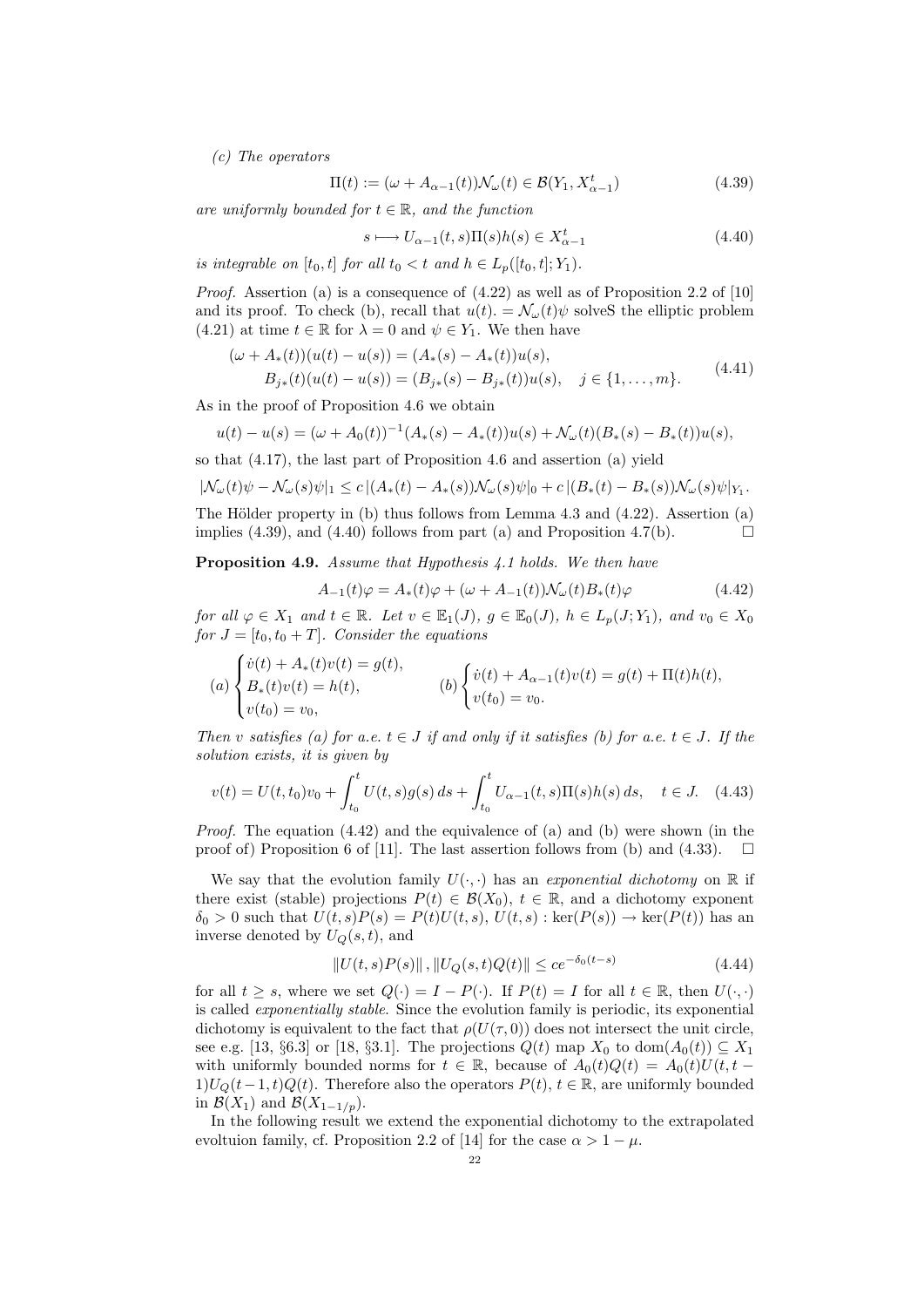*(c) The operators*

$$\Pi(t) := (\omega + A_{\alpha-1}(t))\mathcal{N}_\omega(t) \in \mathcal{B}(Y_1, X_{\alpha-1}^t) \tag{4.39}$$

*are uniformly bounded for $t \in \mathbb{R}$, and the function*

$$s \longmapsto U_{\alpha-1}(t,s)\Pi(s)h(s) \in X_{\alpha-1}^t \tag{4.40}$$

*is integrable on $[t_0, t]$ for all $t_0 < t$ and $h \in L_p([t_0,t]; Y_1)$.*

*Proof.* Assertion (a) is a consequence of (4.22) as well as of Proposition 2.2 of [10] and its proof. To check (b), recall that $u(t). = \mathcal{N}_\omega(t)\psi$ solveS the elliptic problem (4.21) at time $t \in \mathbb{R}$ for $\lambda = 0$ and $\psi \in Y_1$. We then have

$$\begin{aligned}(\omega + A_*(t))(u(t) - u(s)) &= (A_*(s) - A_*(t))u(s),\\ B_{j*}(t)(u(t) - u(s)) &= (B_{j*}(s) - B_{j*}(t))u(s), \quad j \in \{1, \dots, m\}.\end{aligned} \tag{4.41}$$

As in the proof of Proposition 4.6 we obtain

$$u(t) - u(s) = (\omega + A_0(t))^{-1}(A_*(s) - A_*(t))u(s) + \mathcal{N}_\omega(t)(B_*(s) - B_*(t))u(s),$$

so that (4.17), the last part of Proposition 4.6 and assertion (a) yield

$$|\mathcal{N}_\omega(t)\psi - \mathcal{N}_\omega(s)\psi|_1 \le c\,|(A_*(t) - A_*(s))\mathcal{N}_\omega(s)\psi|_0 + c\,|(B_*(t) - B_*(s))\mathcal{N}_\omega(s)\psi|_{Y_1}.$$

The Hölder property in (b) thus follows from Lemma 4.3 and (4.22). Assertion (a) implies (4.39), and (4.40) follows from part (a) and Proposition 4.7(b). $\square$

**Proposition 4.9.** *Assume that Hypothesis 4.1 holds. We then have*

$$A_{-1}(t)\varphi = A_*(t)\varphi + (\omega + A_{-1}(t))\mathcal{N}_\omega(t)B_*(t)\varphi \tag{4.42}$$

*for all $\varphi \in X_1$ and $t \in \mathbb{R}$. Let $v \in \mathbb{E}_1(J)$, $g \in \mathbb{E}_0(J)$, $h \in L_p(J; Y_1)$, and $v_0 \in X_0$ for $J = [t_0, t_0 + T]$. Consider the equations*

$$(a) \begin{cases} \dot{v}(t) + A_*(t)v(t) = g(t), \\ B_*(t)v(t) = h(t), \\ v(t_0) = v_0, \end{cases} \qquad (b) \begin{cases} \dot{v}(t) + A_{\alpha-1}(t)v(t) = g(t) + \Pi(t)h(t), \\ v(t_0) = v_0. \end{cases}$$

*Then $v$ satisfies (a) for a.e. $t \in J$ if and only if it satisfies (b) for a.e. $t \in J$. If the solution exists, it is given by*

$$v(t) = U(t,t_0)v_0 + \int_{t_0}^t U(t,s)g(s)\,ds + \int_{t_0}^t U_{\alpha-1}(t,s)\Pi(s)h(s)\,ds, \quad t \in J. \tag{4.43}$$

*Proof.* The equation (4.42) and the equivalence of (a) and (b) were shown (in the proof of) Proposition 6 of [11]. The last assertion follows from (b) and (4.33). $\square$

We say that the evolution family $U(\cdot,\cdot)$ has an *exponential dichotomy* on $\mathbb{R}$ if there exist (stable) projections $P(t) \in \mathcal{B}(X_0)$, $t \in \mathbb{R}$, and a dichotomy exponent $\delta_0 > 0$ such that $U(t,s)P(s) = P(t)U(t,s)$, $U(t,s) : \ker(P(s)) \to \ker(P(t))$ has an inverse denoted by $U_Q(s,t)$, and

$$\|U(t,s)P(s)\|\,, \|U_Q(s,t)Q(t)\| \le ce^{-\delta_0(t-s)} \tag{4.44}$$

for all $t \ge s$, where we set $Q(\cdot) = I - P(\cdot)$. If $P(t) = I$ for all $t \in \mathbb{R}$, then $U(\cdot,\cdot)$ is called *exponentially stable*. Since the evolution family is periodic, its exponential dichotomy is equivalent to the fact that $\rho(U(\tau,0))$ does not intersect the unit circle, see e.g. [13, §6.3] or [18, §3.1]. The projections $Q(t)$ map $X_0$ to $\mathrm{dom}(A_0(t)) \subseteq X_1$ with uniformly bounded norms for $t \in \mathbb{R}$, because of $A_0(t)Q(t) = A_0(t)U(t,t-1)U_Q(t-1,t)Q(t)$. Therefore also the operators $P(t)$, $t \in \mathbb{R}$, are uniformly bounded in $\mathcal{B}(X_1)$ and $\mathcal{B}(X_{1-1/p})$.

In the following result we extend the exponential dichotomy to the extrapolated evoltuion family, cf. Proposition 2.2 of [14] for the case $\alpha > 1 - \mu$.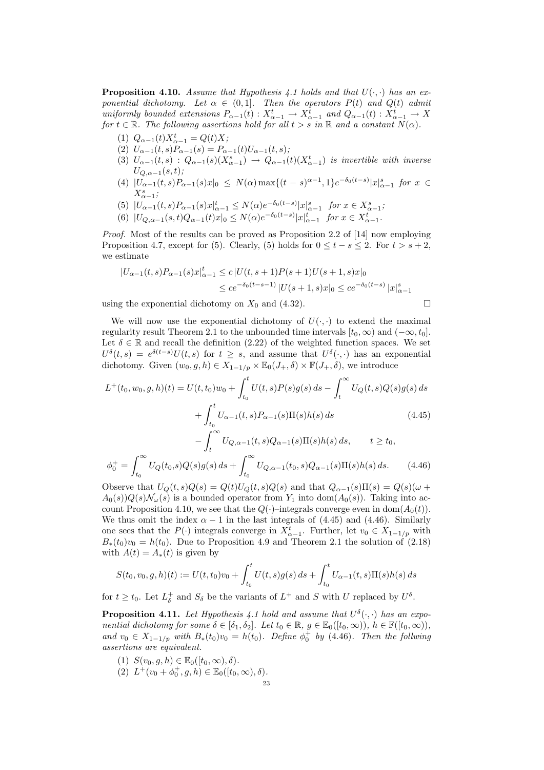**Proposition 4.10.** *Assume that Hypothesis 4.1 holds and that $U(\cdot,\cdot)$ has an exponential dichotomy. Let $\alpha \in (0,1]$. Then the operators $P(t)$ and $Q(t)$ admit uniformly bounded extensions $P_{\alpha-1}(t) : X^t_{\alpha-1} \to X^t_{\alpha-1}$ and $Q_{\alpha-1}(t) : X^t_{\alpha-1} \to X$ for $t \in \mathbb{R}$. The following assertions hold for all $t > s$ in $\mathbb{R}$ and a constant $N(\alpha)$.*

1. $Q_{\alpha-1}(t)X^t_{\alpha-1} = Q(t)X$;
2. $U_{\alpha-1}(t,s)P_{\alpha-1}(s) = P_{\alpha-1}(t)U_{\alpha-1}(t,s)$;
3. $U_{\alpha-1}(t,s) : Q_{\alpha-1}(s)(X^s_{\alpha-1}) \to Q_{\alpha-1}(t)(X^t_{\alpha-1})$ *is invertible with inverse* $U_{Q,\alpha-1}(s,t)$;
4. $|U_{\alpha-1}(t,s)P_{\alpha-1}(s)x|_0 \le N(\alpha)\max\{(t-s)^{\alpha-1},1\}e^{-\delta_0(t-s)}|x|^s_{\alpha-1}$ *for* $x \in X^s_{\alpha-1}$;
5. $|U_{\alpha-1}(t,s)P_{\alpha-1}(s)x|^t_{\alpha-1} \le N(\alpha)e^{-\delta_0(t-s)}|x|^s_{\alpha-1}$ *for* $x \in X^s_{\alpha-1}$;
6. $|U_{Q,\alpha-1}(s,t)Q_{\alpha-1}(t)x|_0 \le N(\alpha)e^{-\delta_0(t-s)}|x|^t_{\alpha-1}$ *for* $x \in X^t_{\alpha-1}$.

*Proof.* Most of the results can be proved as Proposition 2.2 of [14] now employing Proposition 4.7, except for (5). Clearly, (5) holds for $0 \le t-s \le 2$. For $t > s+2$, we estimate

$$
\begin{aligned}
|U_{\alpha-1}(t,s)P_{\alpha-1}(s)x|^t_{\alpha-1} &\le c\,|U(t,s+1)P(s+1)U(s+1,s)x|_0 \\
&\le ce^{-\delta_0(t-s-1)}\,|U(s+1,s)x|_0 \le ce^{-\delta_0(t-s)}\,|x|^s_{\alpha-1}
\end{aligned}
$$

using the exponential dichotomy on $X_0$ and (4.32). $\square$

We will now use the exponential dichotomy of $U(\cdot,\cdot)$ to extend the maximal regularity result Theorem 2.1 to the unbounded time intervals $[t_0,\infty)$ and $(-\infty,t_0]$. Let $\delta \in \mathbb{R}$ and recall the definition (2.22) of the weighted function spaces. We set $U^\delta(t,s) = e^{\delta(t-s)}U(t,s)$ for $t \ge s$, and assume that $U^\delta(\cdot,\cdot)$ has an exponential dichotomy. Given $(w_0,g,h) \in X_{1-1/p} \times \mathbb{E}_0(J_+,\delta) \times \mathbb{F}(J_+,\delta)$, we introduce

$$
\begin{aligned}
L^+(t_0,w_0,g,h)(t) = U(t,t_0)w_0 &+ \int_{t_0}^t U(t,s)P(s)g(s)\,ds - \int_t^\infty U_Q(t,s)Q(s)g(s)\,ds \\
&+ \int_{t_0}^t U_{\alpha-1}(t,s)P_{\alpha-1}(s)\Pi(s)h(s)\,ds \qquad (4.45)\\
&- \int_t^\infty U_{Q,\alpha-1}(t,s)Q_{\alpha-1}(s)\Pi(s)h(s)\,ds, \qquad t \ge t_0,
\end{aligned}
$$

$$
\phi_0^+ = \int_{t_0}^\infty U_Q(t_0,s)Q(s)g(s)\,ds + \int_{t_0}^\infty U_{Q,\alpha-1}(t_0,s)Q_{\alpha-1}(s)\Pi(s)h(s)\,ds. \qquad (4.46)
$$

Observe that $U_Q(t,s)Q(s) = Q(t)U_Q(t,s)Q(s)$ and that $Q_{\alpha-1}(s)\Pi(s) = Q(s)(\omega + A_0(s))Q(s)\mathcal{N}_\omega(s)$ is a bounded operator from $Y_1$ into $\mathrm{dom}(A_0(s))$. Taking into account Proposition 4.10, we see that the $Q(\cdot)$–integrals converge even in $\mathrm{dom}(A_0(t))$. We thus omit the index $\alpha - 1$ in the last integrals of (4.45) and (4.46). Similarly one sees that the $P(\cdot)$ integrals converge in $X^t_{\alpha-1}$. Further, let $v_0 \in X_{1-1/p}$ with $B_*(t_0)v_0 = h(t_0)$. Due to Proposition 4.9 and Theorem 2.1 the solution of (2.18) with $A(t) = A_*(t)$ is given by

$$
S(t_0,v_0,g,h)(t) := U(t,t_0)v_0 + \int_{t_0}^t U(t,s)g(s)\,ds + \int_{t_0}^t U_{\alpha-1}(t,s)\Pi(s)h(s)\,ds
$$

for $t \ge t_0$. Let $L^+_\delta$ and $S_\delta$ be the variants of $L^+$ and $S$ with $U$ replaced by $U^\delta$.

**Proposition 4.11.** *Let Hypothesis 4.1 hold and assume that $U^\delta(\cdot,\cdot)$ has an exponential dichotomy for some $\delta \in [\delta_1,\delta_2]$. Let $t_0 \in \mathbb{R}$, $g \in \mathbb{E}_0([t_0,\infty))$, $h \in \mathbb{F}([t_0,\infty))$, and $v_0 \in X_{1-1/p}$ with $B_*(t_0)v_0 = h(t_0)$. Define $\phi_0^+$ by (4.46). Then the follwing assertions are equivalent.*

1. $S(v_0,g,h) \in \mathbb{E}_0([t_0,\infty),\delta)$.
2. $L^+(v_0+\phi_0^+,g,h) \in \mathbb{E}_0([t_0,\infty),\delta)$.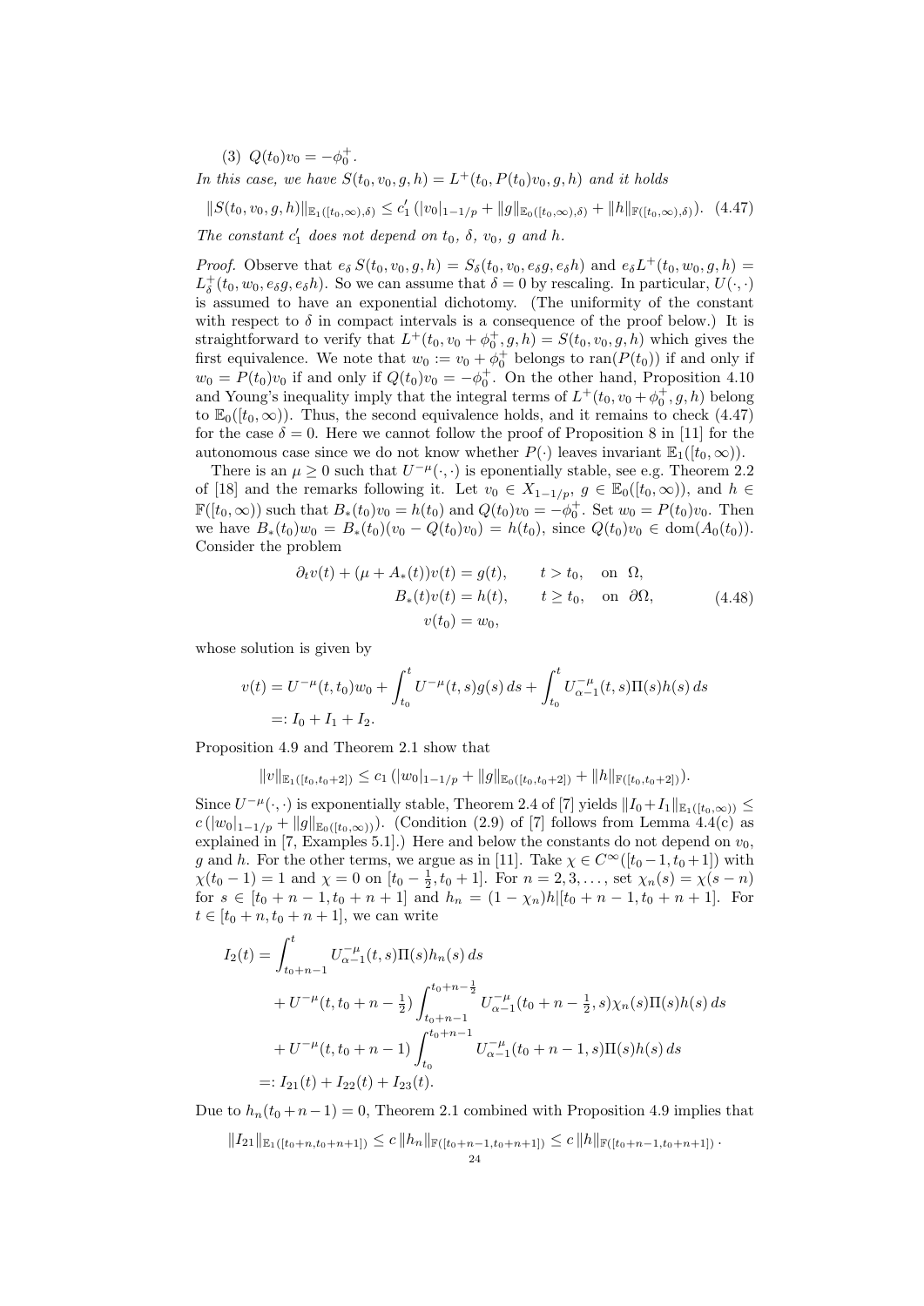(3) $Q(t_0)v_0 = -\phi_0^+$.

*In this case, we have $S(t_0, v_0, g, h) = L^+(t_0, P(t_0)v_0, g, h)$ and it holds*

$$\|S(t_0, v_0, g, h)\|_{\mathbb{E}_1([t_0,\infty),\delta)} \leq c_1' \,(|v_0|_{1-1/p} + \|g\|_{\mathbb{E}_0([t_0,\infty),\delta)} + \|h\|_{\mathbb{F}([t_0,\infty),\delta)}). \quad (4.47)$$

*The constant $c_1'$ does not depend on $t_0$, $\delta$, $v_0$, $g$ and $h$.*

*Proof.* Observe that $e_\delta\, S(t_0, v_0, g, h) = S_\delta(t_0, v_0, e_\delta g, e_\delta h)$ and $e_\delta L^+(t_0, w_0, g, h) = L_\delta^+(t_0, w_0, e_\delta g, e_\delta h)$. So we can assume that $\delta = 0$ by rescaling. In particular, $U(\cdot,\cdot)$ is assumed to have an exponential dichotomy. (The uniformity of the constant with respect to $\delta$ in compact intervals is a consequence of the proof below.) It is straightforward to verify that $L^+(t_0, v_0 + \phi_0^+, g, h) = S(t_0, v_0, g, h)$ which gives the first equivalence. We note that $w_0 := v_0 + \phi_0^+$ belongs to $\operatorname{ran}(P(t_0))$ if and only if $w_0 = P(t_0)v_0$ if and only if $Q(t_0)v_0 = -\phi_0^+$. On the other hand, Proposition 4.10 and Young's inequality imply that the integral terms of $L^+(t_0, v_0 + \phi_0^+, g, h)$ belong to $\mathbb{E}_0([t_0,\infty))$. Thus, the second equivalence holds, and it remains to check (4.47) for the case $\delta = 0$. Here we cannot follow the proof of Proposition 8 in [11] for the autonomous case since we do not know whether $P(\cdot)$ leaves invariant $\mathbb{E}_1([t_0,\infty))$.

There is an $\mu \geq 0$ such that $U^{-\mu}(\cdot,\cdot)$ is eponentially stable, see e.g. Theorem 2.2 of [18] and the remarks following it. Let $v_0 \in X_{1-1/p}$, $g \in \mathbb{E}_0([t_0,\infty))$, and $h \in \mathbb{F}([t_0,\infty))$ such that $B_*(t_0)v_0 = h(t_0)$ and $Q(t_0)v_0 = -\phi_0^+$. Set $w_0 = P(t_0)v_0$. Then we have $B_*(t_0)w_0 = B_*(t_0)(v_0 - Q(t_0)v_0) = h(t_0)$, since $Q(t_0)v_0 \in \operatorname{dom}(A_0(t_0))$. Consider the problem

$$\begin{aligned} \partial_t v(t) + (\mu + A_*(t))v(t) &= g(t), \qquad t > t_0, \quad \text{on } \Omega, \\ B_*(t)v(t) &= h(t), \qquad t \geq t_0, \quad \text{on } \partial\Omega, \\ v(t_0) &= w_0, \end{aligned} \quad (4.48)$$

whose solution is given by

$$\begin{aligned} v(t) &= U^{-\mu}(t, t_0)w_0 + \int_{t_0}^t U^{-\mu}(t,s)g(s)\,ds + \int_{t_0}^t U_{\alpha-1}^{-\mu}(t,s)\Pi(s)h(s)\,ds \\ &=: I_0 + I_1 + I_2. \end{aligned}$$

Proposition 4.9 and Theorem 2.1 show that

$$\|v\|_{\mathbb{E}_1([t_0,t_0+2])} \leq c_1\,(|w_0|_{1-1/p} + \|g\|_{\mathbb{E}_0([t_0,t_0+2])} + \|h\|_{\mathbb{F}([t_0,t_0+2])}).$$

Since $U^{-\mu}(\cdot,\cdot)$ is exponentially stable, Theorem 2.4 of [7] yields $\|I_0 + I_1\|_{\mathbb{E}_1([t_0,\infty))} \leq c\,(|w_0|_{1-1/p} + \|g\|_{\mathbb{E}_0([t_0,\infty))})$. (Condition (2.9) of [7] follows from Lemma 4.4(c) as explained in [7, Examples 5.1].) Here and below the constants do not depend on $v_0$, $g$ and $h$. For the other terms, we argue as in [11]. Take $\chi \in C^\infty([t_0-1, t_0+1])$ with $\chi(t_0-1) = 1$ and $\chi = 0$ on $[t_0 - \frac{1}{2}, t_0+1]$. For $n = 2, 3, \ldots$, set $\chi_n(s) = \chi(s-n)$ for $s \in [t_0+n-1, t_0+n+1]$ and $h_n = (1-\chi_n)h|[t_0+n-1, t_0+n+1]$. For $t \in [t_0+n, t_0+n+1]$, we can write

$$\begin{aligned} I_2(t) &= \int_{t_0+n-1}^t U_{\alpha-1}^{-\mu}(t,s)\Pi(s)h_n(s)\,ds \\ &\quad + U^{-\mu}(t, t_0+n-\tfrac{1}{2}) \int_{t_0+n-1}^{t_0+n-\frac{1}{2}} U_{\alpha-1}^{-\mu}(t_0+n-\tfrac{1}{2}, s)\chi_n(s)\Pi(s)h(s)\,ds \\ &\quad + U^{-\mu}(t, t_0+n-1) \int_{t_0}^{t_0+n-1} U_{\alpha-1}^{-\mu}(t_0+n-1, s)\Pi(s)h(s)\,ds \\ &=: I_{21}(t) + I_{22}(t) + I_{23}(t). \end{aligned}$$

Due to $h_n(t_0+n-1) = 0$, Theorem 2.1 combined with Proposition 4.9 implies that

$$\|I_{21}\|_{\mathbb{E}_1([t_0+n,t_0+n+1])} \leq c\,\|h_n\|_{\mathbb{F}([t_0+n-1,t_0+n+1])} \leq c\,\|h\|_{\mathbb{F}([t_0+n-1,t_0+n+1])}\,.$$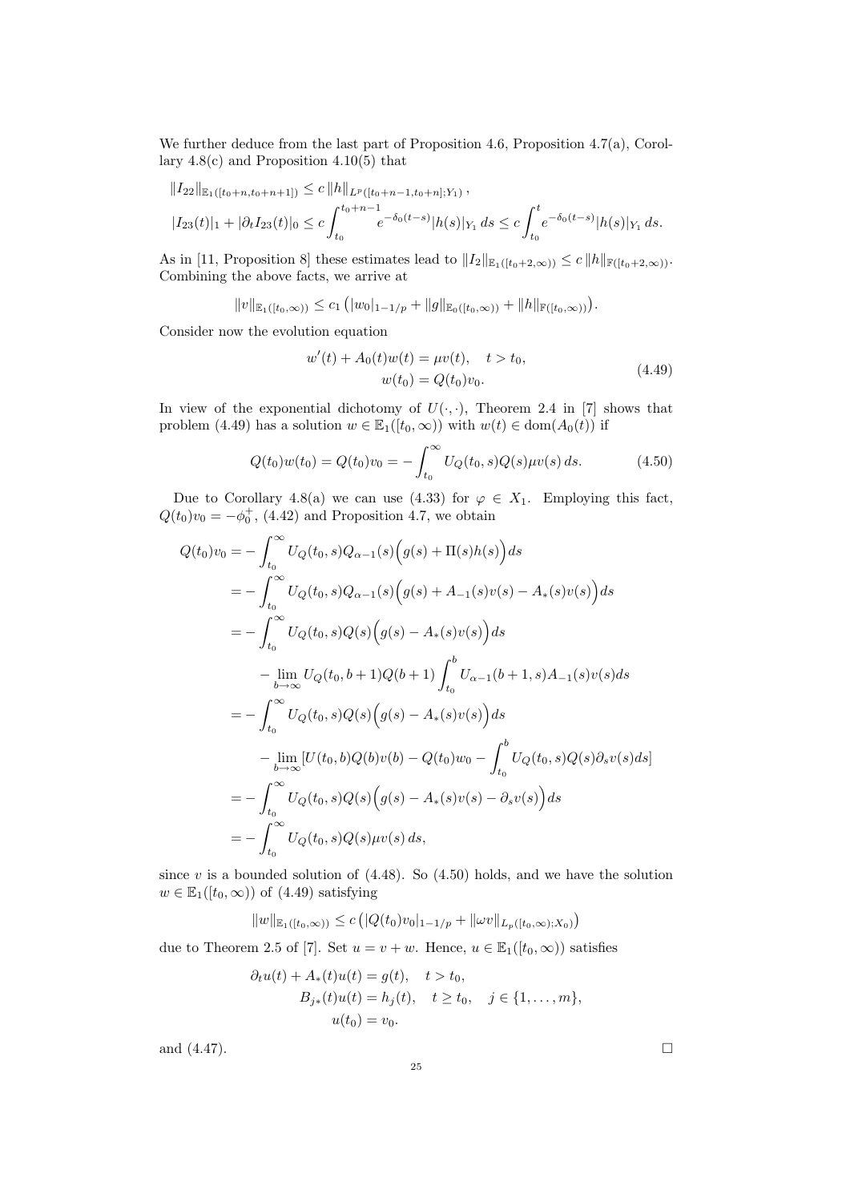We further deduce from the last part of Proposition 4.6, Proposition 4.7(a), Corollary 4.8(c) and Proposition 4.10(5) that

$$
\begin{aligned}
&\|I_{22}\|_{\mathbb{E}_1([t_0+n,t_0+n+1])} \le c\,\|h\|_{L^p([t_0+n-1,t_0+n];Y_1)}\,,\\
&|I_{23}(t)|_1 + |\partial_t I_{23}(t)|_0 \le c\int_{t_0}^{t_0+n-1} e^{-\delta_0(t-s)}|h(s)|_{Y_1}\,ds \le c\int_{t_0}^{t} e^{-\delta_0(t-s)}|h(s)|_{Y_1}\,ds.
\end{aligned}
$$

As in [11, Proposition 8] these estimates lead to $\|I_2\|_{\mathbb{E}_1([t_0+2,\infty))} \le c\,\|h\|_{\mathbb{F}([t_0+2,\infty))}$. Combining the above facts, we arrive at

$$
\|v\|_{\mathbb{E}_1([t_0,\infty))} \le c_1\big(|w_0|_{1-1/p} + \|g\|_{\mathbb{E}_0([t_0,\infty))} + \|h\|_{\mathbb{F}([t_0,\infty))}\big).
$$

Consider now the evolution equation

$$
\begin{aligned}
w'(t) + A_0(t)w(t) &= \mu v(t), \quad t > t_0,\\
w(t_0) &= Q(t_0)v_0.
\end{aligned}
\tag{4.49}
$$

In view of the exponential dichotomy of $U(\cdot,\cdot)$, Theorem 2.4 in [7] shows that problem (4.49) has a solution $w \in \mathbb{E}_1([t_0,\infty))$ with $w(t) \in \mathrm{dom}(A_0(t))$ if

$$
Q(t_0)w(t_0) = Q(t_0)v_0 = -\int_{t_0}^{\infty} U_Q(t_0,s)Q(s)\mu v(s)\,ds. \tag{4.50}
$$

Due to Corollary 4.8(a) we can use (4.33) for $\varphi \in X_1$. Employing this fact, $Q(t_0)v_0 = -\phi_0^+$, (4.42) and Proposition 4.7, we obtain

$$
\begin{aligned}
Q(t_0)v_0 &= -\int_{t_0}^{\infty} U_Q(t_0,s)Q_{\alpha-1}(s)\Big(g(s) + \Pi(s)h(s)\Big)ds\\
&= -\int_{t_0}^{\infty} U_Q(t_0,s)Q_{\alpha-1}(s)\Big(g(s) + A_{-1}(s)v(s) - A_*(s)v(s)\Big)ds\\
&= -\int_{t_0}^{\infty} U_Q(t_0,s)Q(s)\Big(g(s) - A_*(s)v(s)\Big)ds\\
&\qquad - \lim_{b\to\infty} U_Q(t_0,b+1)Q(b+1)\int_{t_0}^{b} U_{\alpha-1}(b+1,s)A_{-1}(s)v(s)ds\\
&= -\int_{t_0}^{\infty} U_Q(t_0,s)Q(s)\Big(g(s) - A_*(s)v(s)\Big)ds\\
&\qquad - \lim_{b\to\infty}[U(t_0,b)Q(b)v(b) - Q(t_0)w_0 - \int_{t_0}^{b} U_Q(t_0,s)Q(s)\partial_s v(s)ds]\\
&= -\int_{t_0}^{\infty} U_Q(t_0,s)Q(s)\Big(g(s) - A_*(s)v(s) - \partial_s v(s)\Big)ds\\
&= -\int_{t_0}^{\infty} U_Q(t_0,s)Q(s)\mu v(s)\,ds,
\end{aligned}
$$

since $v$ is a bounded solution of (4.48). So (4.50) holds, and we have the solution $w \in \mathbb{E}_1([t_0,\infty))$ of (4.49) satisfying

$$
\|w\|_{\mathbb{E}_1([t_0,\infty))} \le c\big(|Q(t_0)v_0|_{1-1/p} + \|\omega v\|_{L_p([t_0,\infty);X_0)}\big)
$$

due to Theorem 2.5 of [7]. Set $u = v + w$. Hence, $u \in \mathbb{E}_1([t_0,\infty))$ satisfies

$$
\begin{aligned}
\partial_t u(t) + A_*(t)u(t) &= g(t), \quad t > t_0,\\
B_{j*}(t)u(t) &= h_j(t), \quad t \ge t_0, \quad j \in \{1,\dots,m\},\\
u(t_0) &= v_0.
\end{aligned}
$$

and (4.47). $\square$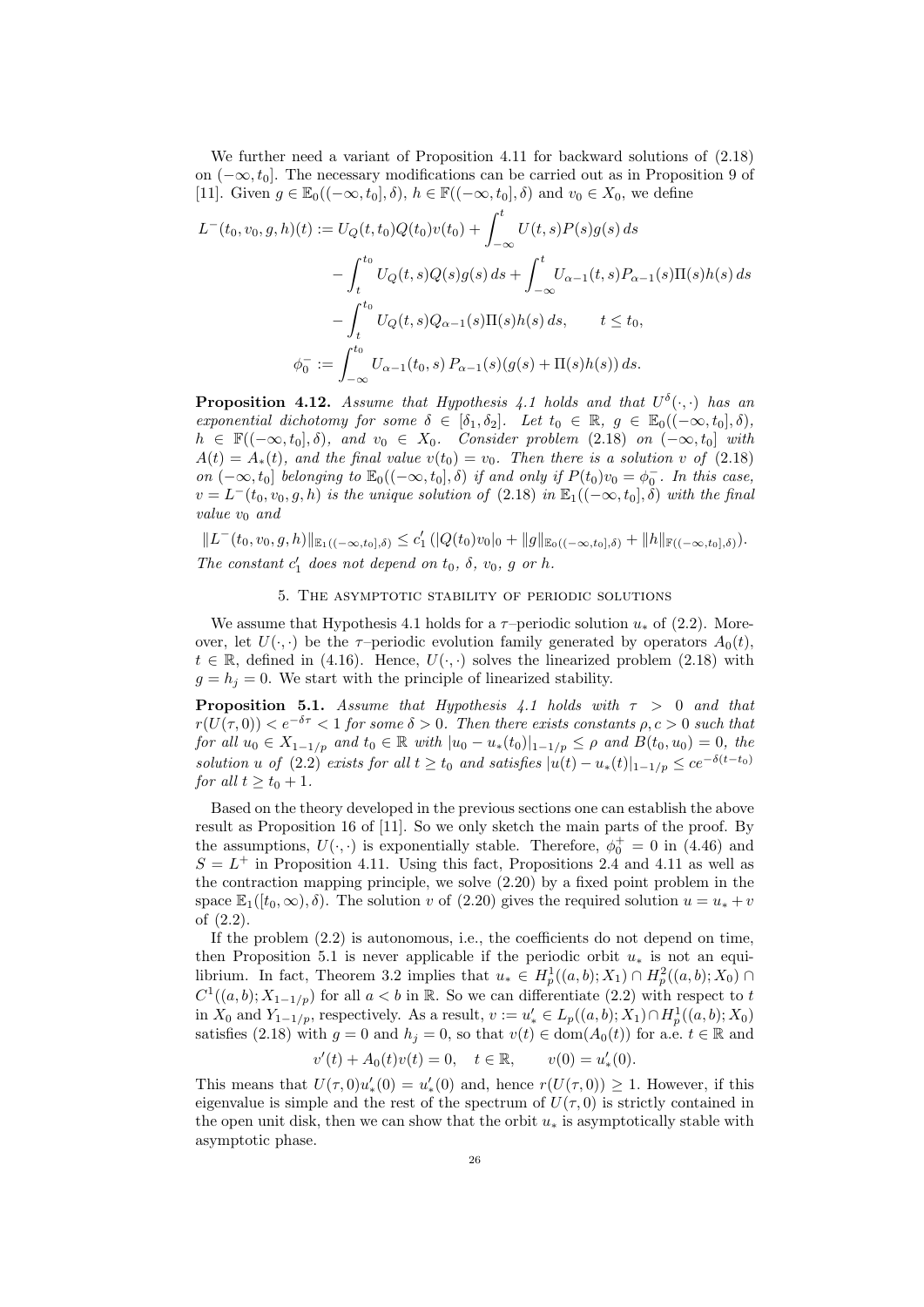We further need a variant of Proposition 4.11 for backward solutions of (2.18) on $(-\infty, t_0]$. The necessary modifications can be carried out as in Proposition 9 of [11]. Given $g \in \mathbb{E}_0((-\infty, t_0], \delta)$, $h \in \mathbb{F}((-\infty, t_0], \delta)$ and $v_0 \in X_0$, we define

$$
\begin{aligned}
L^-(t_0, v_0, g, h)(t) &:= U_Q(t, t_0)Q(t_0)v(t_0) + \int_{-\infty}^{t} U(t,s)P(s)g(s)\,ds \\
&\quad - \int_t^{t_0} U_Q(t,s)Q(s)g(s)\,ds + \int_{-\infty}^{t} U_{\alpha-1}(t,s)P_{\alpha-1}(s)\Pi(s)h(s)\,ds \\
&\quad - \int_t^{t_0} U_Q(t,s)Q_{\alpha-1}(s)\Pi(s)h(s)\,ds, \qquad t \le t_0, \\
\phi_0^- &:= \int_{-\infty}^{t_0} U_{\alpha-1}(t_0,s)\,P_{\alpha-1}(s)(g(s) + \Pi(s)h(s))\,ds.
\end{aligned}
$$

**Proposition 4.12.** *Assume that Hypothesis 4.1 holds and that $U^\delta(\cdot,\cdot)$ has an exponential dichotomy for some $\delta \in [\delta_1, \delta_2]$. Let $t_0 \in \mathbb{R}$, $g \in \mathbb{E}_0((-\infty, t_0], \delta)$, $h \in \mathbb{F}((-\infty, t_0], \delta)$, and $v_0 \in X_0$. Consider problem (2.18) on $(-\infty, t_0]$ with $A(t) = A_*(t)$, and the final value $v(t_0) = v_0$. Then there is a solution $v$ of (2.18) on $(-\infty, t_0]$ belonging to $\mathbb{E}_0((-\infty, t_0], \delta)$ if and only if $P(t_0)v_0 = \phi_0^-$. In this case, $v = L^-(t_0, v_0, g, h)$ is the unique solution of (2.18) in $\mathbb{E}_1((-\infty, t_0], \delta)$ with the final value $v_0$ and*

$$\|L^-(t_0, v_0, g, h)\|_{\mathbb{E}_1((-\infty,t_0],\delta)} \le c_1' \,(|Q(t_0)v_0|_0 + \|g\|_{\mathbb{E}_0((-\infty,t_0],\delta)} + \|h\|_{\mathbb{F}((-\infty,t_0],\delta)}).$$

*The constant $c_1'$ does not depend on $t_0$, $\delta$, $v_0$, $g$ or $h$.*

## 5. The asymptotic stability of periodic solutions

We assume that Hypothesis 4.1 holds for a $\tau$–periodic solution $u_*$ of (2.2). Moreover, let $U(\cdot,\cdot)$ be the $\tau$–periodic evolution family generated by operators $A_0(t)$, $t \in \mathbb{R}$, defined in (4.16). Hence, $U(\cdot,\cdot)$ solves the linearized problem (2.18) with $g = h_j = 0$. We start with the principle of linearized stability.

**Proposition 5.1.** *Assume that Hypothesis 4.1 holds with $\tau > 0$ and that $r(U(\tau,0)) < e^{-\delta\tau} < 1$ for some $\delta > 0$. Then there exists constants $\rho, c > 0$ such that for all $u_0 \in X_{1-1/p}$ and $t_0 \in \mathbb{R}$ with $|u_0 - u_*(t_0)|_{1-1/p} \le \rho$ and $B(t_0, u_0) = 0$, the solution $u$ of (2.2) exists for all $t \ge t_0$ and satisfies $|u(t) - u_*(t)|_{1-1/p} \le ce^{-\delta(t-t_0)}$ for all $t \ge t_0 + 1$.*

Based on the theory developed in the previous sections one can establish the above result as Proposition 16 of [11]. So we only sketch the main parts of the proof. By the assumptions, $U(\cdot,\cdot)$ is exponentially stable. Therefore, $\phi_0^+ = 0$ in (4.46) and $S = L^+$ in Proposition 4.11. Using this fact, Propositions 2.4 and 4.11 as well as the contraction mapping principle, we solve (2.20) by a fixed point problem in the space $\mathbb{E}_1([t_0,\infty),\delta)$. The solution $v$ of (2.20) gives the required solution $u = u_* + v$ of (2.2).

If the problem (2.2) is autonomous, i.e., the coefficients do not depend on time, then Proposition 5.1 is never applicable if the periodic orbit $u_*$ is not an equilibrium. In fact, Theorem 3.2 implies that $u_* \in H_p^1((a,b);X_1) \cap H_p^2((a,b);X_0) \cap C^1((a,b);X_{1-1/p})$ for all $a < b$ in $\mathbb{R}$. So we can differentiate (2.2) with respect to $t$ in $X_0$ and $Y_{1-1/p}$, respectively. As a result, $v := u_*' \in L_p((a,b);X_1) \cap H_p^1((a,b);X_0)$ satisfies (2.18) with $g = 0$ and $h_j = 0$, so that $v(t) \in \operatorname{dom}(A_0(t))$ for a.e. $t \in \mathbb{R}$ and

$$v'(t) + A_0(t)v(t) = 0, \quad t \in \mathbb{R}, \qquad v(0) = u_*'(0).$$

This means that $U(\tau,0)u_*'(0) = u_*'(0)$ and, hence $r(U(\tau,0)) \ge 1$. However, if this eigenvalue is simple and the rest of the spectrum of $U(\tau,0)$ is strictly contained in the open unit disk, then we can show that the orbit $u_*$ is asymptotically stable with asymptotic phase.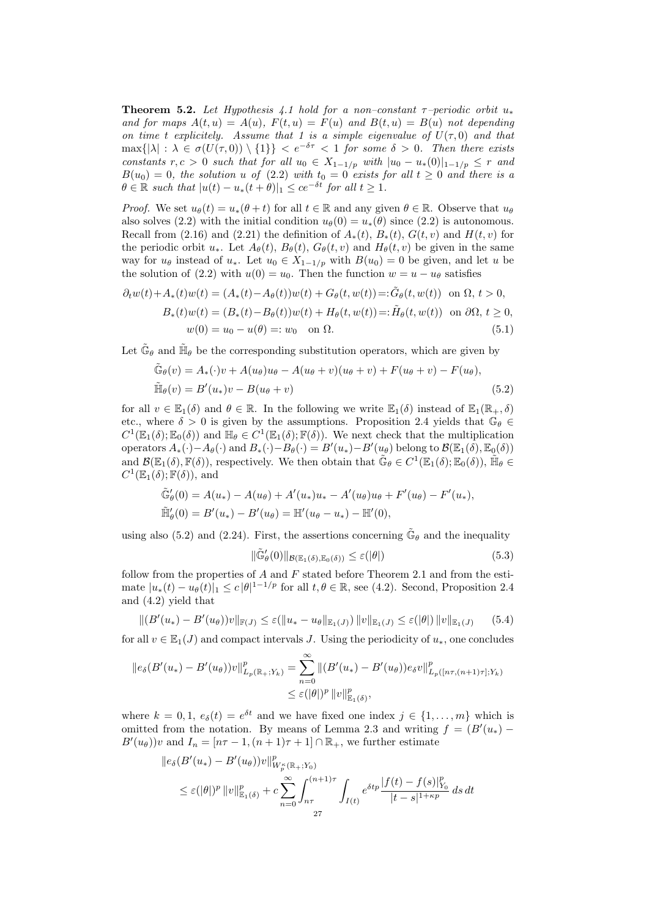**Theorem 5.2.** *Let Hypothesis 4.1 hold for a non–constant $\tau$–periodic orbit $u_*$ and for maps $A(t,u) = A(u)$, $F(t,u) = F(u)$ and $B(t,u) = B(u)$ not depending on time $t$ explicitely. Assume that 1 is a simple eigenvalue of $U(\tau,0)$ and that $\max\{|\lambda| : \lambda \in \sigma(U(\tau,0)) \setminus \{1\}\} < e^{-\delta\tau} < 1$ for some $\delta > 0$. Then there exists constants $r, c > 0$ such that for all $u_0 \in X_{1-1/p}$ with $|u_0 - u_*(0)|_{1-1/p} \le r$ and $B(u_0) = 0$, the solution $u$ of (2.2) with $t_0 = 0$ exists for all $t \ge 0$ and there is a $\theta \in \mathbb{R}$ such that $|u(t) - u_*(t+\theta)|_1 \le ce^{-\delta t}$ for all $t \ge 1$.*

*Proof.* We set $u_\theta(t) = u_*(\theta + t)$ for all $t \in \mathbb{R}$ and any given $\theta \in \mathbb{R}$. Observe that $u_\theta$ also solves (2.2) with the initial condition $u_\theta(0) = u_*(\theta)$ since (2.2) is autonomous. Recall from (2.16) and (2.21) the definition of $A_*(t)$, $B_*(t)$, $G(t,v)$ and $H(t,v)$ for the periodic orbit $u_*$. Let $A_\theta(t)$, $B_\theta(t)$, $G_\theta(t,v)$ and $H_\theta(t,v)$ be given in the same way for $u_\theta$ instead of $u_*$. Let $u_0 \in X_{1-1/p}$ with $B(u_0) = 0$ be given, and let $u$ be the solution of (2.2) with $u(0) = u_0$. Then the function $w = u - u_\theta$ satisfies

$$
\begin{aligned}
\partial_t w(t) + A_*(t)w(t) &= (A_*(t) - A_\theta(t))w(t) + G_\theta(t,w(t)) =: \tilde{G}_\theta(t,w(t)) \quad \text{on } \Omega,\ t > 0,\\
B_*(t)w(t) &= (B_*(t) - B_\theta(t))w(t) + H_\theta(t,w(t)) =: \tilde{H}_\theta(t,w(t)) \quad \text{on } \partial\Omega,\ t \ge 0,\\
w(0) &= u_0 - u(\theta) =: w_0 \quad \text{on } \Omega.
\end{aligned} \tag{5.1}
$$

Let $\tilde{\mathbb{G}}_\theta$ and $\tilde{\mathbb{H}}_\theta$ be the corresponding substitution operators, which are given by

$$
\begin{aligned}
\tilde{\mathbb{G}}_\theta(v) &= A_*(\cdot)v + A(u_\theta)u_\theta - A(u_\theta + v)(u_\theta + v) + F(u_\theta + v) - F(u_\theta),\\
\tilde{\mathbb{H}}_\theta(v) &= B'(u_*)v - B(u_\theta + v)
\end{aligned} \tag{5.2}
$$

for all $v \in \mathbb{E}_1(\delta)$ and $\theta \in \mathbb{R}$. In the following we write $\mathbb{E}_1(\delta)$ instead of $\mathbb{E}_1(\mathbb{R}_+, \delta)$ etc., where $\delta > 0$ is given by the assumptions. Proposition 2.4 yields that $\mathbb{G}_\theta \in C^1(\mathbb{E}_1(\delta); \mathbb{E}_0(\delta))$ and $\mathbb{H}_\theta \in C^1(\mathbb{E}_1(\delta); \mathbb{F}(\delta))$. We next check that the multiplication operators $A_*(\cdot) - A_\theta(\cdot)$ and $B_*(\cdot) - B_\theta(\cdot) = B'(u_*) - B'(u_\theta)$ belong to $\mathcal{B}(\mathbb{E}_1(\delta), \mathbb{E}_0(\delta))$ and $\mathcal{B}(\mathbb{E}_1(\delta), \mathbb{F}(\delta))$, respectively. We then obtain that $\tilde{\mathbb{G}}_\theta \in C^1(\mathbb{E}_1(\delta); \mathbb{E}_0(\delta))$, $\tilde{\mathbb{H}}_\theta \in C^1(\mathbb{E}_1(\delta); \mathbb{F}(\delta))$, and

$$
\begin{aligned}
\tilde{\mathbb{G}}'_\theta(0) &= A(u_*) - A(u_\theta) + A'(u_*)u_* - A'(u_\theta)u_\theta + F'(u_\theta) - F'(u_*),\\
\tilde{\mathbb{H}}'_\theta(0) &= B'(u_*) - B'(u_\theta) = \mathbb{H}'(u_\theta - u_*) - \mathbb{H}'(0),
\end{aligned}
$$

using also (5.2) and (2.24). First, the assertions concerning $\tilde{\mathbb{G}}_\theta$ and the inequality

$$
\|\tilde{\mathbb{G}}'_\theta(0)\|_{\mathcal{B}(\mathbb{E}_1(\delta), \mathbb{E}_0(\delta))} \le \varepsilon(|\theta|) \tag{5.3}
$$

follow from the properties of $A$ and $F$ stated before Theorem 2.1 and from the estimate $|u_*(t) - u_\theta(t)|_1 \le c\,|\theta|^{1-1/p}$ for all $t, \theta \in \mathbb{R}$, see (4.2). Second, Proposition 2.4 and (4.2) yield that

$$
\|(B'(u_*) - B'(u_\theta))v\|_{\mathbb{F}(J)} \le \varepsilon(\|u_* - u_\theta\|_{\mathbb{E}_1(J)})\,\|v\|_{\mathbb{E}_1(J)} \le \varepsilon(|\theta|)\,\|v\|_{\mathbb{E}_1(J)} \tag{5.4}
$$

for all $v \in \mathbb{E}_1(J)$ and compact intervals $J$. Using the periodicity of $u_*$, one concludes

$$
\begin{aligned}
\|e_\delta(B'(u_*) - B'(u_\theta))v\|^p_{L_p(\mathbb{R}_+;Y_k)} &= \sum_{n=0}^\infty \|(B'(u_*) - B'(u_\theta))e_\delta v\|^p_{L_p([n\tau,(n+1)\tau];Y_k)}\\
&\le \varepsilon(|\theta|)^p\,\|v\|^p_{\mathbb{E}_1(\delta)},
\end{aligned}
$$

where $k = 0, 1$, $e_\delta(t) = e^{\delta t}$ and we have fixed one index $j \in \{1, \dots, m\}$ which is omitted from the notation. By means of Lemma 2.3 and writing $f = (B'(u_*) - B'(u_\theta))v$ and $I_n = [n\tau - 1, (n+1)\tau + 1] \cap \mathbb{R}_+$, we further estimate

$$
\begin{aligned}
&\|e_\delta(B'(u_*) - B'(u_\theta))v\|^p_{W^\kappa_p(\mathbb{R}_+;Y_0)}\\
&\le \varepsilon(|\theta|)^p\,\|v\|^p_{\mathbb{E}_1(\delta)} + c\sum_{n=0}^\infty \int_{n\tau}^{(n+1)\tau} \int_{I(t)} e^{\delta tp} \frac{|f(t) - f(s)|^p_{Y_0}}{|t-s|^{1+\kappa p}}\,ds\,dt
\end{aligned}
$$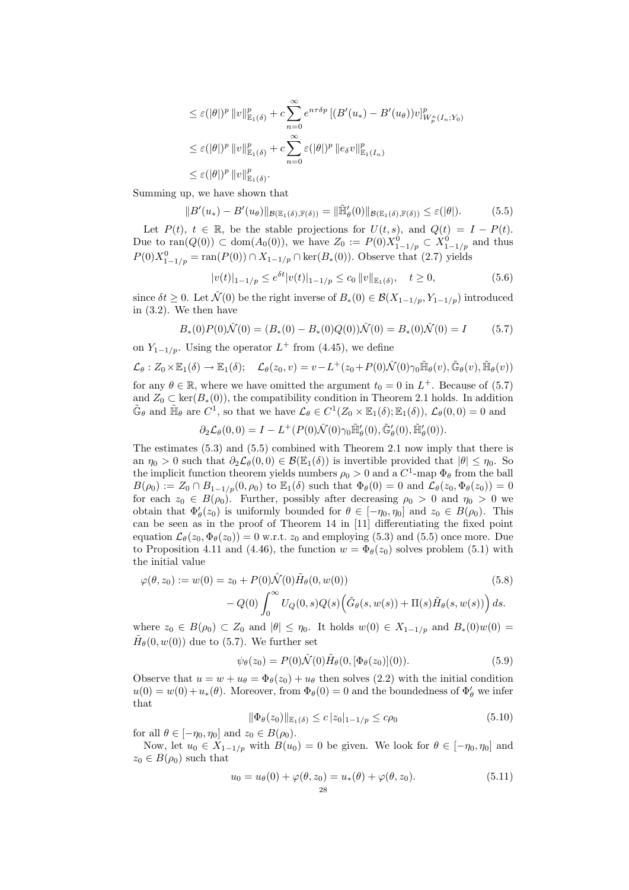$$
\begin{aligned}
&\leq \varepsilon(|\theta|)^p \, \|v\|_{\mathbb{E}_1(\delta)}^p + c \sum_{n=0}^{\infty} e^{n\tau\delta p} \, [(B'(u_*) - B'(u_\theta))v]_{W_p^\kappa(I_n;Y_0)}^p \\
&\leq \varepsilon(|\theta|)^p \, \|v\|_{\mathbb{E}_1(\delta)}^p + c \sum_{n=0}^{\infty} \varepsilon(|\theta|)^p \, \|e_\delta v\|_{\mathbb{E}_1(I_n)}^p \\
&\leq \varepsilon(|\theta|)^p \, \|v\|_{\mathbb{E}_1(\delta)}^p.
\end{aligned}
$$

Summing up, we have shown that

$$
\|B'(u_*) - B'(u_\theta)\|_{\mathcal{B}(\mathbb{E}_1(\delta),\mathbb{F}(\delta))} = \|\tilde{\mathbb{H}}_\theta'(0)\|_{\mathcal{B}(\mathbb{E}_1(\delta),\mathbb{F}(\delta))} \leq \varepsilon(|\theta|). \tag{5.5}
$$

Let $P(t)$, $t \in \mathbb{R}$, be the stable projections for $U(t,s)$, and $Q(t) = I - P(t)$. Due to $\mathrm{ran}(Q(0)) \subset \mathrm{dom}(A_0(0))$, we have $Z_0 := P(0)X^0_{1-1/p} \subset X^0_{1-1/p}$ and thus $P(0)X^0_{1-1/p} = \mathrm{ran}(P(0)) \cap X_{1-1/p} \cap \ker(B_*(0))$. Observe that (2.7) yields

$$
|v(t)|_{1-1/p} \leq e^{\delta t} |v(t)|_{1-1/p} \leq c_0 \, \|v\|_{\mathbb{E}_1(\delta)}, \quad t \geq 0, \tag{5.6}
$$

since $\delta t \geq 0$. Let $\hat{\mathcal{N}}(0)$ be the right inverse of $B_*(0) \in \mathcal{B}(X_{1-1/p}, Y_{1-1/p})$ introduced in (3.2). We then have

$$
B_*(0)P(0)\hat{\mathcal{N}}(0) = (B_*(0) - B_*(0)Q(0))\hat{\mathcal{N}}(0) = B_*(0)\hat{\mathcal{N}}(0) = I \tag{5.7}
$$

on $Y_{1-1/p}$. Using the operator $L^+$ from (4.45), we define

$$
\mathcal{L}_\theta : Z_0 \times \mathbb{E}_1(\delta) \to \mathbb{E}_1(\delta); \quad \mathcal{L}_\theta(z_0, v) = v - L^+(z_0 + P(0)\hat{\mathcal{N}}(0)\gamma_0\tilde{\mathbb{H}}_\theta(v), \tilde{\mathbb{G}}_\theta(v), \tilde{\mathbb{H}}_\theta(v))
$$

for any $\theta \in \mathbb{R}$, where we have omitted the argument $t_0 = 0$ in $L^+$. Because of (5.7) and $Z_0 \subset \ker(B_*(0))$, the compatibility condition in Theorem 2.1 holds. In addition $\tilde{\mathbb{G}}_\theta$ and $\tilde{\mathbb{H}}_\theta$ are $C^1$, so that we have $\mathcal{L}_\theta \in C^1(Z_0 \times \mathbb{E}_1(\delta); \mathbb{E}_1(\delta))$, $\mathcal{L}_\theta(0,0) = 0$ and

$$
\partial_2 \mathcal{L}_\theta(0,0) = I - L^+(P(0)\hat{\mathcal{N}}(0)\gamma_0\tilde{\mathbb{H}}_\theta'(0), \tilde{\mathbb{G}}_\theta'(0), \tilde{\mathbb{H}}_\theta'(0)).
$$

The estimates (5.3) and (5.5) combined with Theorem 2.1 now imply that there is an $\eta_0 > 0$ such that $\partial_2\mathcal{L}_\theta(0,0) \in \mathcal{B}(\mathbb{E}_1(\delta))$ is invertible provided that $|\theta| \leq \eta_0$. So the implicit function theorem yields numbers $\rho_0 > 0$ and a $C^1$-map $\Phi_\theta$ from the ball $B(\rho_0) := Z_0 \cap B_{1-1/p}(0, \rho_0)$ to $\mathbb{E}_1(\delta)$ such that $\Phi_\theta(0) = 0$ and $\mathcal{L}_\theta(z_0, \Phi_\theta(z_0)) = 0$ for each $z_0 \in B(\rho_0)$. Further, possibly after decreasing $\rho_0 > 0$ and $\eta_0 > 0$ we obtain that $\Phi_\theta'(z_0)$ is uniformly bounded for $\theta \in [-\eta_0, \eta_0]$ and $z_0 \in B(\rho_0)$. This can be seen as in the proof of Theorem 14 in [11] differentiating the fixed point equation $\mathcal{L}_\theta(z_0, \Phi_\theta(z_0)) = 0$ w.r.t. $z_0$ and employing (5.3) and (5.5) once more. Due to Proposition 4.11 and (4.46), the function $w = \Phi_\theta(z_0)$ solves problem (5.1) with the initial value

$$
\begin{aligned}
\varphi(\theta, z_0) := w(0) = z_0 + P(0)\hat{\mathcal{N}}(0)\tilde{H}_\theta(0, w(0)) \qquad\qquad\qquad\qquad\qquad & \\
- Q(0)\int_0^\infty U_Q(0,s)Q(s)\Big(\tilde{G}_\theta(s, w(s)) + \Pi(s)\tilde{H}_\theta(s, w(s))\Big)\, ds. &
\end{aligned} \tag{5.8}
$$

where $z_0 \in B(\rho_0) \subset Z_0$ and $|\theta| \leq \eta_0$. It holds $w(0) \in X_{1-1/p}$ and $B_*(0)w(0) = \tilde{H}_\theta(0, w(0))$ due to (5.7). We further set

$$
\psi_\theta(z_0) = P(0)\hat{\mathcal{N}}(0)\tilde{H}_\theta(0, [\Phi_\theta(z_0)](0)). \tag{5.9}
$$

Observe that $u = w + u_\theta = \Phi_\theta(z_0) + u_\theta$ then solves (2.2) with the initial condition $u(0) = w(0) + u_*(\theta)$. Moreover, from $\Phi_\theta(0) = 0$ and the boundedness of $\Phi_\theta'$ we infer that

$$
\|\Phi_\theta(z_0)\|_{\mathbb{E}_1(\delta)} \leq c\,|z_0|_{1-1/p} \leq c\rho_0 \tag{5.10}
$$

for all $\theta \in [-\eta_0, \eta_0]$ and $z_0 \in B(\rho_0)$.

Now, let $u_0 \in X_{1-1/p}$ with $B(u_0) = 0$ be given. We look for $\theta \in [-\eta_0, \eta_0]$ and $z_0 \in B(\rho_0)$ such that

$$
u_0 = u_\theta(0) + \varphi(\theta, z_0) = u_*(\theta) + \varphi(\theta, z_0). \tag{5.11}
$$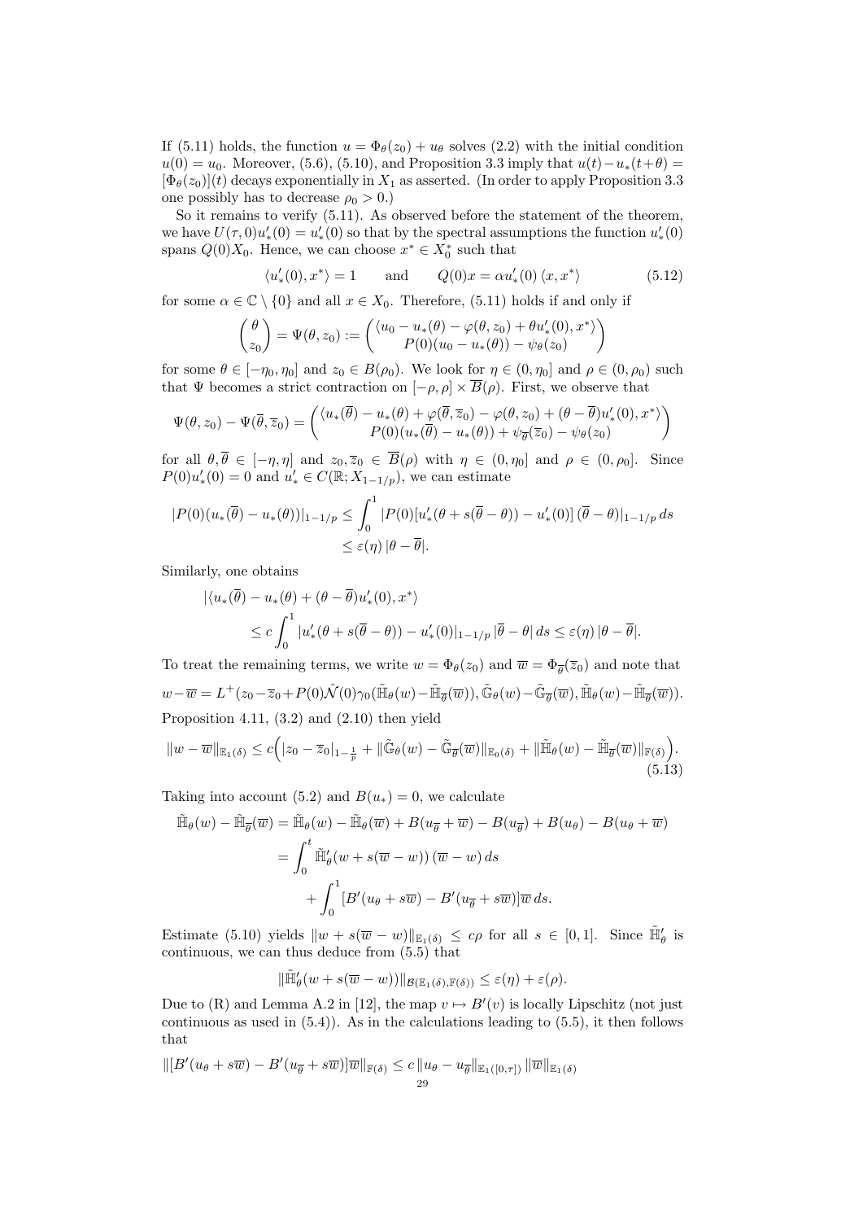If (5.11) holds, the function $u = \Phi_\theta(z_0) + u_\theta$ solves (2.2) with the initial condition $u(0) = u_0$. Moreover, (5.6), (5.10), and Proposition 3.3 imply that $u(t) - u_*(t+\theta) = [\Phi_\theta(z_0)](t)$ decays exponentially in $X_1$ as asserted. (In order to apply Proposition 3.3 one possibly has to decrease $\rho_0 > 0$.)

So it remains to verify (5.11). As observed before the statement of the theorem, we have $U(\tau, 0)u_*'(0) = u_*'(0)$ so that by the spectral assumptions the function $u_*'(0)$ spans $Q(0)X_0$. Hence, we can choose $x^* \in X_0^*$ such that

$$\langle u_*'(0), x^* \rangle = 1 \qquad \text{and} \qquad Q(0)x = \alpha u_*'(0) \langle x, x^* \rangle \tag{5.12}$$

for some $\alpha \in \mathbb{C} \setminus \{0\}$ and all $x \in X_0$. Therefore, (5.11) holds if and only if

$$\begin{pmatrix} \theta \\ z_0 \end{pmatrix} = \Psi(\theta, z_0) := \begin{pmatrix} \langle u_0 - u_*(\theta) - \varphi(\theta, z_0) + \theta u_*'(0), x^* \rangle \\ P(0)(u_0 - u_*(\theta)) - \psi_\theta(z_0) \end{pmatrix}$$

for some $\theta \in [-\eta_0, \eta_0]$ and $z_0 \in B(\rho_0)$. We look for $\eta \in (0, \eta_0]$ and $\rho \in (0, \rho_0)$ such that $\Psi$ becomes a strict contraction on $[-\rho, \rho] \times \overline{B}(\rho)$. First, we observe that

$$\Psi(\theta, z_0) - \Psi(\overline{\theta}, \overline{z}_0) = \begin{pmatrix} \langle u_*(\overline{\theta}) - u_*(\theta) + \varphi(\overline{\theta}, \overline{z}_0) - \varphi(\theta, z_0) + (\theta - \overline{\theta})u_*'(0), x^* \rangle \\ P(0)(u_*(\overline{\theta}) - u_*(\theta)) + \psi_{\overline{\theta}}(\overline{z}_0) - \psi_\theta(z_0) \end{pmatrix}$$

for all $\theta, \overline{\theta} \in [-\eta, \eta]$ and $z_0, \overline{z}_0 \in \overline{B}(\rho)$ with $\eta \in (0, \eta_0]$ and $\rho \in (0, \rho_0]$. Since $P(0)u_*'(0) = 0$ and $u_*' \in C(\mathbb{R}; X_{1-1/p})$, we can estimate

$$\begin{aligned} |P(0)(u_*(\overline{\theta}) - u_*(\theta))|_{1-1/p} &\le \int_0^1 |P(0)[u_*'(\theta + s(\overline{\theta} - \theta)) - u_*'(0)]\,(\overline{\theta} - \theta)|_{1-1/p}\, ds \\ &\le \varepsilon(\eta)\, |\theta - \overline{\theta}|. \end{aligned}$$

Similarly, one obtains

$$\begin{aligned} &|\langle u_*(\overline{\theta}) - u_*(\theta) + (\theta - \overline{\theta})u_*'(0), x^* \rangle \\ &\qquad \le c \int_0^1 |u_*'(\theta + s(\overline{\theta} - \theta)) - u_*'(0)|_{1-1/p}\, |\overline{\theta} - \theta|\, ds \le \varepsilon(\eta)\, |\theta - \overline{\theta}|. \end{aligned}$$

To treat the remaining terms, we write $w = \Phi_\theta(z_0)$ and $\overline{w} = \Phi_{\overline{\theta}}(\overline{z}_0)$ and note that

$$w - \overline{w} = L^+(z_0 - \overline{z}_0 + P(0)\hat{\mathcal{N}}(0)\gamma_0(\tilde{\mathbb{H}}_\theta(w) - \tilde{\mathbb{H}}_{\overline{\theta}}(\overline{w})), \tilde{\mathbb{G}}_\theta(w) - \tilde{\mathbb{G}}_{\overline{\theta}}(\overline{w}), \tilde{\mathbb{H}}_\theta(w) - \tilde{\mathbb{H}}_{\overline{\theta}}(\overline{w})).$$

Proposition 4.11, (3.2) and (2.10) then yield

$$\|w - \overline{w}\|_{\mathbb{E}_1(\delta)} \le c\Big(|z_0 - \overline{z}_0|_{1-\frac{1}{p}} + \|\tilde{\mathbb{G}}_\theta(w) - \tilde{\mathbb{G}}_{\overline{\theta}}(\overline{w})\|_{\mathbb{E}_0(\delta)} + \|\tilde{\mathbb{H}}_\theta(w) - \tilde{\mathbb{H}}_{\overline{\theta}}(\overline{w})\|_{\mathbb{F}(\delta)}\Big). \tag{5.13}$$

Taking into account (5.2) and $B(u_*) = 0$, we calculate

$$\begin{aligned} \tilde{\mathbb{H}}_\theta(w) - \tilde{\mathbb{H}}_{\overline{\theta}}(\overline{w}) &= \tilde{\mathbb{H}}_\theta(w) - \tilde{\mathbb{H}}_\theta(\overline{w}) + B(u_{\overline{\theta}} + \overline{w}) - B(u_{\overline{\theta}}) + B(u_\theta) - B(u_\theta + \overline{w}) \\ &= \int_0^t \tilde{\mathbb{H}}_\theta'(w + s(\overline{w} - w))\, (\overline{w} - w)\, ds \\ &\qquad + \int_0^1 [B'(u_\theta + s\overline{w}) - B'(u_{\overline{\theta}} + s\overline{w})]\overline{w}\, ds. \end{aligned}$$

Estimate (5.10) yields $\|w + s(\overline{w} - w)\|_{\mathbb{E}_1(\delta)} \le c\rho$ for all $s \in [0, 1]$. Since $\tilde{\mathbb{H}}_\theta'$ is continuous, we can thus deduce from (5.5) that

$$\|\tilde{\mathbb{H}}_\theta'(w + s(\overline{w} - w))\|_{\mathcal{B}(\mathbb{E}_1(\delta), \mathbb{F}(\delta))} \le \varepsilon(\eta) + \varepsilon(\rho).$$

Due to (R) and Lemma A.2 in [12], the map $v \mapsto B'(v)$ is locally Lipschitz (not just continuous as used in (5.4)). As in the calculations leading to (5.5), it then follows that

$$\|[B'(u_\theta + s\overline{w}) - B'(u_{\overline{\theta}} + s\overline{w})]\overline{w}\|_{\mathbb{F}(\delta)} \le c\, \|u_\theta - u_{\overline{\theta}}\|_{\mathbb{E}_1([0,\tau])}\, \|\overline{w}\|_{\mathbb{E}_1(\delta)}$$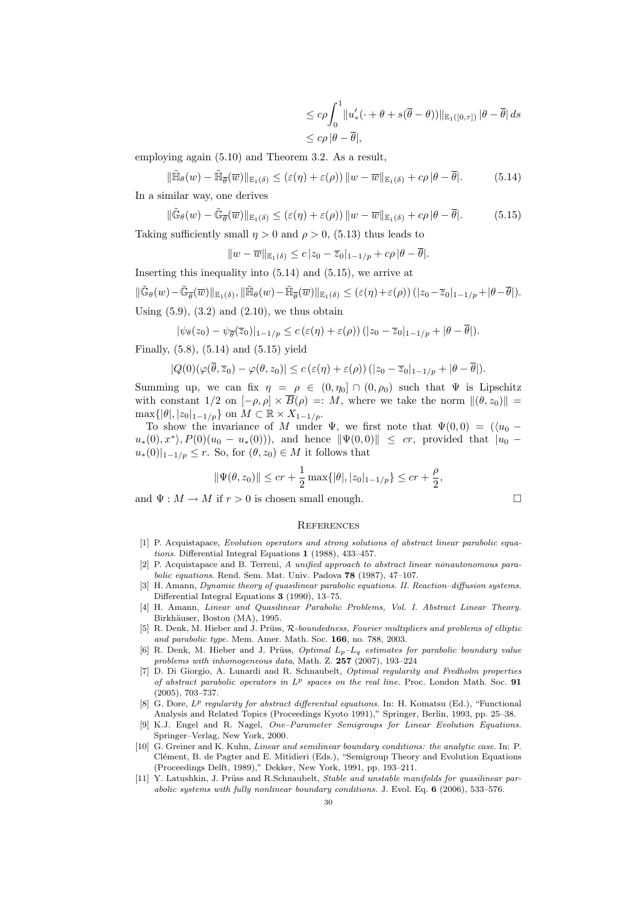$$\leq c\rho \int_0^1 \|u_*'(\cdot + \theta + s(\overline{\theta} - \theta))\|_{\mathbb{E}_1([0,\tau])} \, |\theta - \overline{\theta}| \, ds$$
$$\leq c\rho \, |\theta - \overline{\theta}|,$$

employing again (5.10) and Theorem 3.2. As a result,

$$\|\tilde{\mathbb{H}}_\theta(w) - \tilde{\mathbb{H}}_{\overline{\theta}}(\overline{w})\|_{\mathbb{E}_1(\delta)} \leq (\varepsilon(\eta) + \varepsilon(\rho)) \, \|w - \overline{w}\|_{\mathbb{E}_1(\delta)} + c\rho \, |\theta - \overline{\theta}|. \tag{5.14}$$

In a similar way, one derives

$$\|\tilde{\mathbb{G}}_\theta(w) - \tilde{\mathbb{G}}_{\overline{\theta}}(\overline{w})\|_{\mathbb{E}_1(\delta)} \leq (\varepsilon(\eta) + \varepsilon(\rho)) \, \|w - \overline{w}\|_{\mathbb{E}_1(\delta)} + c\rho \, |\theta - \overline{\theta}|. \tag{5.15}$$

Taking sufficiently small $\eta > 0$ and $\rho > 0$, (5.13) thus leads to

$$\|w - \overline{w}\|_{\mathbb{E}_1(\delta)} \leq c \, |z_0 - \overline{z}_0|_{1-1/p} + c\rho \, |\theta - \overline{\theta}|.$$

Inserting this inequality into (5.14) and (5.15), we arrive at

$$\|\tilde{\mathbb{G}}_\theta(w) - \tilde{\mathbb{G}}_{\overline{\theta}}(\overline{w})\|_{\mathbb{E}_1(\delta)}, \|\tilde{\mathbb{H}}_\theta(w) - \tilde{\mathbb{H}}_{\overline{\theta}}(\overline{w})\|_{\mathbb{E}_1(\delta)} \leq (\varepsilon(\eta) + \varepsilon(\rho)) \, (|z_0 - \overline{z}_0|_{1-1/p} + |\theta - \overline{\theta}|).$$

Using (5.9), (3.2) and (2.10), we thus obtain

$$|\psi_\theta(z_0) - \psi_{\overline{\theta}}(\overline{z}_0)|_{1-1/p} \leq c \, (\varepsilon(\eta) + \varepsilon(\rho)) \, (|z_0 - \overline{z}_0|_{1-1/p} + |\theta - \overline{\theta}|).$$

Finally, (5.8), (5.14) and (5.15) yield

$$|Q(0)(\varphi(\overline{\theta}, \overline{z}_0) - \varphi(\theta, z_0)| \leq c \, (\varepsilon(\eta) + \varepsilon(\rho)) \, (|z_0 - \overline{z}_0|_{1-1/p} + |\theta - \overline{\theta}|).$$

Summing up, we can fix $\eta = \rho \in (0, \eta_0] \cap (0, \rho_0)$ such that $\Psi$ is Lipschitz with constant $1/2$ on $[-\rho, \rho] \times \overline{B}(\rho) =: M$, where we take the norm $\|(\theta, z_0)\| = \max\{|\theta|, |z_0|_{1-1/p}\}$ on $M \subset \mathbb{R} \times X_{1-1/p}$.

To show the invariance of $M$ under $\Psi$, we first note that $\Psi(0,0) = (\langle u_0 - u_*(0), x^* \rangle, P(0)(u_0 - u_*(0)))$, and hence $\|\Psi(0,0)\| \leq cr$, provided that $|u_0 - u_*(0)|_{1-1/p} \leq r$. So, for $(\theta, z_0) \in M$ it follows that

$$\|\Psi(\theta, z_0)\| \leq cr + \frac{1}{2} \max\{|\theta|, |z_0|_{1-1/p}\} \leq cr + \frac{\rho}{2},$$

and $\Psi : M \to M$ if $r > 0$ is chosen small enough. $\square$

## References

[1] P. Acquistapace, *Evolution operators and strong solutions of abstract linear parabolic equations*. Differential Integral Equations **1** (1988), 433–457.

[2] P. Acquistapace and B. Terreni, *A unified approach to abstract linear nonautonomous parabolic equations*. Rend. Sem. Mat. Univ. Padova **78** (1987), 47–107.

[3] H. Amann, *Dynamic theory of quasilinear parabolic equations. II. Reaction–diffusion systems.* Differential Integral Equations **3** (1990), 13–75.

[4] H. Amann, *Linear and Quasilinear Parabolic Problems, Vol. I. Abstract Linear Theory.* Birkhäuser, Boston (MA), 1995.

[5] R. Denk, M. Hieber and J. Prüss, *$\mathcal{R}$-boundedness, Fourier multipliers and problems of elliptic and parabolic type.* Mem. Amer. Math. Soc. **166**, no. 788, 2003.

[6] R. Denk, M. Hieber and J. Prüss, *Optimal $L_p$–$L_q$ estimates for parabolic boundary value problems with inhomogeneous data*, Math. Z. **257** (2007), 193–224

[7] D. Di Giorgio, A. Lunardi and R. Schnaubelt, *Optimal regularity and Fredholm properties of abstract parabolic operators in $L^p$ spaces on the real line.* Proc. London Math. Soc. **91** (2005), 703–737.

[8] G. Dore, *$L^p$ regularity for abstract differential equations.* In: H. Komatsu (Ed.), "Functional Analysis and Related Topics (Proceedings Kyoto 1991)," Springer, Berlin, 1993, pp. 25–38.

[9] K.J. Engel and R. Nagel, *One–Parameter Semigroups for Linear Evolution Equations.* Springer–Verlag, New York, 2000.

[10] G. Greiner and K. Kuhn, *Linear and semilinear boundary conditions: the analytic case.* In: P. Clément, B. de Pagter and E. Mitidieri (Eds.), "Semigroup Theory and Evolution Equations (Proceedings Delft, 1989)," Dekker, New York, 1991, pp. 193–211.

[11] Y. Latushkin, J. Prüss and R.Schnaubelt, *Stable and unstable manifolds for quasilinear parabolic systems with fully nonlinear boundary conditions.* J. Evol. Eq. **6** (2006), 533–576.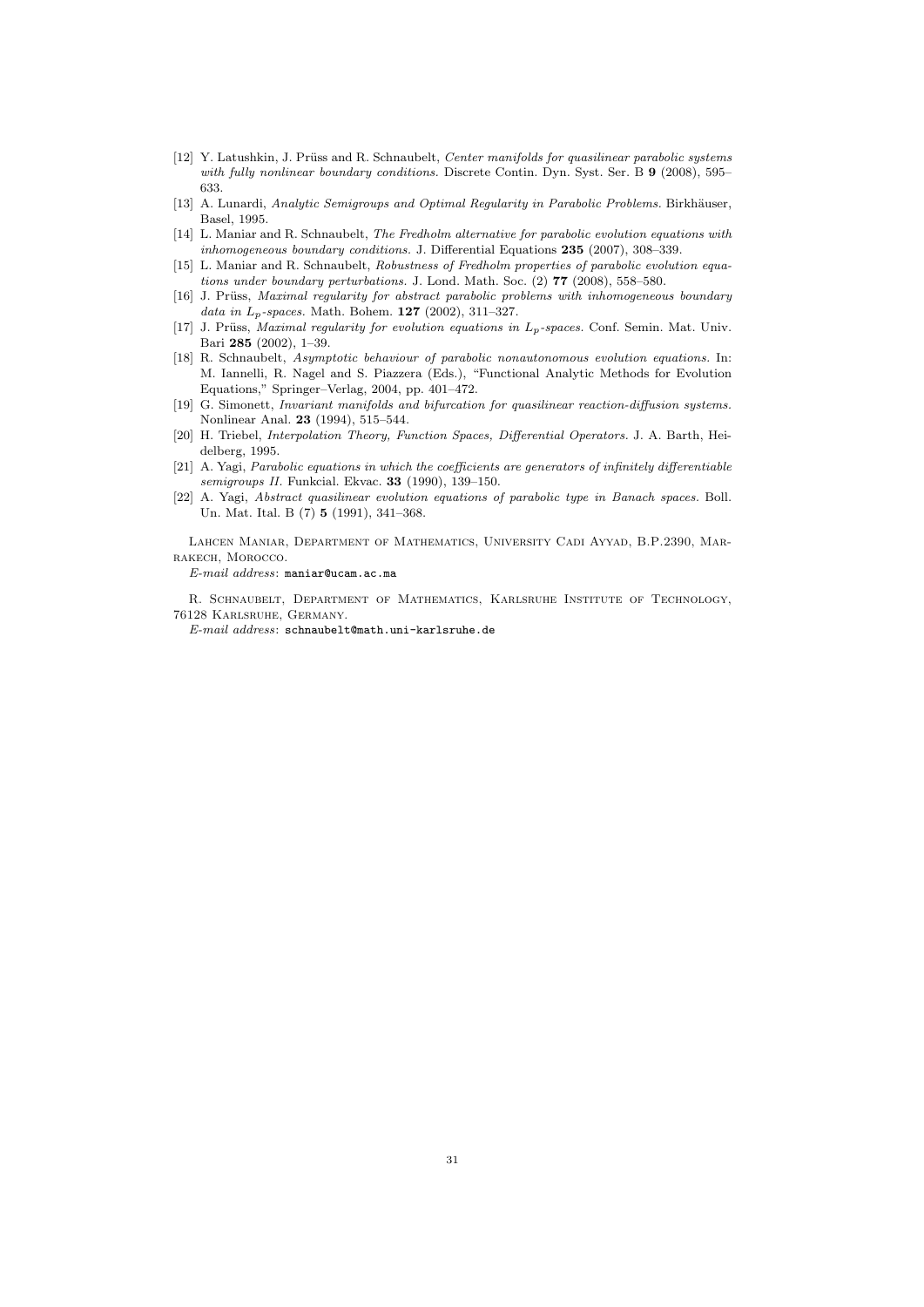[12] Y. Latushkin, J. Prüss and R. Schnaubelt, *Center manifolds for quasilinear parabolic systems with fully nonlinear boundary conditions.* Discrete Contin. Dyn. Syst. Ser. B **9** (2008), 595–633.

[13] A. Lunardi, *Analytic Semigroups and Optimal Regularity in Parabolic Problems.* Birkhäuser, Basel, 1995.

[14] L. Maniar and R. Schnaubelt, *The Fredholm alternative for parabolic evolution equations with inhomogeneous boundary conditions.* J. Differential Equations **235** (2007), 308–339.

[15] L. Maniar and R. Schnaubelt, *Robustness of Fredholm properties of parabolic evolution equations under boundary perturbations.* J. Lond. Math. Soc. (2) **77** (2008), 558–580.

[16] J. Prüss, *Maximal regularity for abstract parabolic problems with inhomogeneous boundary data in $L_p$-spaces.* Math. Bohem. **127** (2002), 311–327.

[17] J. Prüss, *Maximal regularity for evolution equations in $L_p$-spaces.* Conf. Semin. Mat. Univ. Bari **285** (2002), 1–39.

[18] R. Schnaubelt, *Asymptotic behaviour of parabolic nonautonomous evolution equations.* In: M. Iannelli, R. Nagel and S. Piazzera (Eds.), "Functional Analytic Methods for Evolution Equations," Springer–Verlag, 2004, pp. 401–472.

[19] G. Simonett, *Invariant manifolds and bifurcation for quasilinear reaction-diffusion systems.* Nonlinear Anal. **23** (1994), 515–544.

[20] H. Triebel, *Interpolation Theory, Function Spaces, Differential Operators.* J. A. Barth, Heidelberg, 1995.

[21] A. Yagi, *Parabolic equations in which the coefficients are generators of infinitely differentiable semigroups II.* Funkcial. Ekvac. **33** (1990), 139–150.

[22] A. Yagi, *Abstract quasilinear evolution equations of parabolic type in Banach spaces.* Boll. Un. Mat. Ital. B (7) **5** (1991), 341–368.

Lahcen Maniar, Department of Mathematics, University Cadi Ayyad, B.P.2390, Marrakech, Morocco.

*E-mail address*: maniar@ucam.ac.ma

R. Schnaubelt, Department of Mathematics, Karlsruhe Institute of Technology, 76128 Karlsruhe, Germany.

*E-mail address*: schnaubelt@math.uni-karlsruhe.de